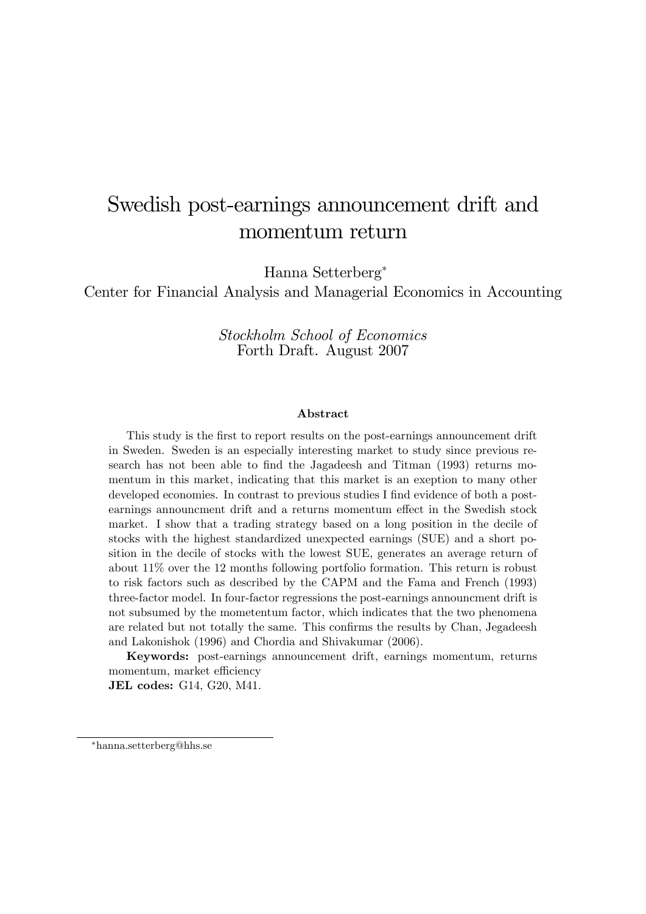# Swedish post-earnings announcement drift and momentum return

Hanna Setterberg[*]

Center for Financial Analysis and Managerial Economics in Accounting

*Stockholm School of Economics*

Forth Draft. August 2007

## Abstract

This study is the first to report results on the post-earnings announcement drift in Sweden. Sweden is an especially interesting market to study since previous research has not been able to find the Jagadeesh and Titman (1993) returns momentum in this market, indicating that this market is an exeption to many other developed economies. In contrast to previous studies I find evidence of both a post-earnings announcment drift and a returns momentum effect in the Swedish stock market. I show that a trading strategy based on a long position in the decile of stocks with the highest standardized unexpected earnings (SUE) and a short position in the decile of stocks with the lowest SUE, generates an average return of about 11% over the 12 months following portfolio formation. This return is robust to risk factors such as described by the CAPM and the Fama and French (1993) three-factor model. In four-factor regressions the post-earnings announcment drift is not subsumed by the mometentum factor, which indicates that the two phenomena are related but not totally the same. This confirms the results by Chan, Jegadeesh and Lakonishok (1996) and Chordia and Shivakumar (2006).

**Keywords:** post-earnings announcement drift, earnings momentum, returns momentum, market efficiency

**JEL codes:** G14, G20, M41.

---

[*] hanna.setterberg@hhs.se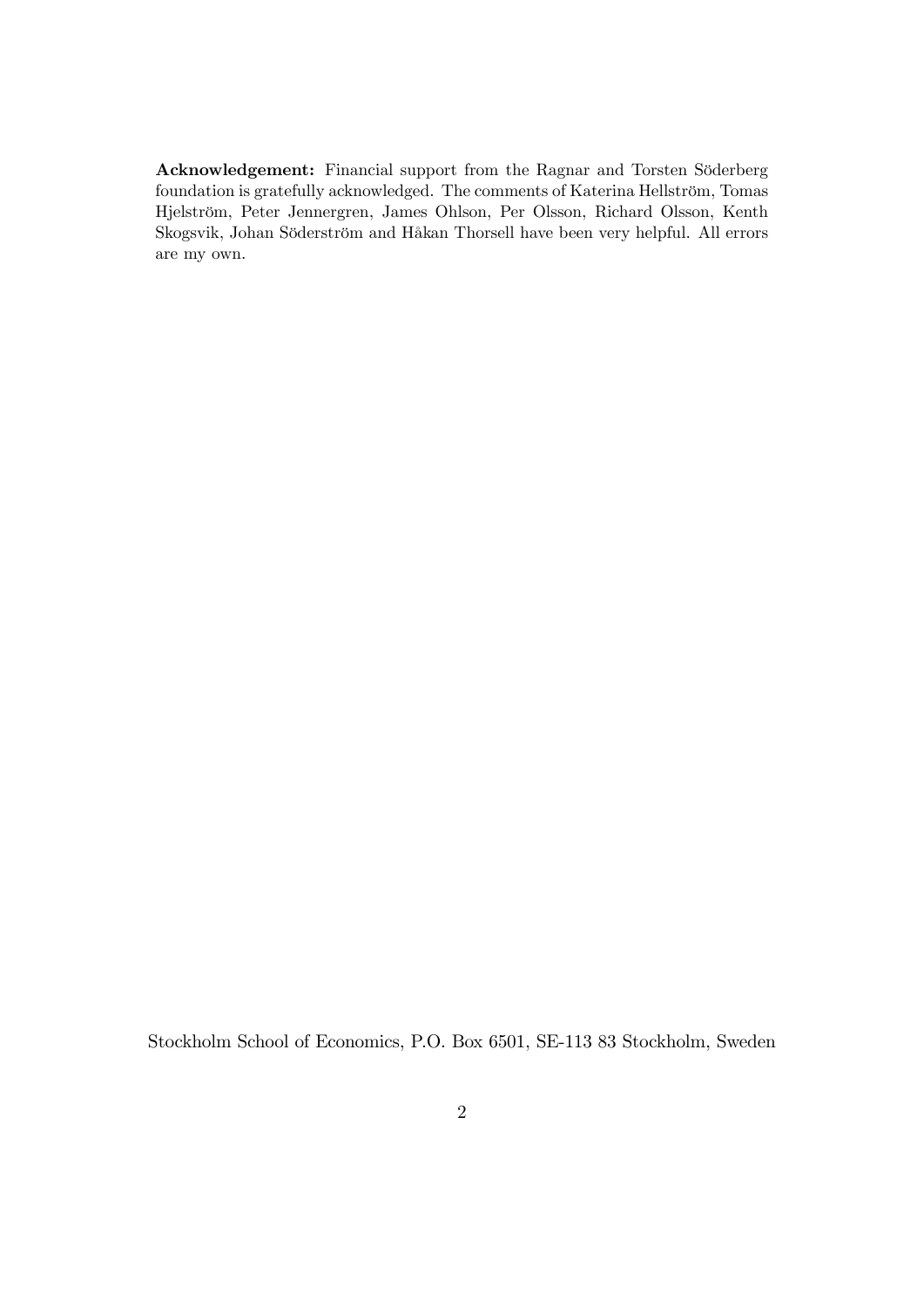**Acknowledgement:** Financial support from the Ragnar and Torsten Söderberg foundation is gratefully acknowledged. The comments of Katerina Hellström, Tomas Hjelström, Peter Jennergren, James Ohlson, Per Olsson, Richard Olsson, Kenth Skogsvik, Johan Söderström and Håkan Thorsell have been very helpful. All errors are my own.

Stockholm School of Economics, P.O. Box 6501, SE-113 83 Stockholm, Sweden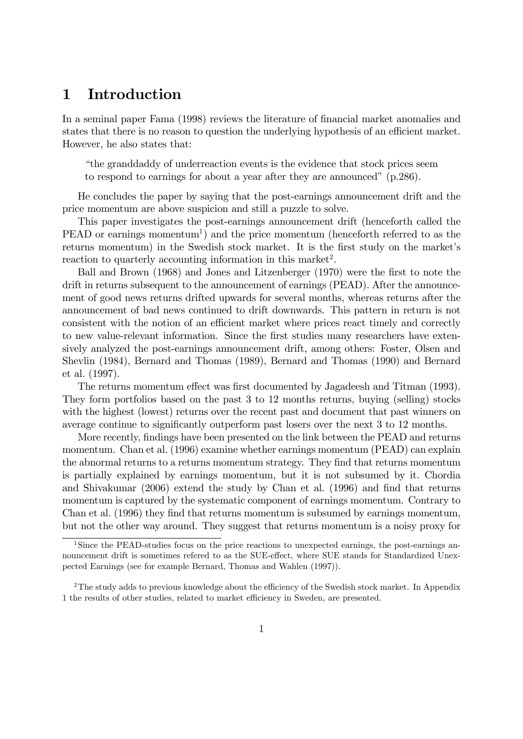# 1 Introduction

In a seminal paper Fama (1998) reviews the literature of financial market anomalies and states that there is no reason to question the underlying hypothesis of an efficient market. However, he also states that:

> "the granddaddy of underreaction events is the evidence that stock prices seem to respond to earnings for about a year after they are announced" (p.286).

He concludes the paper by saying that the post-earnings announcement drift and the price momentum are above suspicion and still a puzzle to solve.

This paper investigates the post-earnings announcement drift (henceforth called the PEAD or earnings momentum[1]) and the price momentum (henceforth referred to as the returns momentum) in the Swedish stock market. It is the first study on the market's reaction to quarterly accounting information in this market[2].

Ball and Brown (1968) and Jones and Litzenberger (1970) were the first to note the drift in returns subsequent to the announcement of earnings (PEAD). After the announcement of good news returns drifted upwards for several months, whereas returns after the announcement of bad news continued to drift downwards. This pattern in return is not consistent with the notion of an efficient market where prices react timely and correctly to new value-relevant information. Since the first studies many researchers have extensively analyzed the post-earnings announcement drift, among others: Foster, Olsen and Shevlin (1984), Bernard and Thomas (1989), Bernard and Thomas (1990) and Bernard et al. (1997).

The returns momentum effect was first documented by Jagadeesh and Titman (1993). They form portfolios based on the past 3 to 12 months returns, buying (selling) stocks with the highest (lowest) returns over the recent past and document that past winners on average continue to significantly outperform past losers over the next 3 to 12 months.

More recently, findings have been presented on the link between the PEAD and returns momentum. Chan et al. (1996) examine whether earnings momentum (PEAD) can explain the abnormal returns to a returns momentum strategy. They find that returns momentum is partially explained by earnings momentum, but it is not subsumed by it. Chordia and Shivakumar (2006) extend the study by Chan et al. (1996) and find that returns momentum is captured by the systematic component of earnings momentum. Contrary to Chan et al. (1996) they find that returns momentum is subsumed by earnings momentum, but not the other way around. They suggest that returns momentum is a noisy proxy for

[1] Since the PEAD-studies focus on the price reactions to unexpected earnings, the post-earnings announcement drift is sometimes refered to as the SUE-effect, where SUE stands for Standardized Unexpected Earnings (see for example Bernard, Thomas and Wahlen (1997)).

[2] The study adds to previous knowledge about the efficiency of the Swedish stock market. In Appendix 1 the results of other studies, related to market efficiency in Sweden, are presented.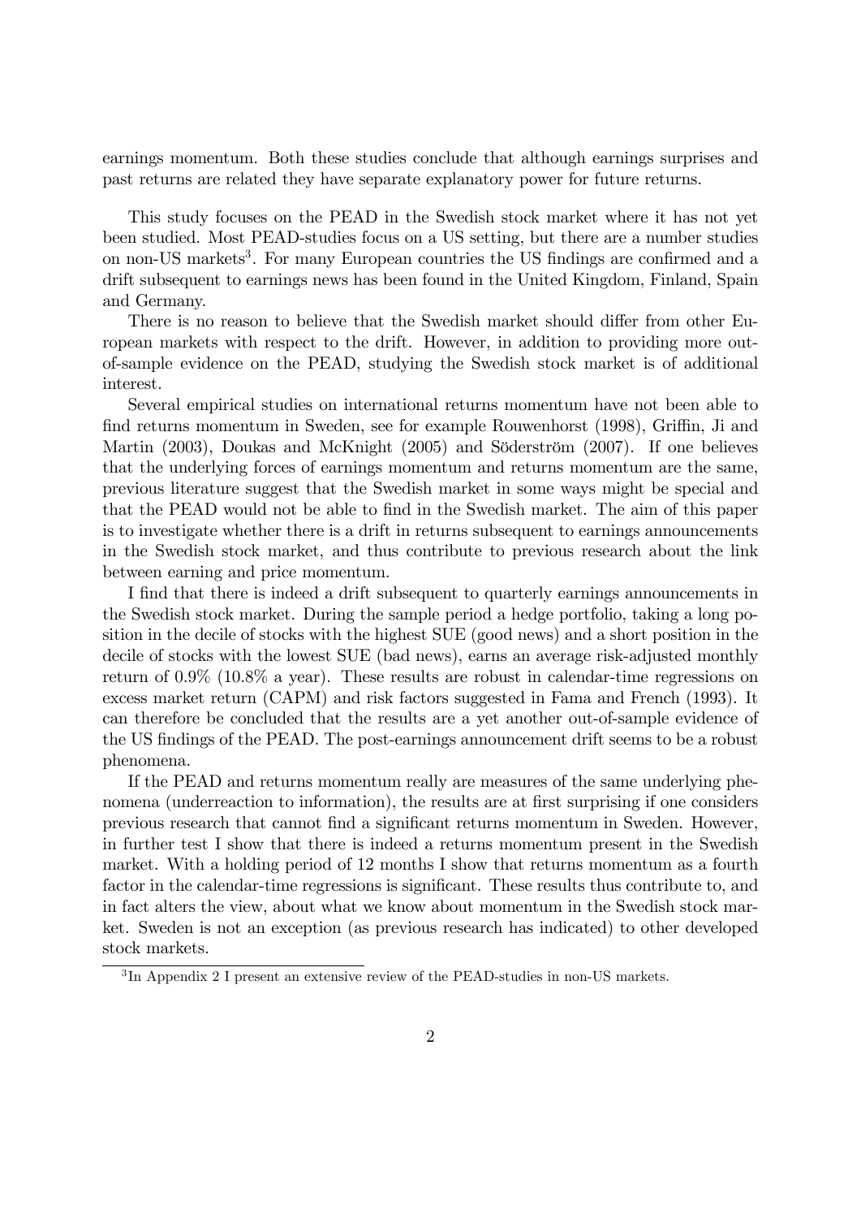earnings momentum. Both these studies conclude that although earnings surprises and past returns are related they have separate explanatory power for future returns.

This study focuses on the PEAD in the Swedish stock market where it has not yet been studied. Most PEAD-studies focus on a US setting, but there are a number studies on non-US markets[3]. For many European countries the US findings are confirmed and a drift subsequent to earnings news has been found in the United Kingdom, Finland, Spain and Germany.

There is no reason to believe that the Swedish market should differ from other European markets with respect to the drift. However, in addition to providing more out-of-sample evidence on the PEAD, studying the Swedish stock market is of additional interest.

Several empirical studies on international returns momentum have not been able to find returns momentum in Sweden, see for example Rouwenhorst (1998), Griffin, Ji and Martin (2003), Doukas and McKnight (2005) and Söderström (2007). If one believes that the underlying forces of earnings momentum and returns momentum are the same, previous literature suggest that the Swedish market in some ways might be special and that the PEAD would not be able to find in the Swedish market. The aim of this paper is to investigate whether there is a drift in returns subsequent to earnings announcements in the Swedish stock market, and thus contribute to previous research about the link between earning and price momentum.

I find that there is indeed a drift subsequent to quarterly earnings announcements in the Swedish stock market. During the sample period a hedge portfolio, taking a long position in the decile of stocks with the highest SUE (good news) and a short position in the decile of stocks with the lowest SUE (bad news), earns an average risk-adjusted monthly return of 0.9% (10.8% a year). These results are robust in calendar-time regressions on excess market return (CAPM) and risk factors suggested in Fama and French (1993). It can therefore be concluded that the results are a yet another out-of-sample evidence of the US findings of the PEAD. The post-earnings announcement drift seems to be a robust phenomena.

If the PEAD and returns momentum really are measures of the same underlying phenomena (underreaction to information), the results are at first surprising if one considers previous research that cannot find a significant returns momentum in Sweden. However, in further test I show that there is indeed a returns momentum present in the Swedish market. With a holding period of 12 months I show that returns momentum as a fourth factor in the calendar-time regressions is significant. These results thus contribute to, and in fact alters the view, about what we know about momentum in the Swedish stock market. Sweden is not an exception (as previous research has indicated) to other developed stock markets.

[3] In Appendix 2 I present an extensive review of the PEAD-studies in non-US markets.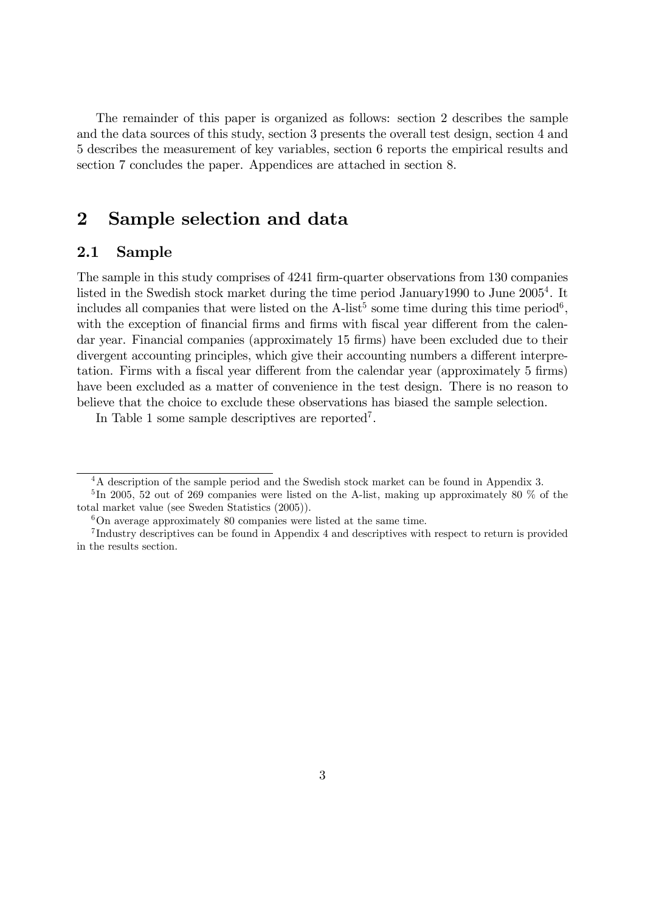The remainder of this paper is organized as follows: section 2 describes the sample and the data sources of this study, section 3 presents the overall test design, section 4 and 5 describes the measurement of key variables, section 6 reports the empirical results and section 7 concludes the paper. Appendices are attached in section 8.

# 2 Sample selection and data

## 2.1 Sample

The sample in this study comprises of 4241 firm-quarter observations from 130 companies listed in the Swedish stock market during the time period January1990 to June 2005[4]. It includes all companies that were listed on the A-list[5] some time during this time period[6], with the exception of financial firms and firms with fiscal year different from the calendar year. Financial companies (approximately 15 firms) have been excluded due to their divergent accounting principles, which give their accounting numbers a different interpretation. Firms with a fiscal year different from the calendar year (approximately 5 firms) have been excluded as a matter of convenience in the test design. There is no reason to believe that the choice to exclude these observations has biased the sample selection.

In Table 1 some sample descriptives are reported[7].

---

[4] A description of the sample period and the Swedish stock market can be found in Appendix 3.

[5] In 2005, 52 out of 269 companies were listed on the A-list, making up approximately 80 % of the total market value (see Sweden Statistics (2005)).

[6] On average approximately 80 companies were listed at the same time.

[7] Industry descriptives can be found in Appendix 4 and descriptives with respect to return is provided in the results section.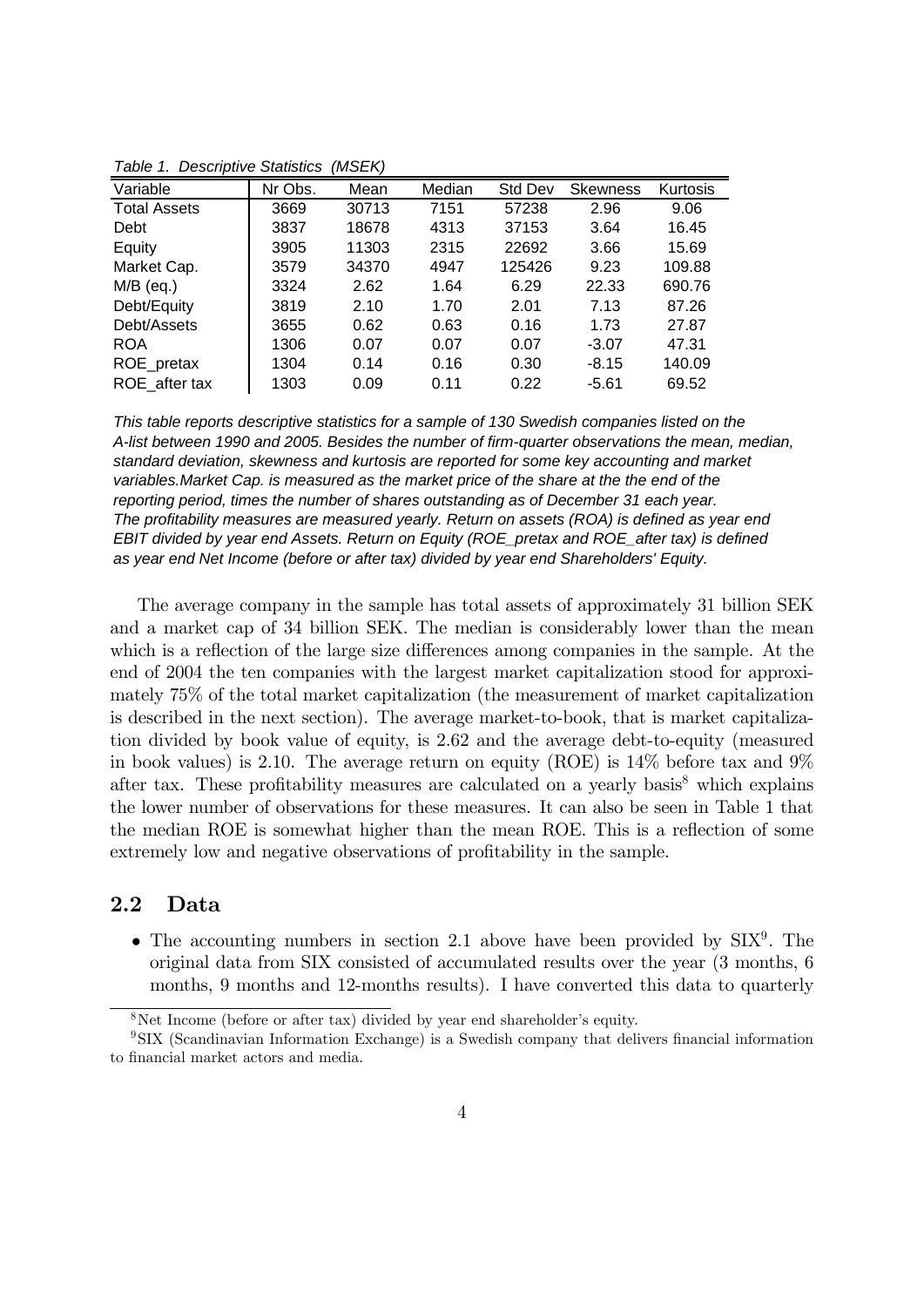*Table 1. Descriptive Statistics (MSEK)*

| Variable | Nr Obs. | Mean | Median | Std Dev | Skewness | Kurtosis |
|---|---|---|---|---|---|---|
| Total Assets | 3669 | 30713 | 7151 | 57238 | 2.96 | 9.06 |
| Debt | 3837 | 18678 | 4313 | 37153 | 3.64 | 16.45 |
| Equity | 3905 | 11303 | 2315 | 22692 | 3.66 | 15.69 |
| Market Cap. | 3579 | 34370 | 4947 | 125426 | 9.23 | 109.88 |
| M/B (eq.) | 3324 | 2.62 | 1.64 | 6.29 | 22.33 | 690.76 |
| Debt/Equity | 3819 | 2.10 | 1.70 | 2.01 | 7.13 | 87.26 |
| Debt/Assets | 3655 | 0.62 | 0.63 | 0.16 | 1.73 | 27.87 |
| ROA | 1306 | 0.07 | 0.07 | 0.07 | -3.07 | 47.31 |
| ROE_pretax | 1304 | 0.14 | 0.16 | 0.30 | -8.15 | 140.09 |
| ROE_after tax | 1303 | 0.09 | 0.11 | 0.22 | -5.61 | 69.52 |

*This table reports descriptive statistics for a sample of 130 Swedish companies listed on the A-list between 1990 and 2005. Besides the number of firm-quarter observations the mean, median, standard deviation, skewness and kurtosis are reported for some key accounting and market variables.Market Cap. is measured as the market price of the share at the the end of the reporting period, times the number of shares outstanding as of December 31 each year. The profitability measures are measured yearly. Return on assets (ROA) is defined as year end EBIT divided by year end Assets. Return on Equity (ROE_pretax and ROE_after tax) is defined as year end Net Income (before or after tax) divided by year end Shareholders' Equity.*

The average company in the sample has total assets of approximately 31 billion SEK and a market cap of 34 billion SEK. The median is considerably lower than the mean which is a reflection of the large size differences among companies in the sample. At the end of 2004 the ten companies with the largest market capitalization stood for approximately 75% of the total market capitalization (the measurement of market capitalization is described in the next section). The average market-to-book, that is market capitalization divided by book value of equity, is 2.62 and the average debt-to-equity (measured in book values) is 2.10. The average return on equity (ROE) is 14% before tax and 9% after tax. These profitability measures are calculated on a yearly basis[8] which explains the lower number of observations for these measures. It can also be seen in Table 1 that the median ROE is somewhat higher than the mean ROE. This is a reflection of some extremely low and negative observations of profitability in the sample.

## 2.2 Data

- The accounting numbers in section 2.1 above have been provided by SIX[9]. The original data from SIX consisted of accumulated results over the year (3 months, 6 months, 9 months and 12-months results). I have converted this data to quarterly

[8] Net Income (before or after tax) divided by year end shareholder's equity.

[9] SIX (Scandinavian Information Exchange) is a Swedish company that delivers financial information to financial market actors and media.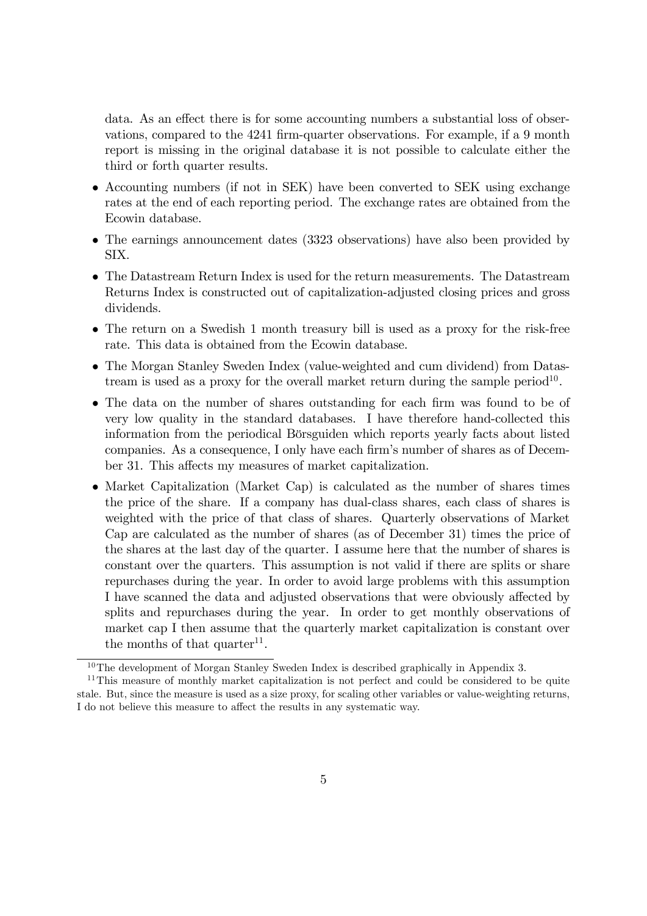data. As an effect there is for some accounting numbers a substantial loss of observations, compared to the 4241 firm-quarter observations. For example, if a 9 month report is missing in the original database it is not possible to calculate either the third or forth quarter results.

- Accounting numbers (if not in SEK) have been converted to SEK using exchange rates at the end of each reporting period. The exchange rates are obtained from the Ecowin database.
- The earnings announcement dates (3323 observations) have also been provided by SIX.
- The Datastream Return Index is used for the return measurements. The Datastream Returns Index is constructed out of capitalization-adjusted closing prices and gross dividends.
- The return on a Swedish 1 month treasury bill is used as a proxy for the risk-free rate. This data is obtained from the Ecowin database.
- The Morgan Stanley Sweden Index (value-weighted and cum dividend) from Datastream is used as a proxy for the overall market return during the sample period[10].
- The data on the number of shares outstanding for each firm was found to be of very low quality in the standard databases. I have therefore hand-collected this information from the periodical Börsguiden which reports yearly facts about listed companies. As a consequence, I only have each firm's number of shares as of December 31. This affects my measures of market capitalization.
- Market Capitalization (Market Cap) is calculated as the number of shares times the price of the share. If a company has dual-class shares, each class of shares is weighted with the price of that class of shares. Quarterly observations of Market Cap are calculated as the number of shares (as of December 31) times the price of the shares at the last day of the quarter. I assume here that the number of shares is constant over the quarters. This assumption is not valid if there are splits or share repurchases during the year. In order to avoid large problems with this assumption I have scanned the data and adjusted observations that were obviously affected by splits and repurchases during the year. In order to get monthly observations of market cap I then assume that the quarterly market capitalization is constant over the months of that quarter[11].

---

[10] The development of Morgan Stanley Sweden Index is described graphically in Appendix 3.

[11] This measure of monthly market capitalization is not perfect and could be considered to be quite stale. But, since the measure is used as a size proxy, for scaling other variables or value-weighting returns, I do not believe this measure to affect the results in any systematic way.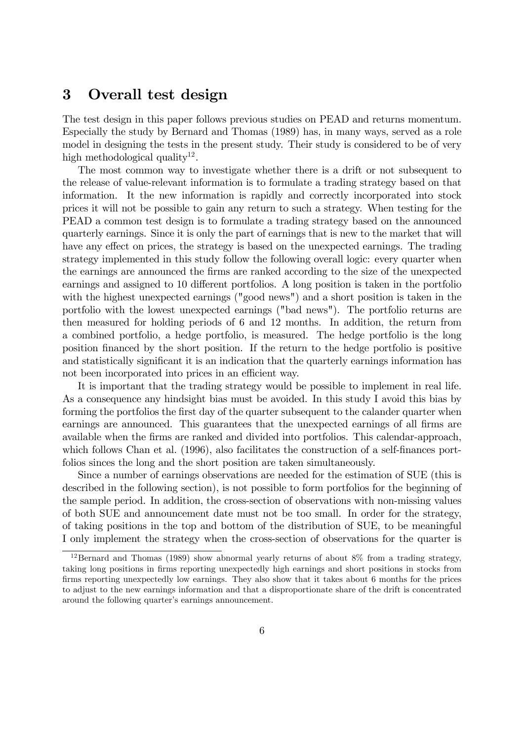## 3 Overall test design

The test design in this paper follows previous studies on PEAD and returns momentum. Especially the study by Bernard and Thomas (1989) has, in many ways, served as a role model in designing the tests in the present study. Their study is considered to be of very high methodological quality[12].

The most common way to investigate whether there is a drift or not subsequent to the release of value-relevant information is to formulate a trading strategy based on that information. It the new information is rapidly and correctly incorporated into stock prices it will not be possible to gain any return to such a strategy. When testing for the PEAD a common test design is to formulate a trading strategy based on the announced quarterly earnings. Since it is only the part of earnings that is new to the market that will have any effect on prices, the strategy is based on the unexpected earnings. The trading strategy implemented in this study follow the following overall logic: every quarter when the earnings are announced the firms are ranked according to the size of the unexpected earnings and assigned to 10 different portfolios. A long position is taken in the portfolio with the highest unexpected earnings ("good news") and a short position is taken in the portfolio with the lowest unexpected earnings ("bad news"). The portfolio returns are then measured for holding periods of 6 and 12 months. In addition, the return from a combined portfolio, a hedge portfolio, is measured. The hedge portfolio is the long position financed by the short position. If the return to the hedge portfolio is positive and statistically significant it is an indication that the quarterly earnings information has not been incorporated into prices in an efficient way.

It is important that the trading strategy would be possible to implement in real life. As a consequence any hindsight bias must be avoided. In this study I avoid this bias by forming the portfolios the first day of the quarter subsequent to the calander quarter when earnings are announced. This guarantees that the unexpected earnings of all firms are available when the firms are ranked and divided into portfolios. This calendar-approach, which follows Chan et al. (1996), also facilitates the construction of a self-finances portfolios sinces the long and the short position are taken simultaneously.

Since a number of earnings observations are needed for the estimation of SUE (this is described in the following section), is not possible to form portfolios for the beginning of the sample period. In addition, the cross-section of observations with non-missing values of both SUE and announcement date must not be too small. In order for the strategy, of taking positions in the top and bottom of the distribution of SUE, to be meaningful I only implement the strategy when the cross-section of observations for the quarter is

[12] Bernard and Thomas (1989) show abnormal yearly returns of about 8% from a trading strategy, taking long positions in firms reporting unexpectedly high earnings and short positions in stocks from firms reporting unexpectedly low earnings. They also show that it takes about 6 months for the prices to adjust to the new earnings information and that a disproportionate share of the drift is concentrated around the following quarter's earnings announcement.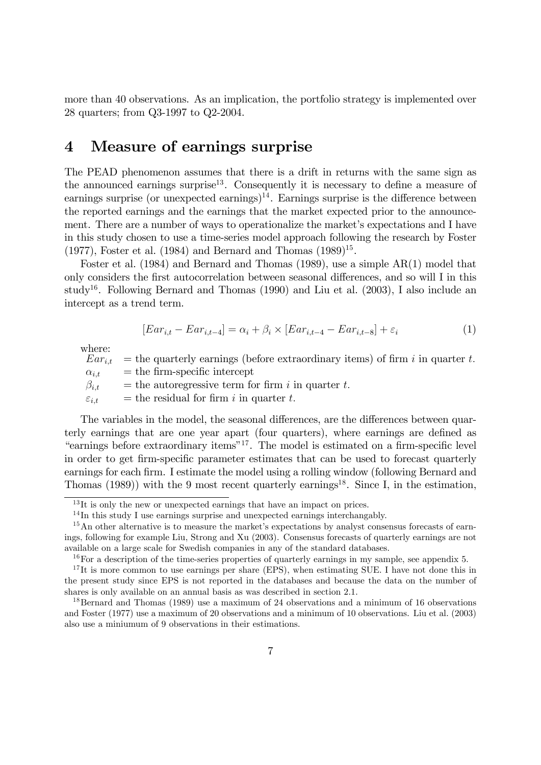more than 40 observations. As an implication, the portfolio strategy is implemented over 28 quarters; from Q3-1997 to Q2-2004.

# 4 Measure of earnings surprise

The PEAD phenomenon assumes that there is a drift in returns with the same sign as the announced earnings surprise[13]. Consequently it is necessary to define a measure of earnings surprise (or unexpected earnings)[14]. Earnings surprise is the difference between the reported earnings and the earnings that the market expected prior to the announcement. There are a number of ways to operationalize the market's expectations and I have in this study chosen to use a time-series model approach following the research by Foster (1977), Foster et al. (1984) and Bernard and Thomas (1989)[15].

Foster et al. (1984) and Bernard and Thomas (1989), use a simple AR(1) model that only considers the first autocorrelation between seasonal differences, and so will I in this study[16]. Following Bernard and Thomas (1990) and Liu et al. (2003), I also include an intercept as a trend term.

$$[Ear_{i,t} - Ear_{i,t-4}] = \alpha_i + \beta_i \times [Ear_{i,t-4} - Ear_{i,t-8}] + \varepsilon_i \quad (1)$$

where:

$Ear_{i,t}$ = the quarterly earnings (before extraordinary items) of firm $i$ in quarter $t$.
$\alpha_{i,t}$ = the firm-specific intercept
$\beta_{i,t}$ = the autoregressive term for firm $i$ in quarter $t$.
$\varepsilon_{i,t}$ = the residual for firm $i$ in quarter $t$.

The variables in the model, the seasonal differences, are the differences between quarterly earnings that are one year apart (four quarters), where earnings are defined as "earnings before extraordinary items"[17]. The model is estimated on a firm-specific level in order to get firm-specific parameter estimates that can be used to forecast quarterly earnings for each firm. I estimate the model using a rolling window (following Bernard and Thomas (1989)) with the 9 most recent quarterly earnings[18]. Since I, in the estimation,

[13] It is only the new or unexpected earnings that have an impact on prices.

[14] In this study I use earnings surprise and unexpected earnings interchangably.

[15] An other alternative is to measure the market's expectations by analyst consensus forecasts of earnings, following for example Liu, Strong and Xu (2003). Consensus forecasts of quarterly earnings are not available on a large scale for Swedish companies in any of the standard databases.

[16] For a description of the time-series properties of quarterly earnings in my sample, see appendix 5.

[17] It is more common to use earnings per share (EPS), when estimating SUE. I have not done this in the present study since EPS is not reported in the databases and because the data on the number of shares is only available on an annual basis as was described in section 2.1.

[18] Bernard and Thomas (1989) use a maximum of 24 observations and a minimum of 16 observations and Foster (1977) use a maximum of 20 observations and a minimum of 10 observations. Liu et al. (2003) also use a miniumum of 9 observations in their estimations.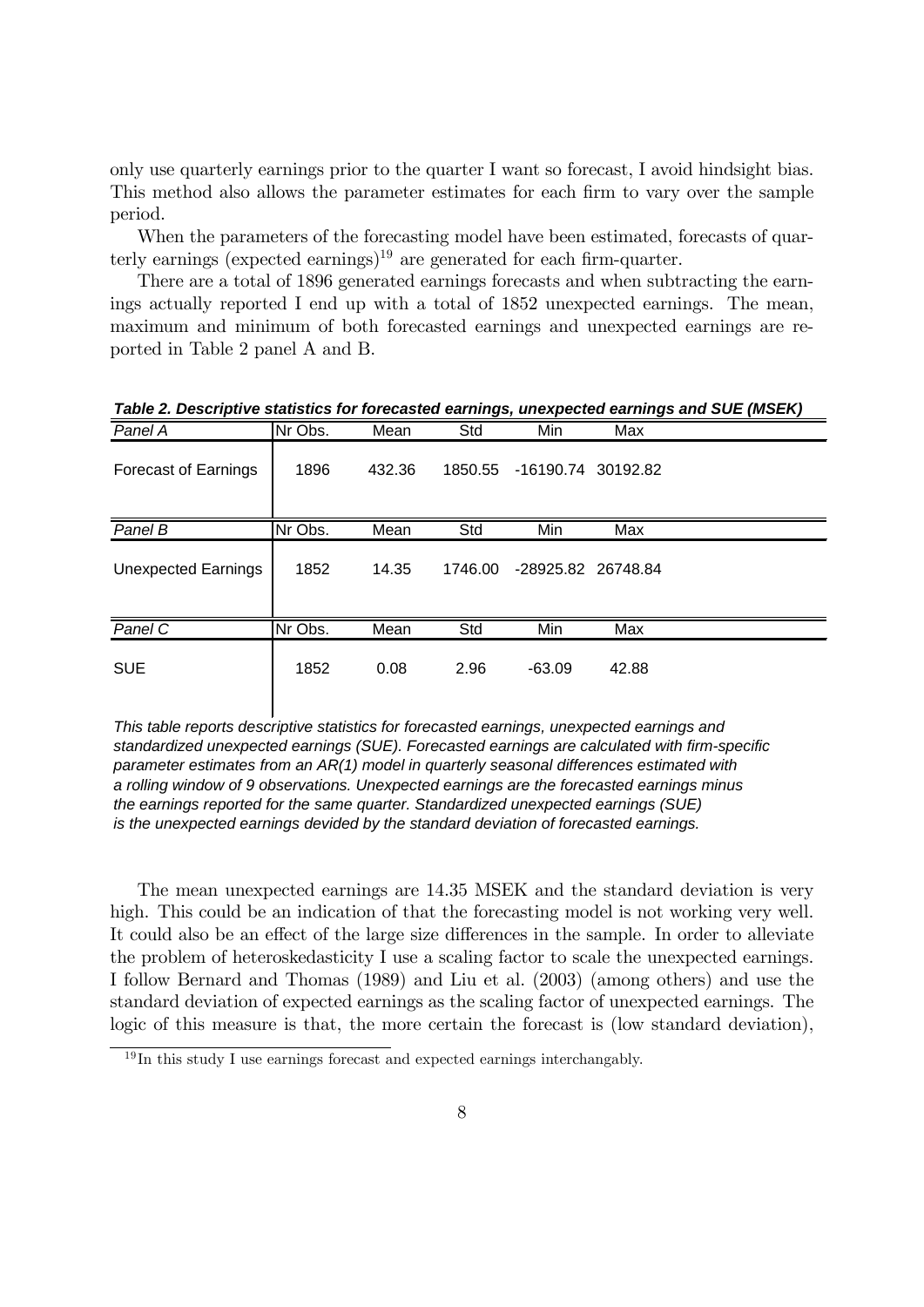only use quarterly earnings prior to the quarter I want so forecast, I avoid hindsight bias. This method also allows the parameter estimates for each firm to vary over the sample period.

When the parameters of the forecasting model have been estimated, forecasts of quarterly earnings (expected earnings)[19] are generated for each firm-quarter.

There are a total of 1896 generated earnings forecasts and when subtracting the earnings actually reported I end up with a total of 1852 unexpected earnings. The mean, maximum and minimum of both forecasted earnings and unexpected earnings are reported in Table 2 panel A and B.

***Table 2. Descriptive statistics for forecasted earnings, unexpected earnings and SUE (MSEK)***

| *Panel A* | Nr Obs. | Mean | Std | Min | Max |
|---|---|---|---|---|---|
| Forecast of Earnings | 1896 | 432.36 | 1850.55 | -16190.74 | 30192.82 |
| *Panel B* | Nr Obs. | Mean | Std | Min | Max |
| Unexpected Earnings | 1852 | 14.35 | 1746.00 | -28925.82 | 26748.84 |
| *Panel C* | Nr Obs. | Mean | Std | Min | Max |
| SUE | 1852 | 0.08 | 2.96 | -63.09 | 42.88 |

*This table reports descriptive statistics for forecasted earnings, unexpected earnings and standardized unexpected earnings (SUE). Forecasted earnings are calculated with firm-specific parameter estimates from an AR(1) model in quarterly seasonal differences estimated with a rolling window of 9 observations. Unexpected earnings are the forecasted earnings minus the earnings reported for the same quarter. Standardized unexpected earnings (SUE) is the unexpected earnings devided by the standard deviation of forecasted earnings.*

The mean unexpected earnings are 14.35 MSEK and the standard deviation is very high. This could be an indication of that the forecasting model is not working very well. It could also be an effect of the large size differences in the sample. In order to alleviate the problem of heteroskedasticity I use a scaling factor to scale the unexpected earnings. I follow Bernard and Thomas (1989) and Liu et al. (2003) (among others) and use the standard deviation of expected earnings as the scaling factor of unexpected earnings. The logic of this measure is that, the more certain the forecast is (low standard deviation),

[19] In this study I use earnings forecast and expected earnings interchangably.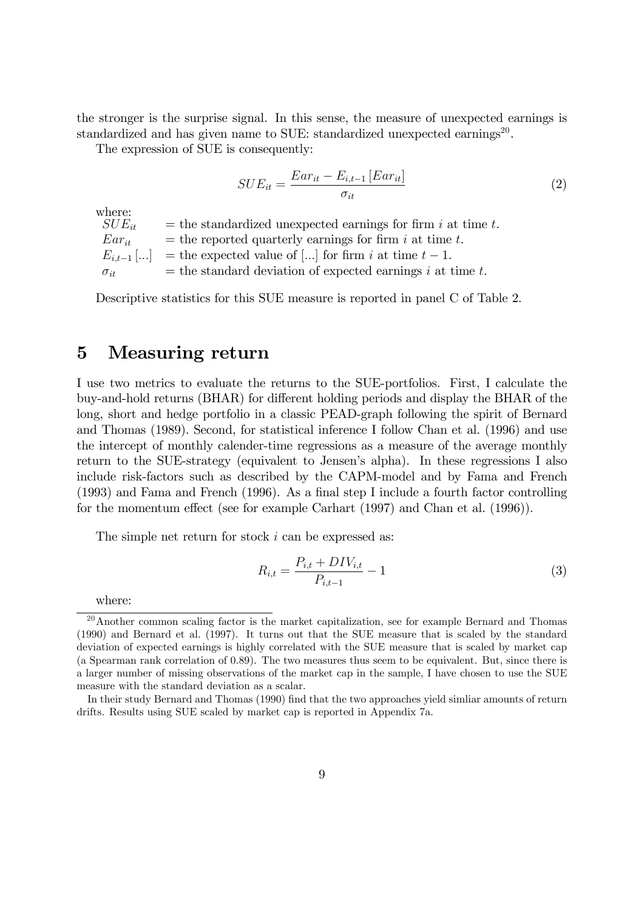the stronger is the surprise signal. In this sense, the measure of unexpected earnings is standardized and has given name to SUE: standardized unexpected earnings[20].

The expression of SUE is consequently:

$$SUE_{it} = \frac{Ear_{it} - E_{i,t-1}\left[Ear_{it}\right]}{\sigma_{it}} \tag{2}$$

where:

- $SUE_{it}$ = the standardized unexpected earnings for firm $i$ at time $t$.
- $Ear_{it}$ = the reported quarterly earnings for firm $i$ at time $t$.
- $E_{i,t-1}\left[...\right]$ = the expected value of [...] for firm $i$ at time $t-1$.
- $\sigma_{it}$ = the standard deviation of expected earnings $i$ at time $t$.

Descriptive statistics for this SUE measure is reported in panel C of Table 2.

# 5 Measuring return

I use two metrics to evaluate the returns to the SUE-portfolios. First, I calculate the buy-and-hold returns (BHAR) for different holding periods and display the BHAR of the long, short and hedge portfolio in a classic PEAD-graph following the spirit of Bernard and Thomas (1989). Second, for statistical inference I follow Chan et al. (1996) and use the intercept of monthly calender-time regressions as a measure of the average monthly return to the SUE-strategy (equivalent to Jensen's alpha). In these regressions I also include risk-factors such as described by the CAPM-model and by Fama and French (1993) and Fama and French (1996). As a final step I include a fourth factor controlling for the momentum effect (see for example Carhart (1997) and Chan et al. (1996)).

The simple net return for stock $i$ can be expressed as:

$$R_{i,t} = \frac{P_{i,t} + DIV_{i,t}}{P_{i,t-1}} - 1 \tag{3}$$

where:

[20] Another common scaling factor is the market capitalization, see for example Bernard and Thomas (1990) and Bernard et al. (1997). It turns out that the SUE measure that is scaled by the standard deviation of expected earnings is highly correlated with the SUE measure that is scaled by market cap (a Spearman rank correlation of 0.89). The two measures thus seem to be equivalent. But, since there is a larger number of missing observations of the market cap in the sample, I have chosen to use the SUE measure with the standard deviation as a scalar.

In their study Bernard and Thomas (1990) find that the two approaches yield simliar amounts of return drifts. Results using SUE scaled by market cap is reported in Appendix 7a.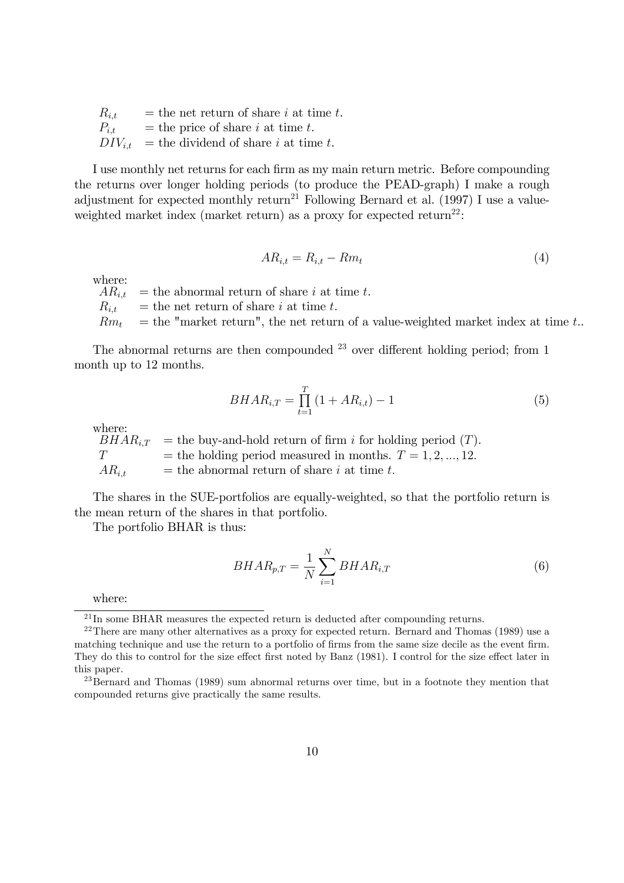$R_{i,t}$ = the net return of share $i$ at time $t$.
$P_{i,t}$ = the price of share $i$ at time $t$.
$DIV_{i,t}$ = the dividend of share $i$ at time $t$.

I use monthly net returns for each firm as my main return metric. Before compounding the returns over longer holding periods (to produce the PEAD-graph) I make a rough adjustment for expected monthly return[21] Following Bernard et al. (1997) I use a value-weighted market index (market return) as a proxy for expected return[22]:

$$AR_{i,t} = R_{i,t} - Rm_t \tag{4}$$

where:
$AR_{i,t}$ = the abnormal return of share $i$ at time $t$.
$R_{i,t}$ = the net return of share $i$ at time $t$.
$Rm_t$ = the "market return", the net return of a value-weighted market index at time $t$..

The abnormal returns are then compounded [23] over different holding period; from 1 month up to 12 months.

$$BHAR_{i,T} = \prod_{t=1}^{T} (1 + AR_{i,t}) - 1 \tag{5}$$

where:
$BHAR_{i,T}$ = the buy-and-hold return of firm $i$ for holding period ($T$).
$T$ = the holding period measured in months. $T = 1, 2, ..., 12$.
$AR_{i,t}$ = the abnormal return of share $i$ at time $t$.

The shares in the SUE-portfolios are equally-weighted, so that the portfolio return is the mean return of the shares in that portfolio.

The portfolio BHAR is thus:

$$BHAR_{p,T} = \frac{1}{N} \sum_{i=1}^{N} BHAR_{i,T} \tag{6}$$

where:

[21] In some BHAR measures the expected return is deducted after compounding returns.

[22] There are many other alternatives as a proxy for expected return. Bernard and Thomas (1989) use a matching technique and use the return to a portfolio of firms from the same size decile as the event firm. They do this to control for the size effect first noted by Banz (1981). I control for the size effect later in this paper.

[23] Bernard and Thomas (1989) sum abnormal returns over time, but in a footnote they mention that compounded returns give practically the same results.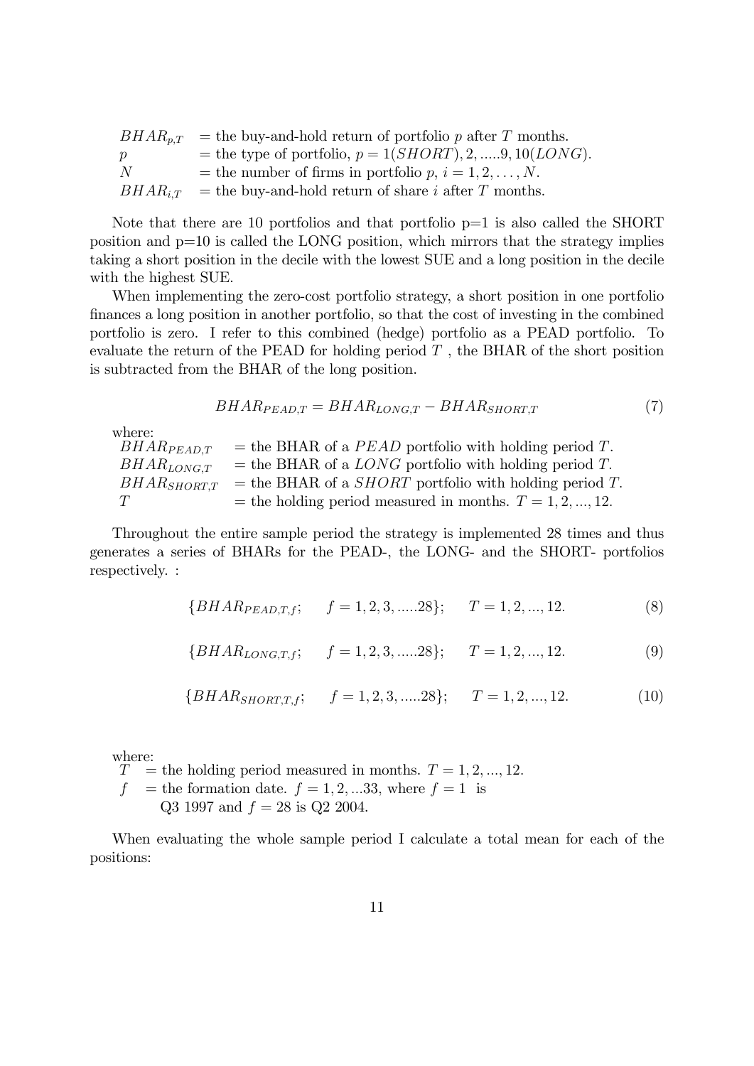$BHAR_{p,T}$ = the buy-and-hold return of portfolio $p$ after $T$ months.
$p$ = the type of portfolio, $p = 1(SHORT), 2, .....9, 10(LONG)$.
$N$ = the number of firms in portfolio $p$, $i = 1, 2, \ldots, N$.
$BHAR_{i,T}$ = the buy-and-hold return of share $i$ after $T$ months.

Note that there are 10 portfolios and that portfolio p=1 is also called the SHORT position and p=10 is called the LONG position, which mirrors that the strategy implies taking a short position in the decile with the lowest SUE and a long position in the decile with the highest SUE.

When implementing the zero-cost portfolio strategy, a short position in one portfolio finances a long position in another portfolio, so that the cost of investing in the combined portfolio is zero. I refer to this combined (hedge) portfolio as a PEAD portfolio. To evaluate the return of the PEAD for holding period $T$ , the BHAR of the short position is subtracted from the BHAR of the long position.

$$BHAR_{PEAD,T} = BHAR_{LONG,T} - BHAR_{SHORT,T} \tag{7}$$

where:
$BHAR_{PEAD,T}$ = the BHAR of a $PEAD$ portfolio with holding period $T$.
$BHAR_{LONG,T}$ = the BHAR of a $LONG$ portfolio with holding period $T$.
$BHAR_{SHORT,T}$ = the BHAR of a $SHORT$ portfolio with holding period $T$.
$T$ = the holding period measured in months. $T = 1, 2, ..., 12$.

Throughout the entire sample period the strategy is implemented 28 times and thus generates a series of BHARs for the PEAD-, the LONG- and the SHORT- portfolios respectively. :

$$\{BHAR_{PEAD,T,f}; \quad f = 1, 2, 3, .....28\}; \quad T = 1, 2, ..., 12. \tag{8}$$

$$\{BHAR_{LONG,T,f}; \quad f = 1, 2, 3, .....28\}; \quad T = 1, 2, ..., 12. \tag{9}$$

$$\{BHAR_{SHORT,T,f}; \quad f = 1, 2, 3, .....28\}; \quad T = 1, 2, ..., 12. \tag{10}$$

where:
$T$ = the holding period measured in months. $T = 1, 2, ..., 12$.
$f$ = the formation date. $f = 1, 2, ...33$, where $f = 1$ is Q3 1997 and $f = 28$ is Q2 2004.

When evaluating the whole sample period I calculate a total mean for each of the positions: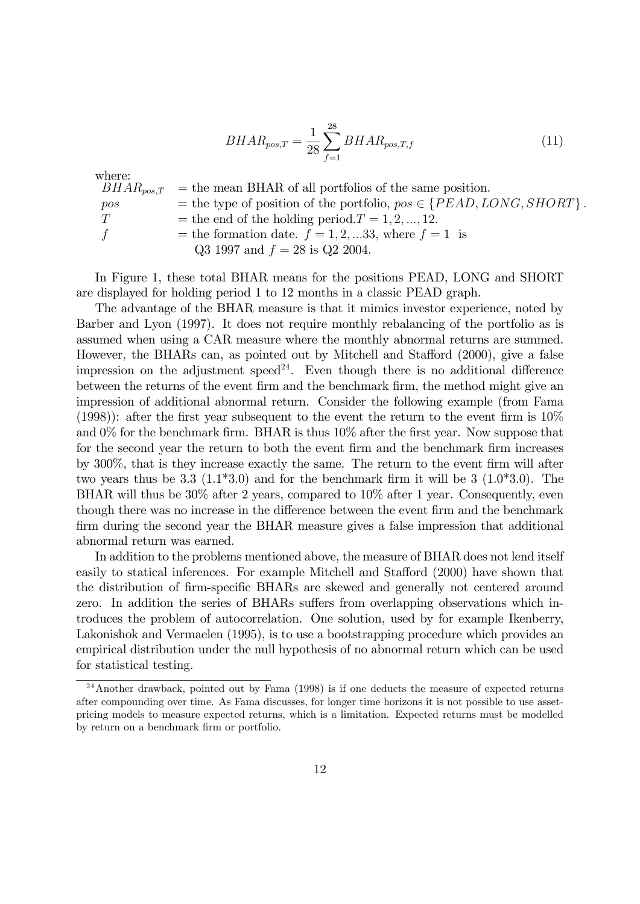$$BHAR_{pos,T} = \frac{1}{28} \sum_{f=1}^{28} BHAR_{pos,T,f} \tag{11}$$

where:

$BHAR_{pos,T}$ = the mean BHAR of all portfolios of the same position.
$pos$ = the type of position of the portfolio, $pos \in \{PEAD, LONG, SHORT\}$.
$T$ = the end of the holding period. $T = 1, 2, ..., 12$.
$f$ = the formation date. $f = 1, 2, ...33$, where $f = 1$ is Q3 1997 and $f = 28$ is Q2 2004.

In Figure 1, these total BHAR means for the positions PEAD, LONG and SHORT are displayed for holding period 1 to 12 months in a classic PEAD graph.

The advantage of the BHAR measure is that it mimics investor experience, noted by Barber and Lyon (1997). It does not require monthly rebalancing of the portfolio as is assumed when using a CAR measure where the monthly abnormal returns are summed. However, the BHARs can, as pointed out by Mitchell and Stafford (2000), give a false impression on the adjustment speed[24]. Even though there is no additional difference between the returns of the event firm and the benchmark firm, the method might give an impression of additional abnormal return. Consider the following example (from Fama (1998)): after the first year subsequent to the event the return to the event firm is 10% and 0% for the benchmark firm. BHAR is thus 10% after the first year. Now suppose that for the second year the return to both the event firm and the benchmark firm increases by 300%, that is they increase exactly the same. The return to the event firm will after two years thus be 3.3 (1.1*3.0) and for the benchmark firm it will be 3 (1.0*3.0). The BHAR will thus be 30% after 2 years, compared to 10% after 1 year. Consequently, even though there was no increase in the difference between the event firm and the benchmark firm during the second year the BHAR measure gives a false impression that additional abnormal return was earned.

In addition to the problems mentioned above, the measure of BHAR does not lend itself easily to statical inferences. For example Mitchell and Stafford (2000) have shown that the distribution of firm-specific BHARs are skewed and generally not centered around zero. In addition the series of BHARs suffers from overlapping observations which introduces the problem of autocorrelation. One solution, used by for example Ikenberry, Lakonishok and Vermaelen (1995), is to use a bootstrapping procedure which provides an empirical distribution under the null hypothesis of no abnormal return which can be used for statistical testing.

[24] Another drawback, pointed out by Fama (1998) is if one deducts the measure of expected returns after compounding over time. As Fama discusses, for longer time horizons it is not possible to use asset-pricing models to measure expected returns, which is a limitation. Expected returns must be modelled by return on a benchmark firm or portfolio.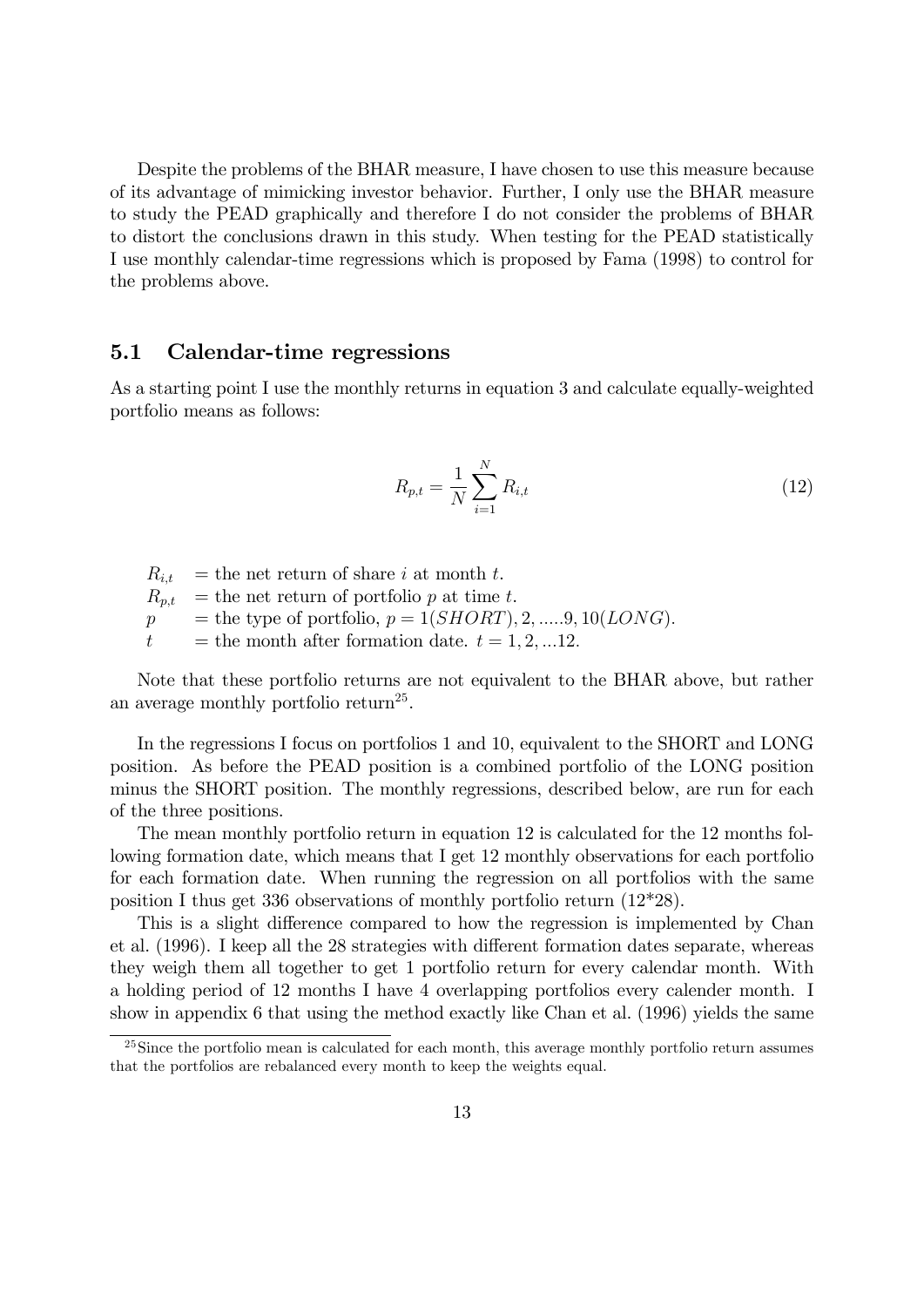Despite the problems of the BHAR measure, I have chosen to use this measure because of its advantage of mimicking investor behavior. Further, I only use the BHAR measure to study the PEAD graphically and therefore I do not consider the problems of BHAR to distort the conclusions drawn in this study. When testing for the PEAD statistically I use monthly calendar-time regressions which is proposed by Fama (1998) to control for the problems above.

## 5.1 Calendar-time regressions

As a starting point I use the monthly returns in equation 3 and calculate equally-weighted portfolio means as follows:

$$R_{p,t} = \frac{1}{N}\sum_{i=1}^{N} R_{i,t} \tag{12}$$

$R_{i,t}$ = the net return of share $i$ at month $t$.
$R_{p,t}$ = the net return of portfolio $p$ at time $t$.
$p$ = the type of portfolio, $p = 1(SHORT), 2, .....9, 10(LONG)$.
$t$ = the month after formation date. $t = 1, 2, ...12$.

Note that these portfolio returns are not equivalent to the BHAR above, but rather an average monthly portfolio return[25].

In the regressions I focus on portfolios 1 and 10, equivalent to the SHORT and LONG position. As before the PEAD position is a combined portfolio of the LONG position minus the SHORT position. The monthly regressions, described below, are run for each of the three positions.

The mean monthly portfolio return in equation 12 is calculated for the 12 months following formation date, which means that I get 12 monthly observations for each portfolio for each formation date. When running the regression on all portfolios with the same position I thus get 336 observations of monthly portfolio return (12*28).

This is a slight difference compared to how the regression is implemented by Chan et al. (1996). I keep all the 28 strategies with different formation dates separate, whereas they weigh them all together to get 1 portfolio return for every calendar month. With a holding period of 12 months I have 4 overlapping portfolios every calender month. I show in appendix 6 that using the method exactly like Chan et al. (1996) yields the same

[25] Since the portfolio mean is calculated for each month, this average monthly portfolio return assumes that the portfolios are rebalanced every month to keep the weights equal.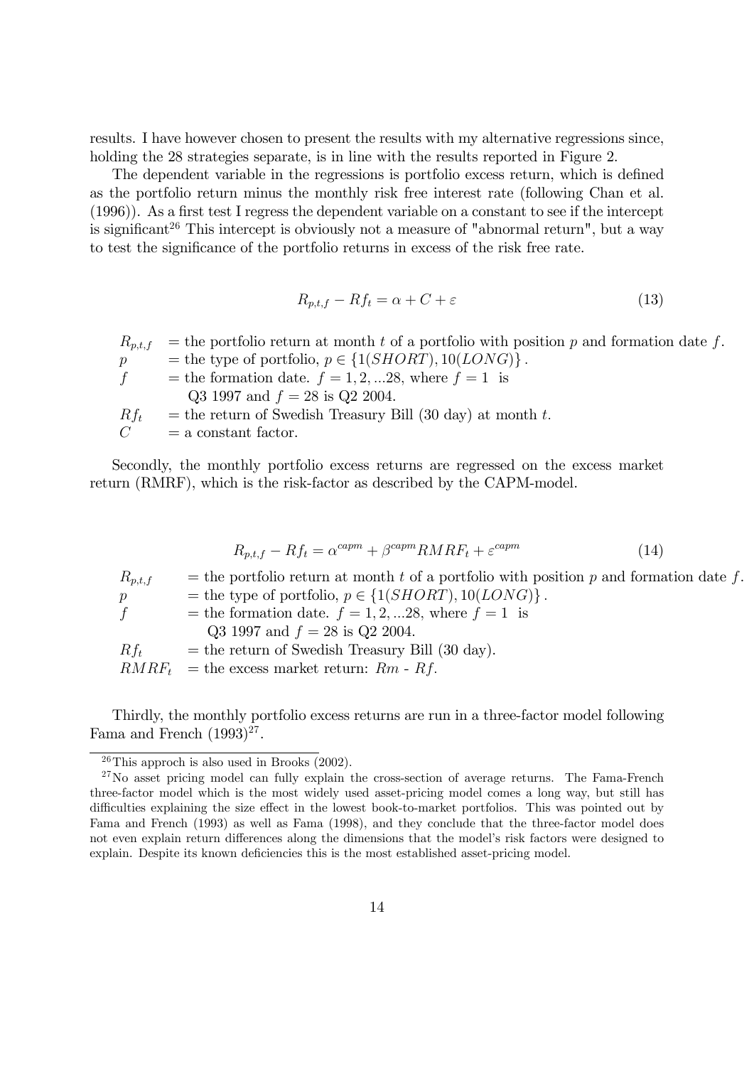results. I have however chosen to present the results with my alternative regressions since, holding the 28 strategies separate, is in line with the results reported in Figure 2.

The dependent variable in the regressions is portfolio excess return, which is defined as the portfolio return minus the monthly risk free interest rate (following Chan et al. (1996)). As a first test I regress the dependent variable on a constant to see if the intercept is significant[26] This intercept is obviously not a measure of "abnormal return", but a way to test the significance of the portfolio returns in excess of the risk free rate.

$$R_{p,t,f} - Rf_t = \alpha + C + \varepsilon \tag{13}$$

$R_{p,t,f}$ = the portfolio return at month $t$ of a portfolio with position $p$ and formation date $f$.
$p$ = the type of portfolio, $p \in \{1(SHORT), 10(LONG)\}$.
$f$ = the formation date. $f = 1, 2, ...28$, where $f = 1$ is Q3 1997 and $f = 28$ is Q2 2004.
$Rf_t$ = the return of Swedish Treasury Bill (30 day) at month $t$.
$C$ = a constant factor.

Secondly, the monthly portfolio excess returns are regressed on the excess market return (RMRF), which is the risk-factor as described by the CAPM-model.

$$R_{p,t,f} - Rf_t = \alpha^{capm} + \beta^{capm} RMRF_t + \varepsilon^{capm} \tag{14}$$

$R_{p,t,f}$ = the portfolio return at month $t$ of a portfolio with position $p$ and formation date $f$.
$p$ = the type of portfolio, $p \in \{1(SHORT), 10(LONG)\}$.
$f$ = the formation date. $f = 1, 2, ...28$, where $f = 1$ is Q3 1997 and $f = 28$ is Q2 2004.
$Rf_t$ = the return of Swedish Treasury Bill (30 day).
$RMRF_t$ = the excess market return: $Rm$ - $Rf$.

Thirdly, the monthly portfolio excess returns are run in a three-factor model following Fama and French (1993)[27].

[26] This approch is also used in Brooks (2002).

[27] No asset pricing model can fully explain the cross-section of average returns. The Fama-French three-factor model which is the most widely used asset-pricing model comes a long way, but still has difficulties explaining the size effect in the lowest book-to-market portfolios. This was pointed out by Fama and French (1993) as well as Fama (1998), and they conclude that the three-factor model does not even explain return differences along the dimensions that the model's risk factors were designed to explain. Despite its known deficiencies this is the most established asset-pricing model.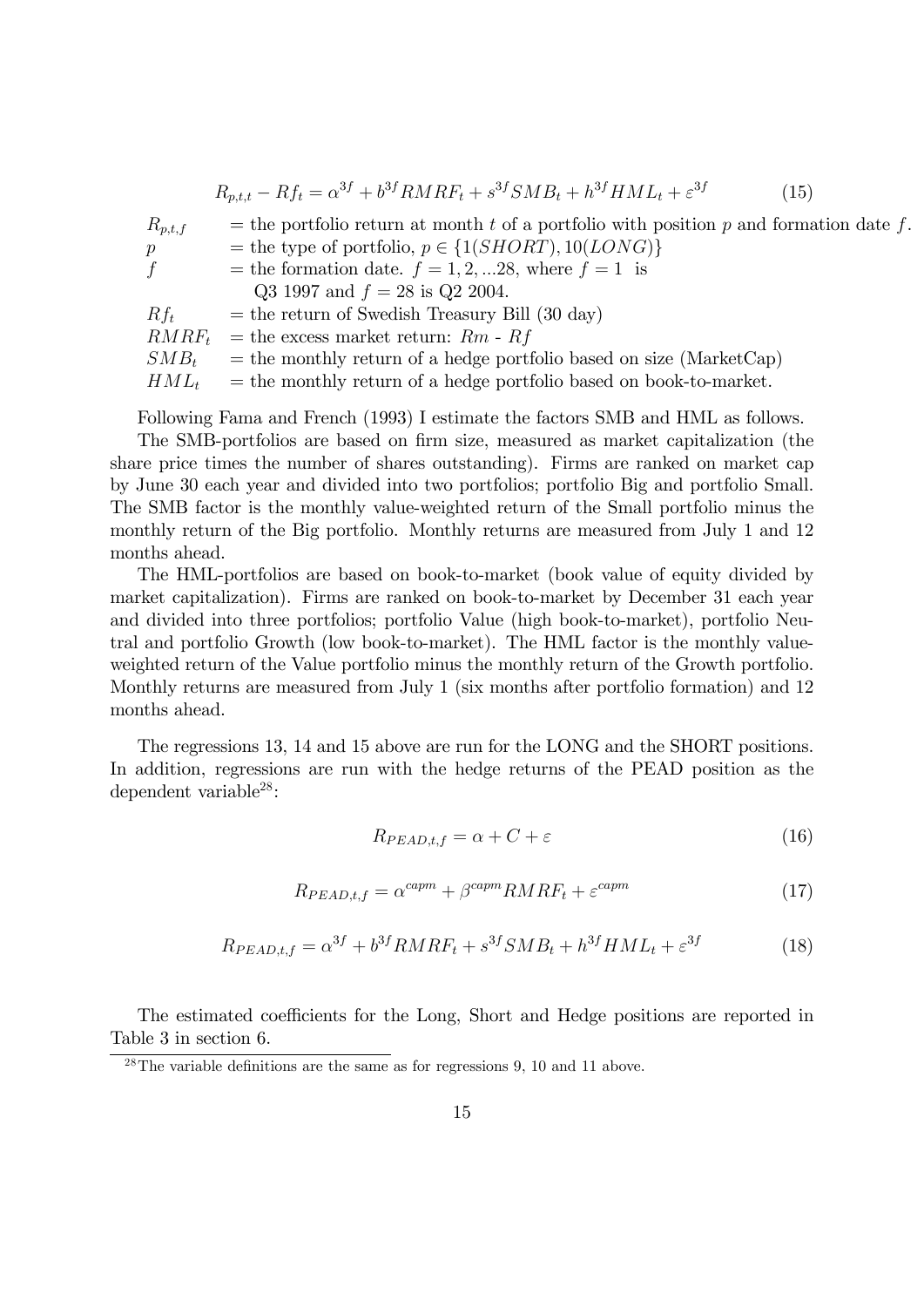$$R_{p,t,t} - Rf_t = \alpha^{3f} + b^{3f} RMRF_t + s^{3f} SMB_t + h^{3f} HML_t + \varepsilon^{3f} \tag{15}$$

| | |
|---|---|
| $R_{p,t,f}$ | = the portfolio return at month $t$ of a portfolio with position $p$ and formation date $f$. |
| $p$ | = the type of portfolio, $p \in \{1(SHORT), 10(LONG)\}$ |
| $f$ | = the formation date. $f = 1, 2, ...28$, where $f = 1$ is Q3 1997 and $f = 28$ is Q2 2004. |
| $Rf_t$ | = the return of Swedish Treasury Bill (30 day) |
| $RMRF_t$ | = the excess market return: $Rm$ - $Rf$ |
| $SMB_t$ | = the monthly return of a hedge portfolio based on size (MarketCap) |
| $HML_t$ | = the monthly return of a hedge portfolio based on book-to-market. |

Following Fama and French (1993) I estimate the factors SMB and HML as follows.

The SMB-portfolios are based on firm size, measured as market capitalization (the share price times the number of shares outstanding). Firms are ranked on market cap by June 30 each year and divided into two portfolios; portfolio Big and portfolio Small. The SMB factor is the monthly value-weighted return of the Small portfolio minus the monthly return of the Big portfolio. Monthly returns are measured from July 1 and 12 months ahead.

The HML-portfolios are based on book-to-market (book value of equity divided by market capitalization). Firms are ranked on book-to-market by December 31 each year and divided into three portfolios; portfolio Value (high book-to-market), portfolio Neutral and portfolio Growth (low book-to-market). The HML factor is the monthly value-weighted return of the Value portfolio minus the monthly return of the Growth portfolio. Monthly returns are measured from July 1 (six months after portfolio formation) and 12 months ahead.

The regressions 13, 14 and 15 above are run for the LONG and the SHORT positions. In addition, regressions are run with the hedge returns of the PEAD position as the dependent variable[28]:

$$R_{PEAD,t,f} = \alpha + C + \varepsilon \tag{16}$$

$$R_{PEAD,t,f} = \alpha^{capm} + \beta^{capm} RMRF_t + \varepsilon^{capm} \tag{17}$$

$$R_{PEAD,t,f} = \alpha^{3f} + b^{3f} RMRF_t + s^{3f} SMB_t + h^{3f} HML_t + \varepsilon^{3f} \tag{18}$$

The estimated coefficients for the Long, Short and Hedge positions are reported in Table 3 in section 6.

[28] The variable definitions are the same as for regressions 9, 10 and 11 above.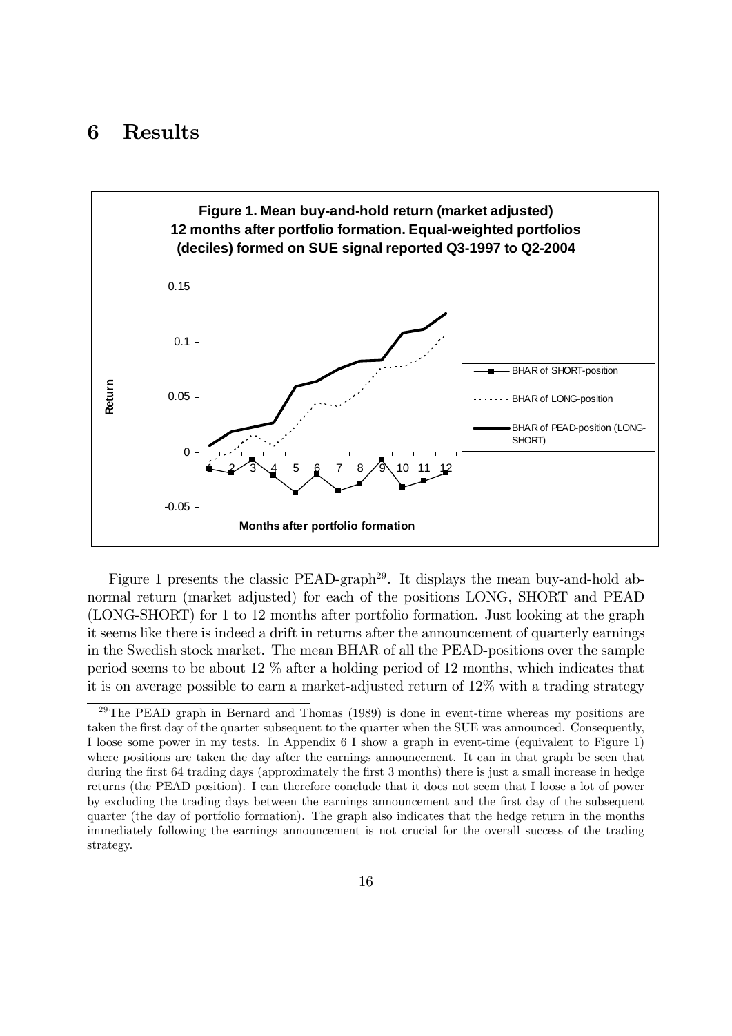# 6 Results

**Figure 1. Mean buy-and-hold return (market adjusted) 12 months after portfolio formation. Equal-weighted portfolios (deciles) formed on SUE signal reported Q3-1997 to Q2-2004**

Figure 1 presents the classic PEAD-graph[29]. It displays the mean buy-and-hold abnormal return (market adjusted) for each of the positions LONG, SHORT and PEAD (LONG-SHORT) for 1 to 12 months after portfolio formation. Just looking at the graph it seems like there is indeed a drift in returns after the announcement of quarterly earnings in the Swedish stock market. The mean BHAR of all the PEAD-positions over the sample period seems to be about 12 % after a holding period of 12 months, which indicates that it is on average possible to earn a market-adjusted return of 12% with a trading strategy

[29] The PEAD graph in Bernard and Thomas (1989) is done in event-time whereas my positions are taken the first day of the quarter subsequent to the quarter when the SUE was announced. Consequently, I loose some power in my tests. In Appendix 6 I show a graph in event-time (equivalent to Figure 1) where positions are taken the day after the earnings announcement. It can in that graph be seen that during the first 64 trading days (approximately the first 3 months) there is just a small increase in hedge returns (the PEAD position). I can therefore conclude that it does not seem that I loose a lot of power by excluding the trading days between the earnings announcement and the first day of the subsequent quarter (the day of portfolio formation). The graph also indicates that the hedge return in the months immediately following the earnings announcement is not crucial for the overall success of the trading strategy.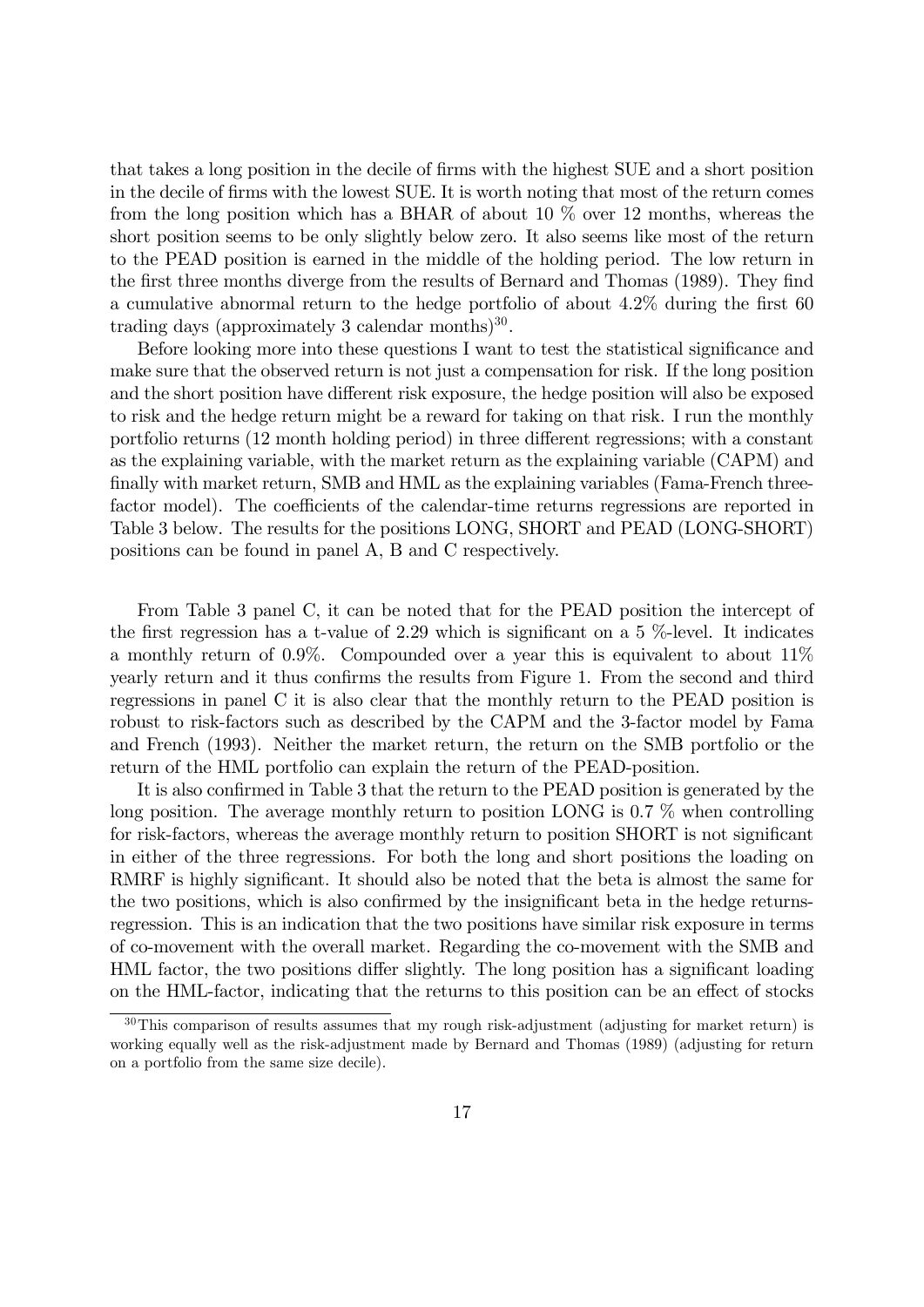that takes a long position in the decile of firms with the highest SUE and a short position in the decile of firms with the lowest SUE. It is worth noting that most of the return comes from the long position which has a BHAR of about 10 % over 12 months, whereas the short position seems to be only slightly below zero. It also seems like most of the return to the PEAD position is earned in the middle of the holding period. The low return in the first three months diverge from the results of Bernard and Thomas (1989). They find a cumulative abnormal return to the hedge portfolio of about 4.2% during the first 60 trading days (approximately 3 calendar months)[30].

Before looking more into these questions I want to test the statistical significance and make sure that the observed return is not just a compensation for risk. If the long position and the short position have different risk exposure, the hedge position will also be exposed to risk and the hedge return might be a reward for taking on that risk. I run the monthly portfolio returns (12 month holding period) in three different regressions; with a constant as the explaining variable, with the market return as the explaining variable (CAPM) and finally with market return, SMB and HML as the explaining variables (Fama-French three-factor model). The coefficients of the calendar-time returns regressions are reported in Table 3 below. The results for the positions LONG, SHORT and PEAD (LONG-SHORT) positions can be found in panel A, B and C respectively.

From Table 3 panel C, it can be noted that for the PEAD position the intercept of the first regression has a t-value of 2.29 which is significant on a 5 %-level. It indicates a monthly return of 0.9%. Compounded over a year this is equivalent to about 11% yearly return and it thus confirms the results from Figure 1. From the second and third regressions in panel C it is also clear that the monthly return to the PEAD position is robust to risk-factors such as described by the CAPM and the 3-factor model by Fama and French (1993). Neither the market return, the return on the SMB portfolio or the return of the HML portfolio can explain the return of the PEAD-position.

It is also confirmed in Table 3 that the return to the PEAD position is generated by the long position. The average monthly return to position LONG is 0.7 % when controlling for risk-factors, whereas the average monthly return to position SHORT is not significant in either of the three regressions. For both the long and short positions the loading on RMRF is highly significant. It should also be noted that the beta is almost the same for the two positions, which is also confirmed by the insignificant beta in the hedge returns-regression. This is an indication that the two positions have similar risk exposure in terms of co-movement with the overall market. Regarding the co-movement with the SMB and HML factor, the two positions differ slightly. The long position has a significant loading on the HML-factor, indicating that the returns to this position can be an effect of stocks

[30] This comparison of results assumes that my rough risk-adjustment (adjusting for market return) is working equally well as the risk-adjustment made by Bernard and Thomas (1989) (adjusting for return on a portfolio from the same size decile).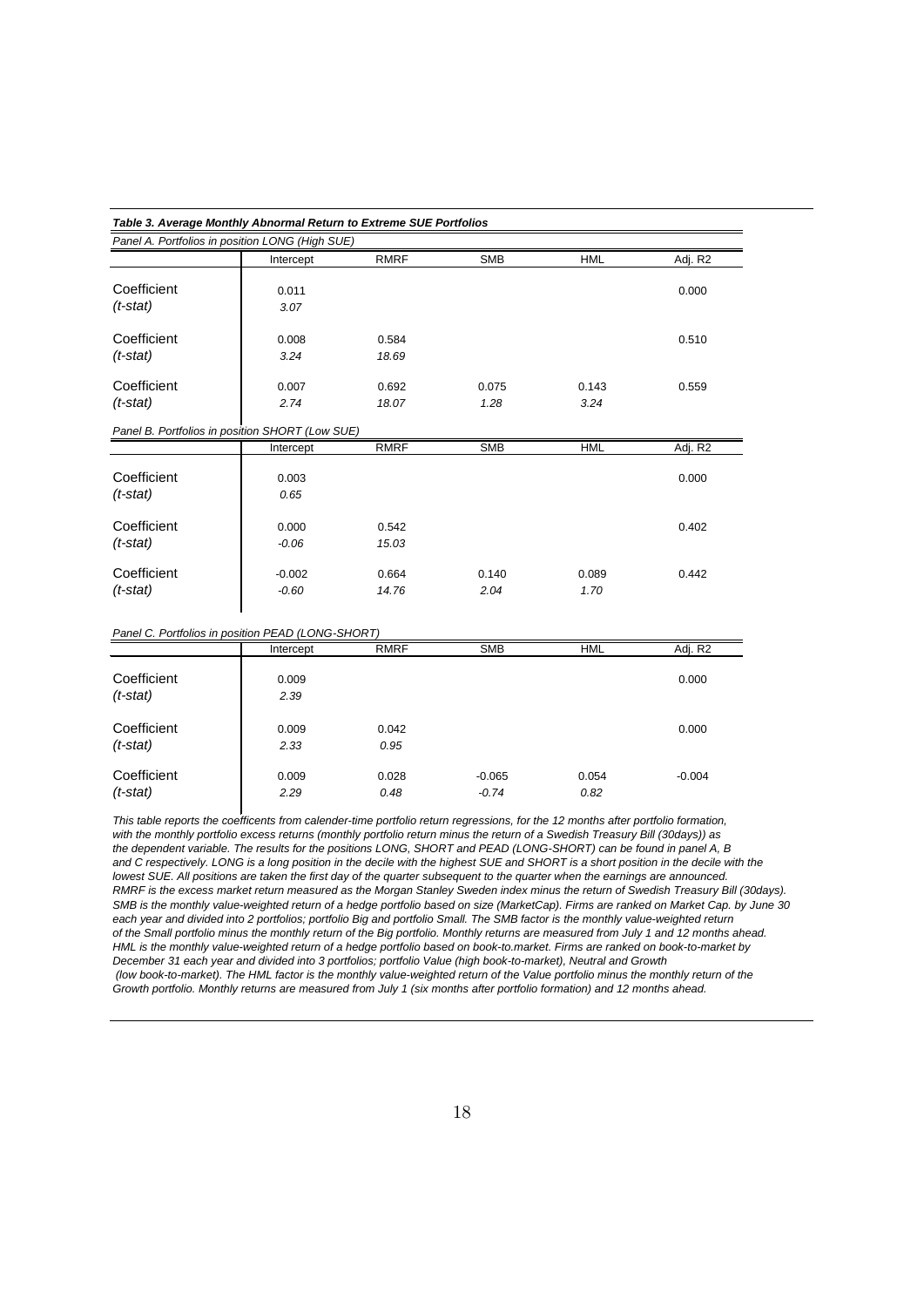***Table 3. Average Monthly Abnormal Return to Extreme SUE Portfolios***

*Panel A. Portfolios in position LONG (High SUE)*

| | Intercept | RMRF | SMB | HML | Adj. R2 |
|---|---|---|---|---|---|
| Coefficient | 0.011 | | | | 0.000 |
| *(t-stat)* | *3.07* | | | | |
| Coefficient | 0.008 | 0.584 | | | 0.510 |
| *(t-stat)* | *3.24* | *18.69* | | | |
| Coefficient | 0.007 | 0.692 | 0.075 | 0.143 | 0.559 |
| *(t-stat)* | *2.74* | *18.07* | *1.28* | *3.24* | |

*Panel B. Portfolios in position SHORT (Low SUE)*

| | Intercept | RMRF | SMB | HML | Adj. R2 |
|---|---|---|---|---|---|
| Coefficient | 0.003 | | | | 0.000 |
| *(t-stat)* | *0.65* | | | | |
| Coefficient | 0.000 | 0.542 | | | 0.402 |
| *(t-stat)* | *-0.06* | *15.03* | | | |
| Coefficient | -0.002 | 0.664 | 0.140 | 0.089 | 0.442 |
| *(t-stat)* | *-0.60* | *14.76* | *2.04* | *1.70* | |

*Panel C. Portfolios in position PEAD (LONG-SHORT)*

| | Intercept | RMRF | SMB | HML | Adj. R2 |
|---|---|---|---|---|---|
| Coefficient | 0.009 | | | | 0.000 |
| *(t-stat)* | *2.39* | | | | |
| Coefficient | 0.009 | 0.042 | | | 0.000 |
| *(t-stat)* | *2.33* | *0.95* | | | |
| Coefficient | 0.009 | 0.028 | -0.065 | 0.054 | -0.004 |
| *(t-stat)* | *2.29* | *0.48* | *-0.74* | *0.82* | |

*This table reports the coefficents from calender-time portfolio return regressions, for the 12 months after portfolio formation, with the monthly portfolio excess returns (monthly portfolio return minus the return of a Swedish Treasury Bill (30days)) as the dependent variable. The results for the positions LONG, SHORT and PEAD (LONG-SHORT) can be found in panel A, B and C respectively. LONG is a long position in the decile with the highest SUE and SHORT is a short position in the decile with the lowest SUE. All positions are taken the first day of the quarter subsequent to the quarter when the earnings are announced. RMRF is the excess market return measured as the Morgan Stanley Sweden index minus the return of Swedish Treasury Bill (30days). SMB is the monthly value-weighted return of a hedge portfolio based on size (MarketCap). Firms are ranked on Market Cap. by June 30 each year and divided into 2 portfolios; portfolio Big and portfolio Small. The SMB factor is the monthly value-weighted return of the Small portfolio minus the monthly return of the Big portfolio. Monthly returns are measured from July 1 and 12 months ahead. HML is the monthly value-weighted return of a hedge portfolio based on book-to.market. Firms are ranked on book-to-market by December 31 each year and divided into 3 portfolios; portfolio Value (high book-to-market), Neutral and Growth (low book-to-market). The HML factor is the monthly value-weighted return of the Value portfolio minus the monthly return of the Growth portfolio. Monthly returns are measured from July 1 (six months after portfolio formation) and 12 months ahead.*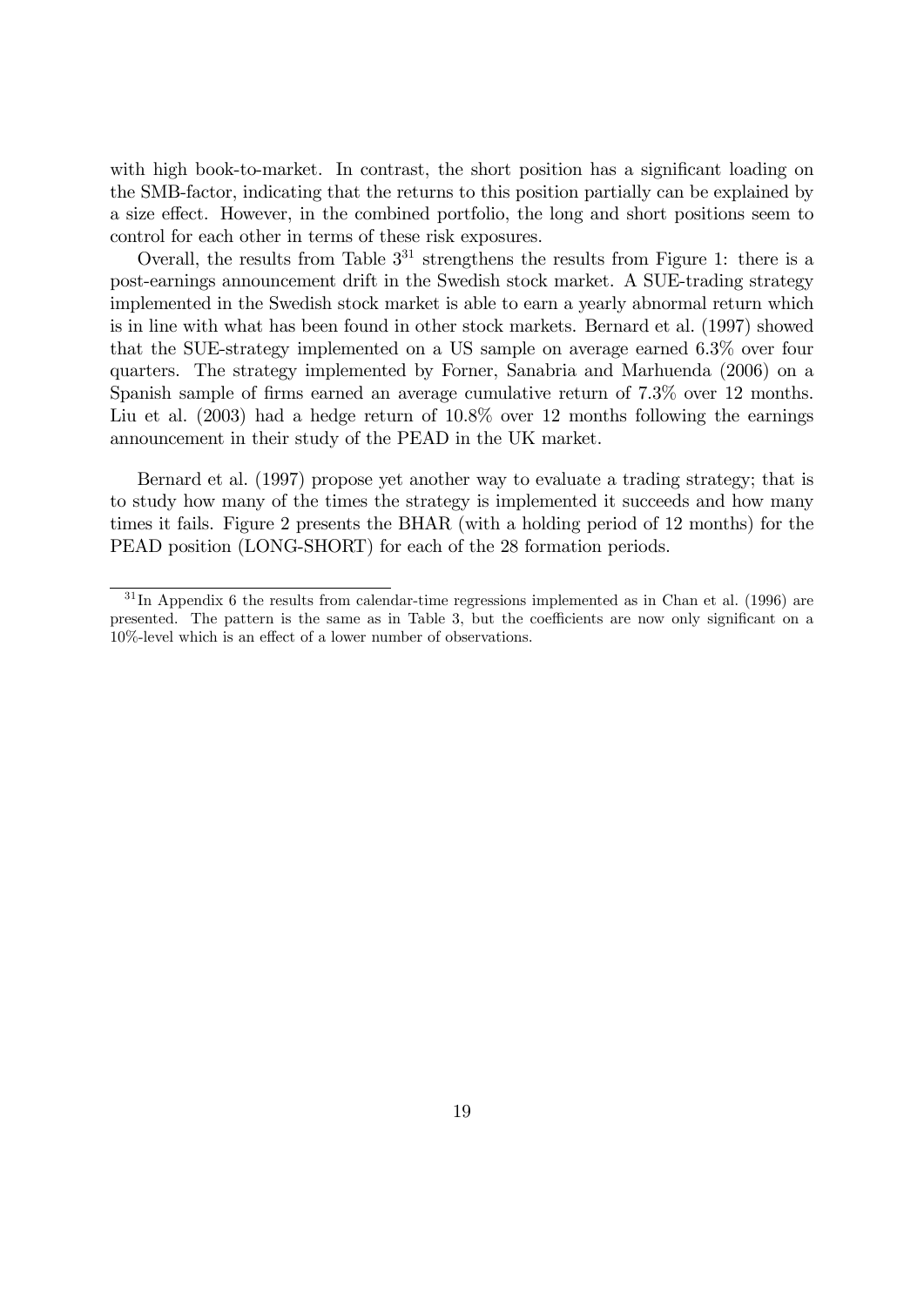with high book-to-market. In contrast, the short position has a significant loading on the SMB-factor, indicating that the returns to this position partially can be explained by a size effect. However, in the combined portfolio, the long and short positions seem to control for each other in terms of these risk exposures.

Overall, the results from Table 3[31] strengthens the results from Figure 1: there is a post-earnings announcement drift in the Swedish stock market. A SUE-trading strategy implemented in the Swedish stock market is able to earn a yearly abnormal return which is in line with what has been found in other stock markets. Bernard et al. (1997) showed that the SUE-strategy implemented on a US sample on average earned 6.3% over four quarters. The strategy implemented by Forner, Sanabria and Marhuenda (2006) on a Spanish sample of firms earned an average cumulative return of 7.3% over 12 months. Liu et al. (2003) had a hedge return of 10.8% over 12 months following the earnings announcement in their study of the PEAD in the UK market.

Bernard et al. (1997) propose yet another way to evaluate a trading strategy; that is to study how many of the times the strategy is implemented it succeeds and how many times it fails. Figure 2 presents the BHAR (with a holding period of 12 months) for the PEAD position (LONG-SHORT) for each of the 28 formation periods.

[31] In Appendix 6 the results from calendar-time regressions implemented as in Chan et al. (1996) are presented. The pattern is the same as in Table 3, but the coefficients are now only significant on a 10%-level which is an effect of a lower number of observations.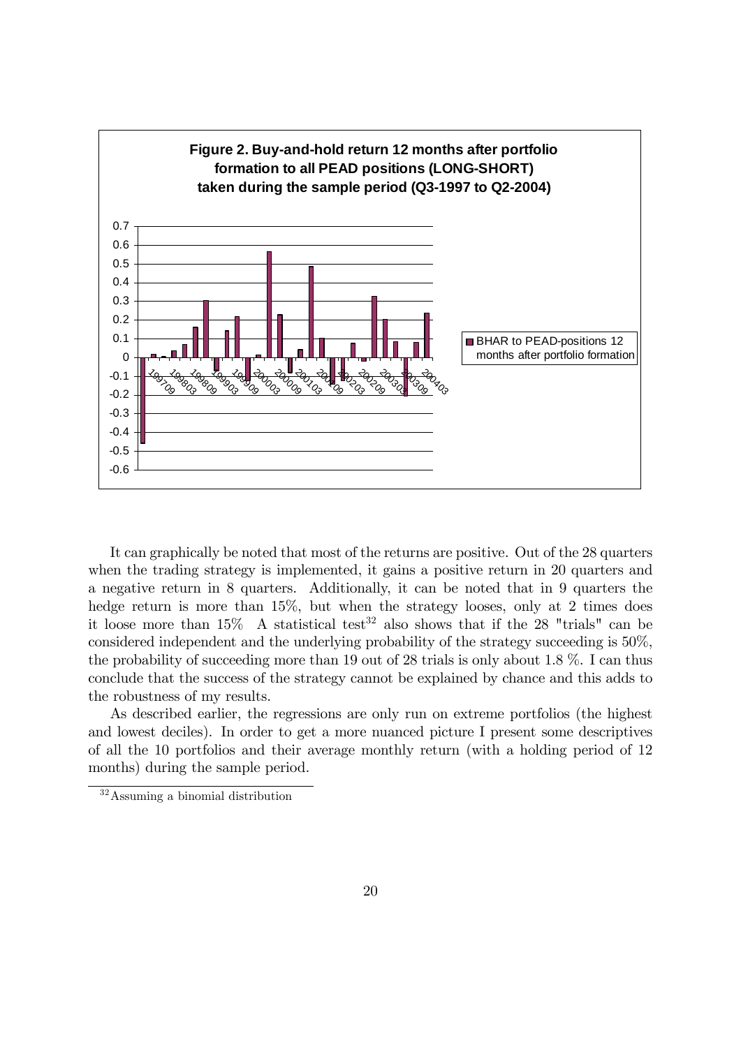**Figure 2. Buy-and-hold return 12 months after portfolio formation to all PEAD positions (LONG-SHORT) taken during the sample period (Q3-1997 to Q2-2004)**

It can graphically be noted that most of the returns are positive. Out of the 28 quarters when the trading strategy is implemented, it gains a positive return in 20 quarters and a negative return in 8 quarters. Additionally, it can be noted that in 9 quarters the hedge return is more than 15%, but when the strategy looses, only at 2 times does it loose more than 15% A statistical test[32] also shows that if the 28 "trials" can be considered independent and the underlying probability of the strategy succeeding is 50%, the probability of succeeding more than 19 out of 28 trials is only about 1.8 %. I can thus conclude that the success of the strategy cannot be explained by chance and this adds to the robustness of my results.

As described earlier, the regressions are only run on extreme portfolios (the highest and lowest deciles). In order to get a more nuanced picture I present some descriptives of all the 10 portfolios and their average monthly return (with a holding period of 12 months) during the sample period.

[32] Assuming a binomial distribution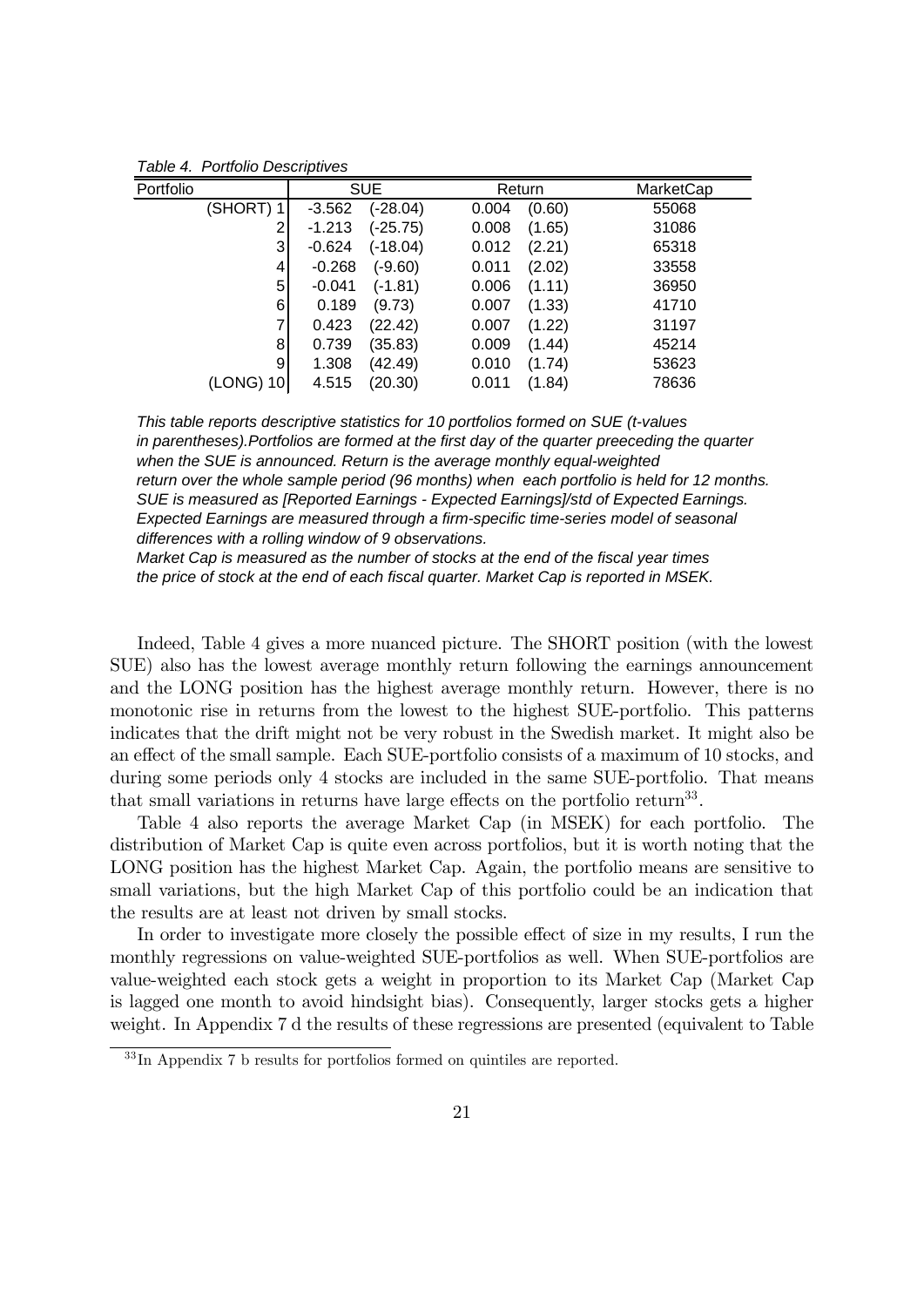*Table 4. Portfolio Descriptives*

| Portfolio | SUE | | Return | | MarketCap |
|---|---|---|---|---|---|
| (SHORT) 1 | -3.562 | (-28.04) | 0.004 | (0.60) | 55068 |
| 2 | -1.213 | (-25.75) | 0.008 | (1.65) | 31086 |
| 3 | -0.624 | (-18.04) | 0.012 | (2.21) | 65318 |
| 4 | -0.268 | (-9.60) | 0.011 | (2.02) | 33558 |
| 5 | -0.041 | (-1.81) | 0.006 | (1.11) | 36950 |
| 6 | 0.189 | (9.73) | 0.007 | (1.33) | 41710 |
| 7 | 0.423 | (22.42) | 0.007 | (1.22) | 31197 |
| 8 | 0.739 | (35.83) | 0.009 | (1.44) | 45214 |
| 9 | 1.308 | (42.49) | 0.010 | (1.74) | 53623 |
| (LONG) 10 | 4.515 | (20.30) | 0.011 | (1.84) | 78636 |

*This table reports descriptive statistics for 10 portfolios formed on SUE (t-values in parentheses).Portfolios are formed at the first day of the quarter preeceding the quarter when the SUE is announced. Return is the average monthly equal-weighted return over the whole sample period (96 months) when each portfolio is held for 12 months. SUE is measured as [Reported Earnings - Expected Earnings]/std of Expected Earnings. Expected Earnings are measured through a firm-specific time-series model of seasonal differences with a rolling window of 9 observations.*
*Market Cap is measured as the number of stocks at the end of the fiscal year times the price of stock at the end of each fiscal quarter. Market Cap is reported in MSEK.*

Indeed, Table 4 gives a more nuanced picture. The SHORT position (with the lowest SUE) also has the lowest average monthly return following the earnings announcement and the LONG position has the highest average monthly return. However, there is no monotonic rise in returns from the lowest to the highest SUE-portfolio. This patterns indicates that the drift might not be very robust in the Swedish market. It might also be an effect of the small sample. Each SUE-portfolio consists of a maximum of 10 stocks, and during some periods only 4 stocks are included in the same SUE-portfolio. That means that small variations in returns have large effects on the portfolio return[33].

Table 4 also reports the average Market Cap (in MSEK) for each portfolio. The distribution of Market Cap is quite even across portfolios, but it is worth noting that the LONG position has the highest Market Cap. Again, the portfolio means are sensitive to small variations, but the high Market Cap of this portfolio could be an indication that the results are at least not driven by small stocks.

In order to investigate more closely the possible effect of size in my results, I run the monthly regressions on value-weighted SUE-portfolios as well. When SUE-portfolios are value-weighted each stock gets a weight in proportion to its Market Cap (Market Cap is lagged one month to avoid hindsight bias). Consequently, larger stocks gets a higher weight. In Appendix 7 d the results of these regressions are presented (equivalent to Table

[33] In Appendix 7 b results for portfolios formed on quintiles are reported.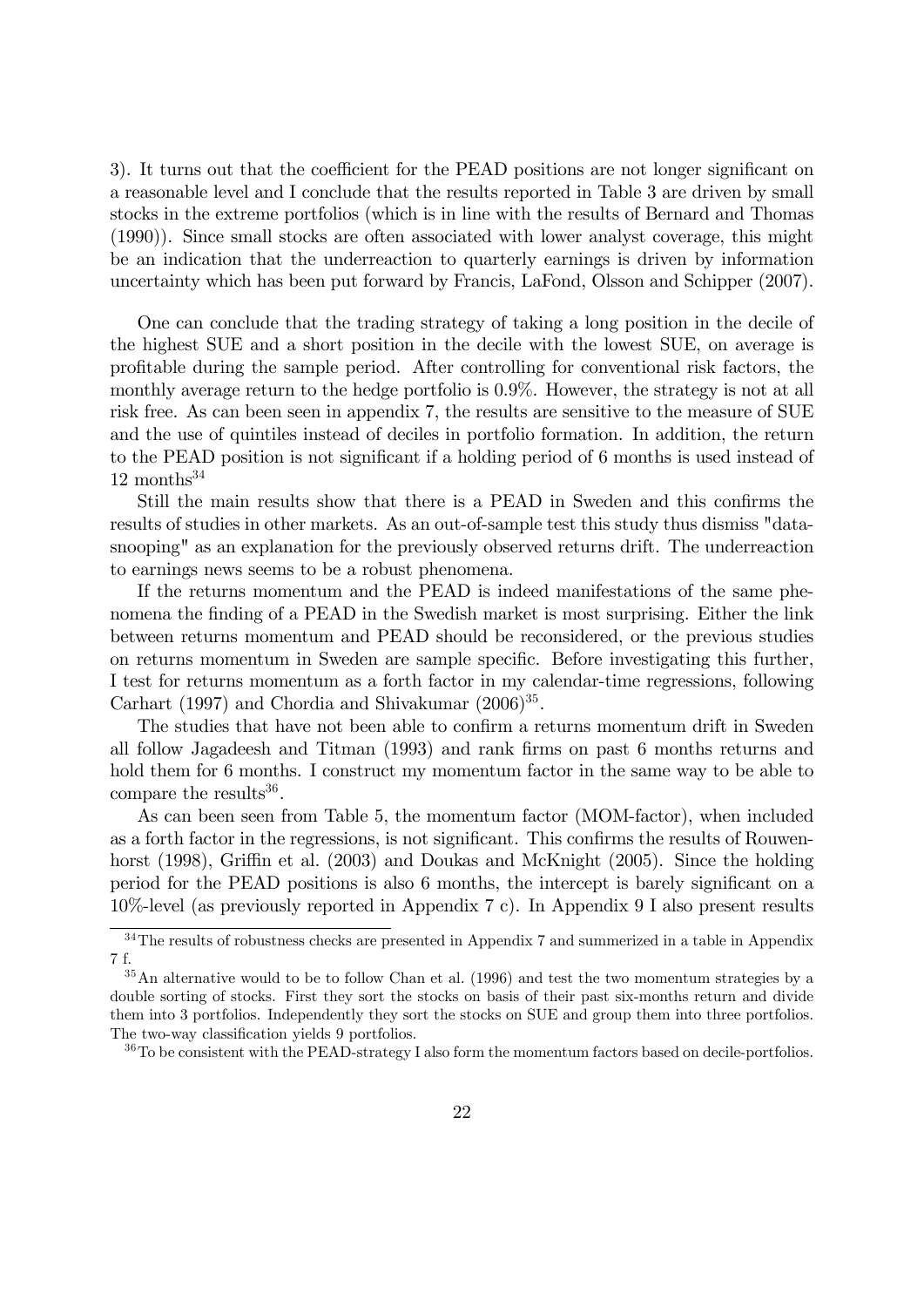3). It turns out that the coefficient for the PEAD positions are not longer significant on a reasonable level and I conclude that the results reported in Table 3 are driven by small stocks in the extreme portfolios (which is in line with the results of Bernard and Thomas (1990)). Since small stocks are often associated with lower analyst coverage, this might be an indication that the underreaction to quarterly earnings is driven by information uncertainty which has been put forward by Francis, LaFond, Olsson and Schipper (2007).

One can conclude that the trading strategy of taking a long position in the decile of the highest SUE and a short position in the decile with the lowest SUE, on average is profitable during the sample period. After controlling for conventional risk factors, the monthly average return to the hedge portfolio is 0.9%. However, the strategy is not at all risk free. As can been seen in appendix 7, the results are sensitive to the measure of SUE and the use of quintiles instead of deciles in portfolio formation. In addition, the return to the PEAD position is not significant if a holding period of 6 months is used instead of 12 months[34]

Still the main results show that there is a PEAD in Sweden and this confirms the results of studies in other markets. As an out-of-sample test this study thus dismiss "data-snooping" as an explanation for the previously observed returns drift. The underreaction to earnings news seems to be a robust phenomena.

If the returns momentum and the PEAD is indeed manifestations of the same phenomena the finding of a PEAD in the Swedish market is most surprising. Either the link between returns momentum and PEAD should be reconsidered, or the previous studies on returns momentum in Sweden are sample specific. Before investigating this further, I test for returns momentum as a forth factor in my calendar-time regressions, following Carhart (1997) and Chordia and Shivakumar (2006)[35].

The studies that have not been able to confirm a returns momentum drift in Sweden all follow Jagadeesh and Titman (1993) and rank firms on past 6 months returns and hold them for 6 months. I construct my momentum factor in the same way to be able to compare the results[36].

As can been seen from Table 5, the momentum factor (MOM-factor), when included as a forth factor in the regressions, is not significant. This confirms the results of Rouwenhorst (1998), Griffin et al. (2003) and Doukas and McKnight (2005). Since the holding period for the PEAD positions is also 6 months, the intercept is barely significant on a 10%-level (as previously reported in Appendix 7 c). In Appendix 9 I also present results

---

[34] The results of robustness checks are presented in Appendix 7 and summerized in a table in Appendix 7 f.

[35] An alternative would to be to follow Chan et al. (1996) and test the two momentum strategies by a double sorting of stocks. First they sort the stocks on basis of their past six-months return and divide them into 3 portfolios. Independently they sort the stocks on SUE and group them into three portfolios. The two-way classification yields 9 portfolios.

[36] To be consistent with the PEAD-strategy I also form the momentum factors based on decile-portfolios.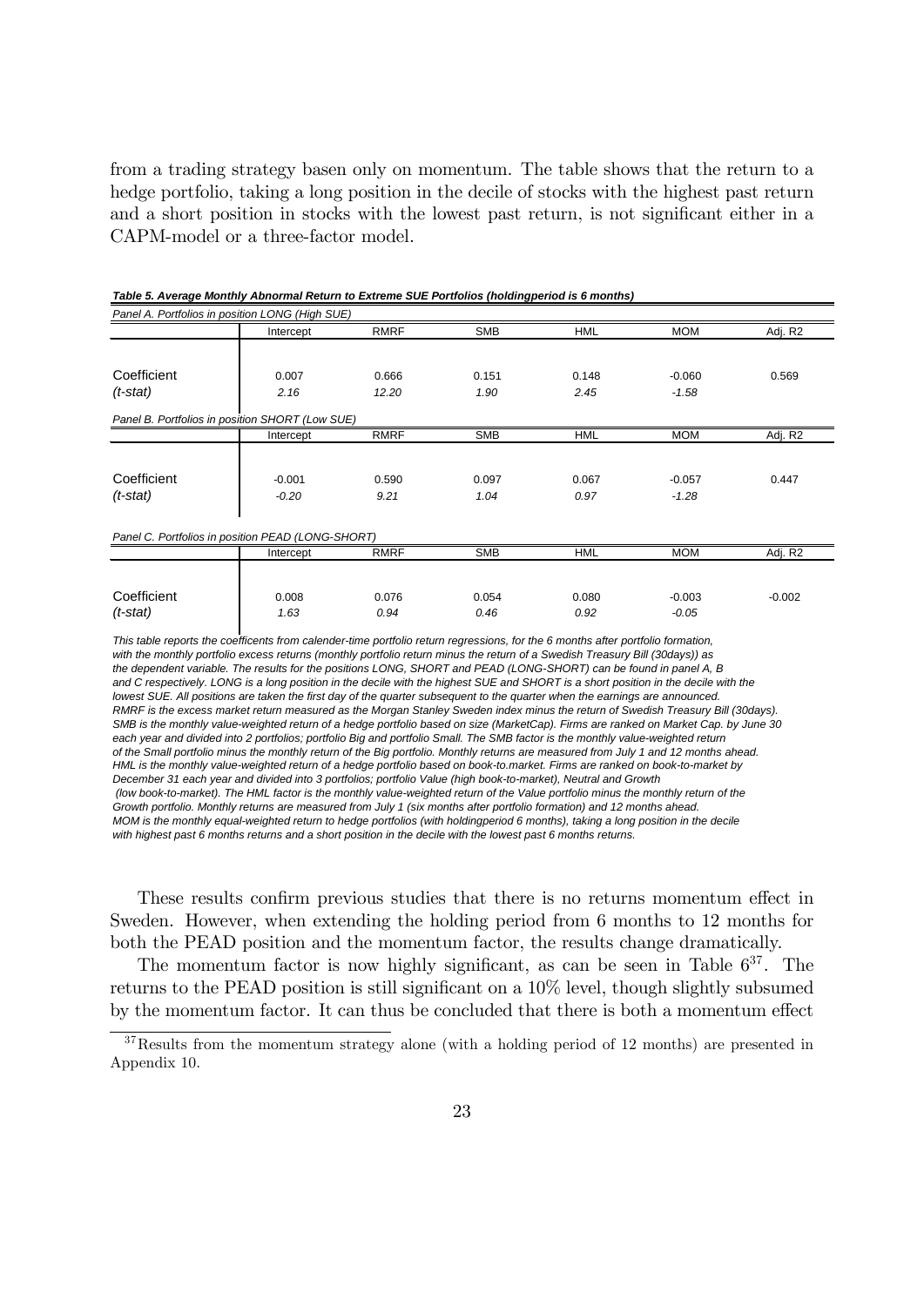from a trading strategy basen only on momentum. The table shows that the return to a hedge portfolio, taking a long position in the decile of stocks with the highest past return and a short position in stocks with the lowest past return, is not significant either in a CAPM-model or a three-factor model.

***Table 5. Average Monthly Abnormal Return to Extreme SUE Portfolios (holdingperiod is 6 months)***

*Panel A. Portfolios in position LONG (High SUE)*

| | Intercept | RMRF | SMB | HML | MOM | Adj. R2 |
|---|---|---|---|---|---|---|
| Coefficient | 0.007 | 0.666 | 0.151 | 0.148 | -0.060 | 0.569 |
| *(t-stat)* | *2.16* | *12.20* | *1.90* | *2.45* | *-1.58* | |

*Panel B. Portfolios in position SHORT (Low SUE)*

| | Intercept | RMRF | SMB | HML | MOM | Adj. R2 |
|---|---|---|---|---|---|---|
| Coefficient | -0.001 | 0.590 | 0.097 | 0.067 | -0.057 | 0.447 |
| *(t-stat)* | *-0.20* | *9.21* | *1.04* | *0.97* | *-1.28* | |

*Panel C. Portfolios in position PEAD (LONG-SHORT)*

| | Intercept | RMRF | SMB | HML | MOM | Adj. R2 |
|---|---|---|---|---|---|---|
| Coefficient | 0.008 | 0.076 | 0.054 | 0.080 | -0.003 | -0.002 |
| *(t-stat)* | *1.63* | *0.94* | *0.46* | *0.92* | *-0.05* | |

*This table reports the coefficents from calender-time portfolio return regressions, for the 6 months after portfolio formation, with the monthly portfolio excess returns (monthly portfolio return minus the return of a Swedish Treasury Bill (30days)) as the dependent variable. The results for the positions LONG, SHORT and PEAD (LONG-SHORT) can be found in panel A, B and C respectively. LONG is a long position in the decile with the highest SUE and SHORT is a short position in the decile with the lowest SUE. All positions are taken the first day of the quarter subsequent to the quarter when the earnings are announced. RMRF is the excess market return measured as the Morgan Stanley Sweden index minus the return of Swedish Treasury Bill (30days). SMB is the monthly value-weighted return of a hedge portfolio based on size (MarketCap). Firms are ranked on Market Cap. by June 30 each year and divided into 2 portfolios; portfolio Big and portfolio Small. The SMB factor is the monthly value-weighted return of the Small portfolio minus the monthly return of the Big portfolio. Monthly returns are measured from July 1 and 12 months ahead. HML is the monthly value-weighted return of a hedge portfolio based on book-to.market. Firms are ranked on book-to-market by December 31 each year and divided into 3 portfolios; portfolio Value (high book-to-market), Neutral and Growth (low book-to-market). The HML factor is the monthly value-weighted return of the Value portfolio minus the monthly return of the Growth portfolio. Monthly returns are measured from July 1 (six months after portfolio formation) and 12 months ahead. MOM is the monthly equal-weighted return to hedge portfolios (with holdingperiod 6 months), taking a long position in the decile with highest past 6 months returns and a short position in the decile with the lowest past 6 months returns.*

These results confirm previous studies that there is no returns momentum effect in Sweden. However, when extending the holding period from 6 months to 12 months for both the PEAD position and the momentum factor, the results change dramatically.

The momentum factor is now highly significant, as can be seen in Table 6[37]. The returns to the PEAD position is still significant on a 10% level, though slightly subsumed by the momentum factor. It can thus be concluded that there is both a momentum effect

[37] Results from the momentum strategy alone (with a holding period of 12 months) are presented in Appendix 10.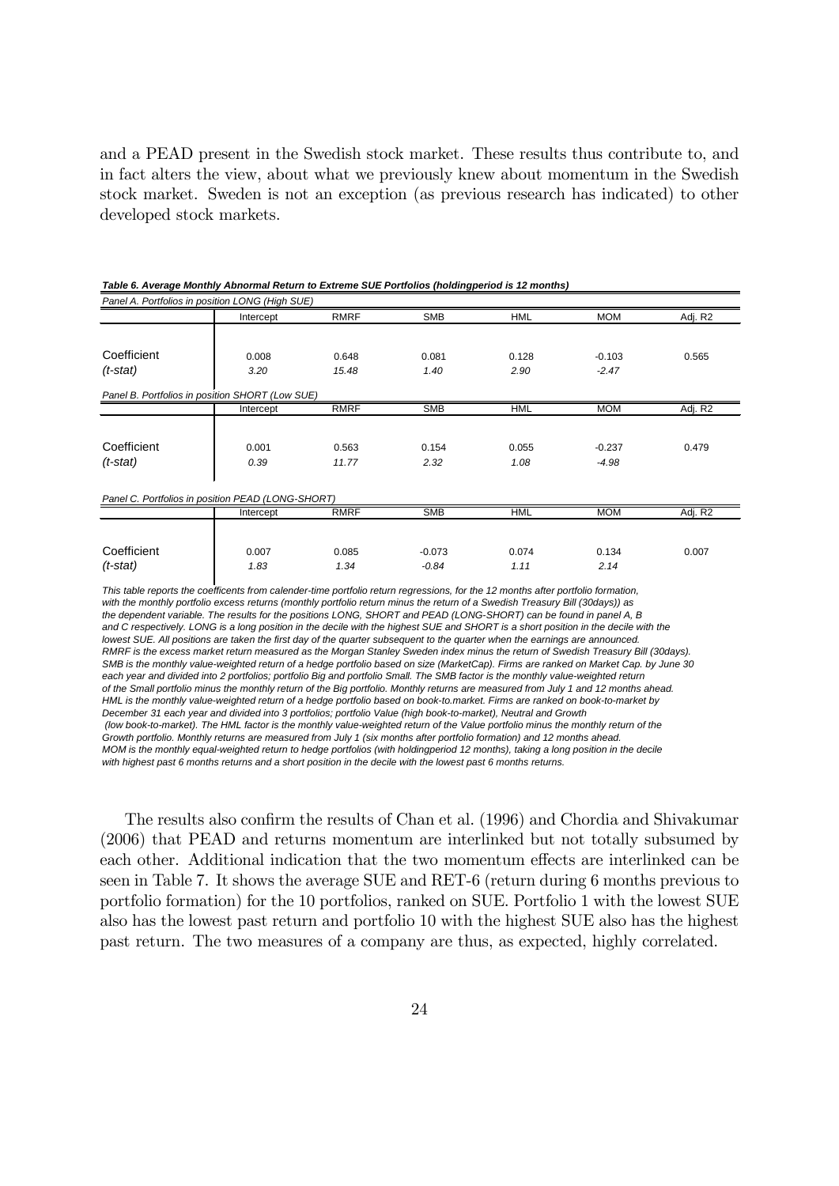and a PEAD present in the Swedish stock market. These results thus contribute to, and in fact alters the view, about what we previously knew about momentum in the Swedish stock market. Sweden is not an exception (as previous research has indicated) to other developed stock markets.

***Table 6. Average Monthly Abnormal Return to Extreme SUE Portfolios (holdingperiod is 12 months)***

*Panel A. Portfolios in position LONG (High SUE)*

| | Intercept | RMRF | SMB | HML | MOM | Adj. R2 |
|---|---|---|---|---|---|---|
| Coefficient | 0.008 | 0.648 | 0.081 | 0.128 | -0.103 | 0.565 |
| *(t-stat)* | *3.20* | *15.48* | *1.40* | *2.90* | *-2.47* | |

*Panel B. Portfolios in position SHORT (Low SUE)*

| | Intercept | RMRF | SMB | HML | MOM | Adj. R2 |
|---|---|---|---|---|---|---|
| Coefficient | 0.001 | 0.563 | 0.154 | 0.055 | -0.237 | 0.479 |
| *(t-stat)* | *0.39* | *11.77* | *2.32* | *1.08* | *-4.98* | |

*Panel C. Portfolios in position PEAD (LONG-SHORT)*

| | Intercept | RMRF | SMB | HML | MOM | Adj. R2 |
|---|---|---|---|---|---|---|
| Coefficient | 0.007 | 0.085 | -0.073 | 0.074 | 0.134 | 0.007 |
| *(t-stat)* | *1.83* | *1.34* | *-0.84* | *1.11* | *2.14* | |

*This table reports the coefficents from calender-time portfolio return regressions, for the 12 months after portfolio formation, with the monthly portfolio excess returns (monthly portfolio return minus the return of a Swedish Treasury Bill (30days)) as the dependent variable. The results for the positions LONG, SHORT and PEAD (LONG-SHORT) can be found in panel A, B and C respectively. LONG is a long position in the decile with the highest SUE and SHORT is a short position in the decile with the lowest SUE. All positions are taken the first day of the quarter subsequent to the quarter when the earnings are announced. RMRF is the excess market return measured as the Morgan Stanley Sweden index minus the return of Swedish Treasury Bill (30days). SMB is the monthly value-weighted return of a hedge portfolio based on size (MarketCap). Firms are ranked on Market Cap. by June 30 each year and divided into 2 portfolios; portfolio Big and portfolio Small. The SMB factor is the monthly value-weighted return of the Small portfolio minus the monthly return of the Big portfolio. Monthly returns are measured from July 1 and 12 months ahead. HML is the monthly value-weighted return of a hedge portfolio based on book-to.market. Firms are ranked on book-to-market by December 31 each year and divided into 3 portfolios; portfolio Value (high book-to-market), Neutral and Growth (low book-to-market). The HML factor is the monthly value-weighted return of the Value portfolio minus the monthly return of the Growth portfolio. Monthly returns are measured from July 1 (six months after portfolio formation) and 12 months ahead. MOM is the monthly equal-weighted return to hedge portfolios (with holdingperiod 12 months), taking a long position in the decile with highest past 6 months returns and a short position in the decile with the lowest past 6 months returns.*

The results also confirm the results of Chan et al. (1996) and Chordia and Shivakumar (2006) that PEAD and returns momentum are interlinked but not totally subsumed by each other. Additional indication that the two momentum effects are interlinked can be seen in Table 7. It shows the average SUE and RET-6 (return during 6 months previous to portfolio formation) for the 10 portfolios, ranked on SUE. Portfolio 1 with the lowest SUE also has the lowest past return and portfolio 10 with the highest SUE also has the highest past return. The two measures of a company are thus, as expected, highly correlated.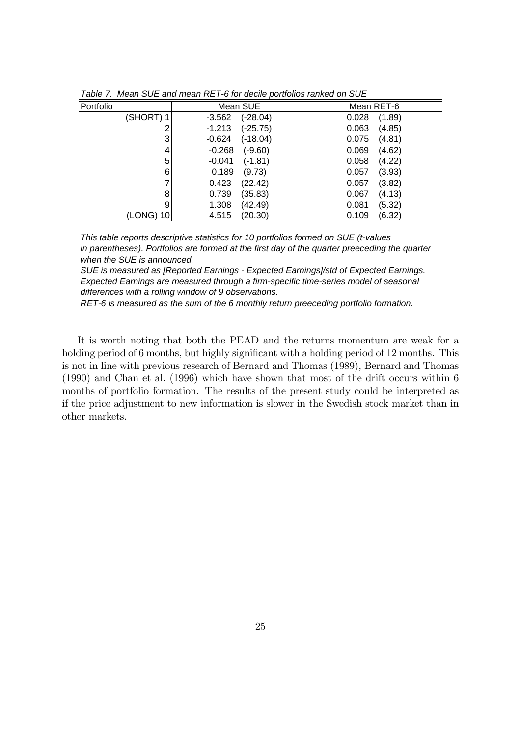*Table 7. Mean SUE and mean RET-6 for decile portfolios ranked on SUE*

| Portfolio | Mean SUE | | Mean RET-6 | |
|---|---|---|---|---|
| (SHORT) 1 | -3.562 | (-28.04) | 0.028 | (1.89) |
| 2 | -1.213 | (-25.75) | 0.063 | (4.85) |
| 3 | -0.624 | (-18.04) | 0.075 | (4.81) |
| 4 | -0.268 | (-9.60) | 0.069 | (4.62) |
| 5 | -0.041 | (-1.81) | 0.058 | (4.22) |
| 6 | 0.189 | (9.73) | 0.057 | (3.93) |
| 7 | 0.423 | (22.42) | 0.057 | (3.82) |
| 8 | 0.739 | (35.83) | 0.067 | (4.13) |
| 9 | 1.308 | (42.49) | 0.081 | (5.32) |
| (LONG) 10 | 4.515 | (20.30) | 0.109 | (6.32) |

*This table reports descriptive statistics for 10 portfolios formed on SUE (t-values in parentheses). Portfolios are formed at the first day of the quarter preeceding the quarter when the SUE is announced.*
*SUE is measured as [Reported Earnings - Expected Earnings]/std of Expected Earnings. Expected Earnings are measured through a firm-specific time-series model of seasonal differences with a rolling window of 9 observations.*
*RET-6 is measured as the sum of the 6 monthly return preeceding portfolio formation.*

It is worth noting that both the PEAD and the returns momentum are weak for a holding period of 6 months, but highly significant with a holding period of 12 months. This is not in line with previous research of Bernard and Thomas (1989), Bernard and Thomas (1990) and Chan et al. (1996) which have shown that most of the drift occurs within 6 months of portfolio formation. The results of the present study could be interpreted as if the price adjustment to new information is slower in the Swedish stock market than in other markets.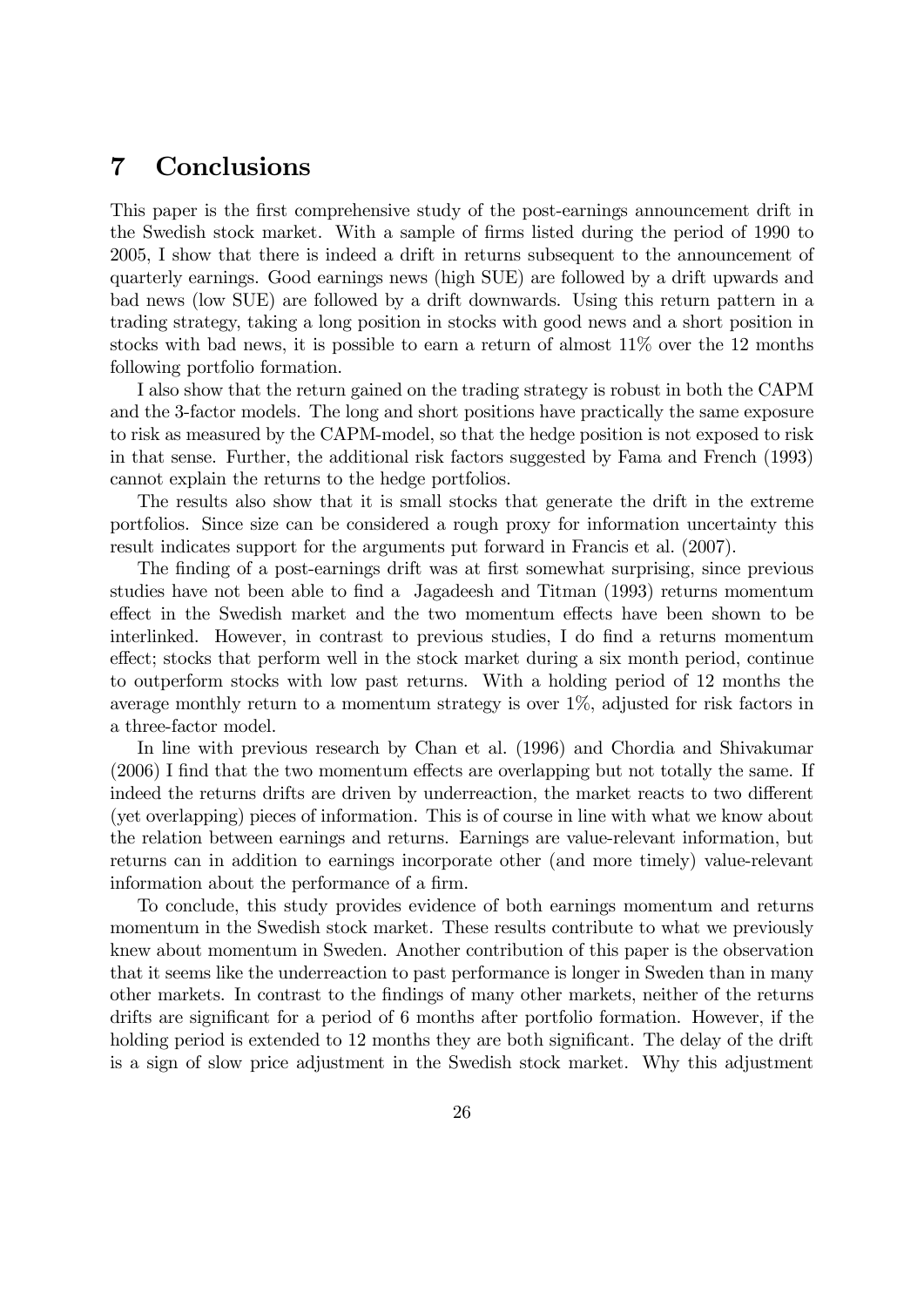# 7 Conclusions

This paper is the first comprehensive study of the post-earnings announcement drift in the Swedish stock market. With a sample of firms listed during the period of 1990 to 2005, I show that there is indeed a drift in returns subsequent to the announcement of quarterly earnings. Good earnings news (high SUE) are followed by a drift upwards and bad news (low SUE) are followed by a drift downwards. Using this return pattern in a trading strategy, taking a long position in stocks with good news and a short position in stocks with bad news, it is possible to earn a return of almost 11% over the 12 months following portfolio formation.

I also show that the return gained on the trading strategy is robust in both the CAPM and the 3-factor models. The long and short positions have practically the same exposure to risk as measured by the CAPM-model, so that the hedge position is not exposed to risk in that sense. Further, the additional risk factors suggested by Fama and French (1993) cannot explain the returns to the hedge portfolios.

The results also show that it is small stocks that generate the drift in the extreme portfolios. Since size can be considered a rough proxy for information uncertainty this result indicates support for the arguments put forward in Francis et al. (2007).

The finding of a post-earnings drift was at first somewhat surprising, since previous studies have not been able to find a Jagadeesh and Titman (1993) returns momentum effect in the Swedish market and the two momentum effects have been shown to be interlinked. However, in contrast to previous studies, I do find a returns momentum effect; stocks that perform well in the stock market during a six month period, continue to outperform stocks with low past returns. With a holding period of 12 months the average monthly return to a momentum strategy is over 1%, adjusted for risk factors in a three-factor model.

In line with previous research by Chan et al. (1996) and Chordia and Shivakumar (2006) I find that the two momentum effects are overlapping but not totally the same. If indeed the returns drifts are driven by underreaction, the market reacts to two different (yet overlapping) pieces of information. This is of course in line with what we know about the relation between earnings and returns. Earnings are value-relevant information, but returns can in addition to earnings incorporate other (and more timely) value-relevant information about the performance of a firm.

To conclude, this study provides evidence of both earnings momentum and returns momentum in the Swedish stock market. These results contribute to what we previously knew about momentum in Sweden. Another contribution of this paper is the observation that it seems like the underreaction to past performance is longer in Sweden than in many other markets. In contrast to the findings of many other markets, neither of the returns drifts are significant for a period of 6 months after portfolio formation. However, if the holding period is extended to 12 months they are both significant. The delay of the drift is a sign of slow price adjustment in the Swedish stock market. Why this adjustment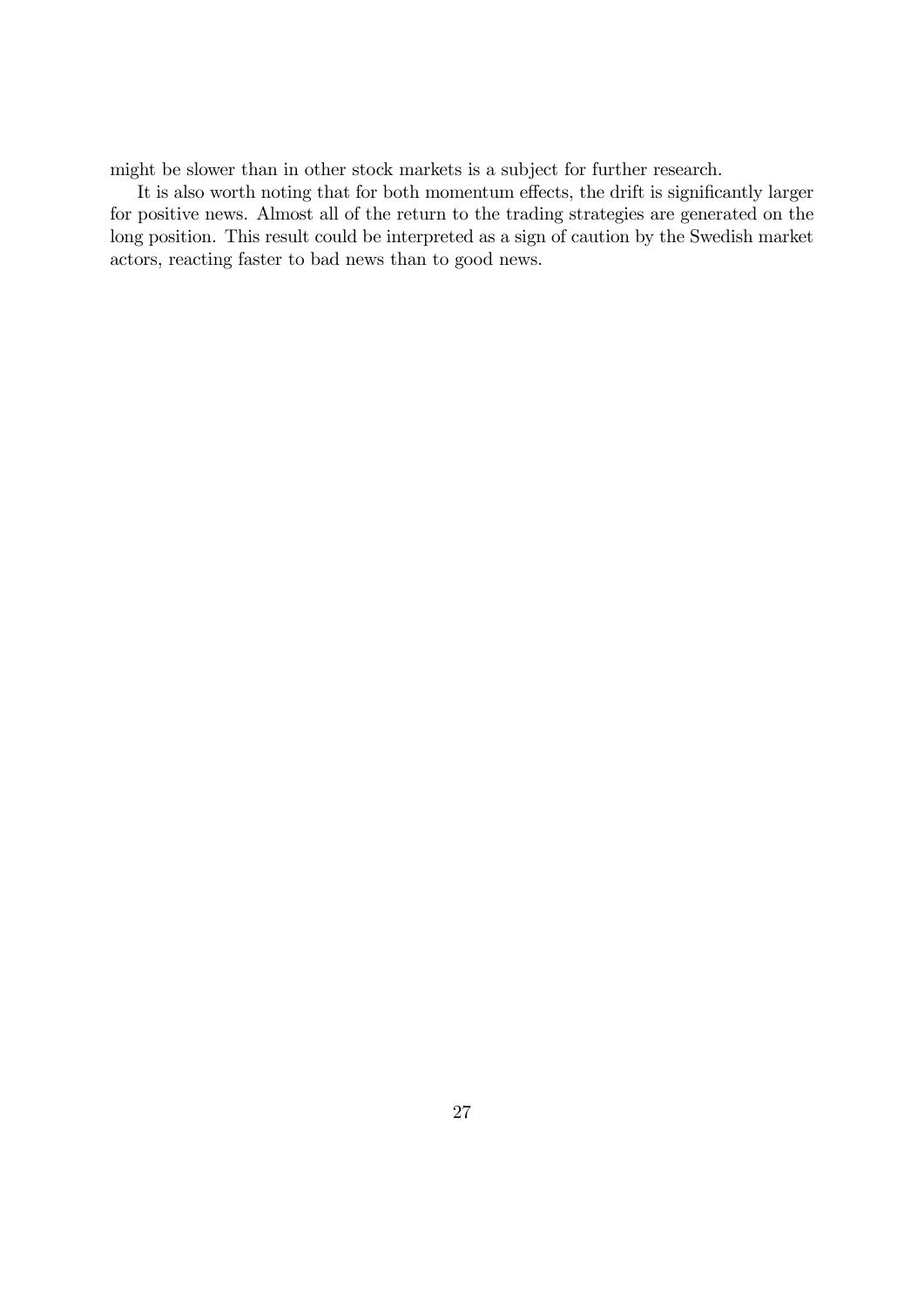might be slower than in other stock markets is a subject for further research.

It is also worth noting that for both momentum effects, the drift is significantly larger for positive news. Almost all of the return to the trading strategies are generated on the long position. This result could be interpreted as a sign of caution by the Swedish market actors, reacting faster to bad news than to good news.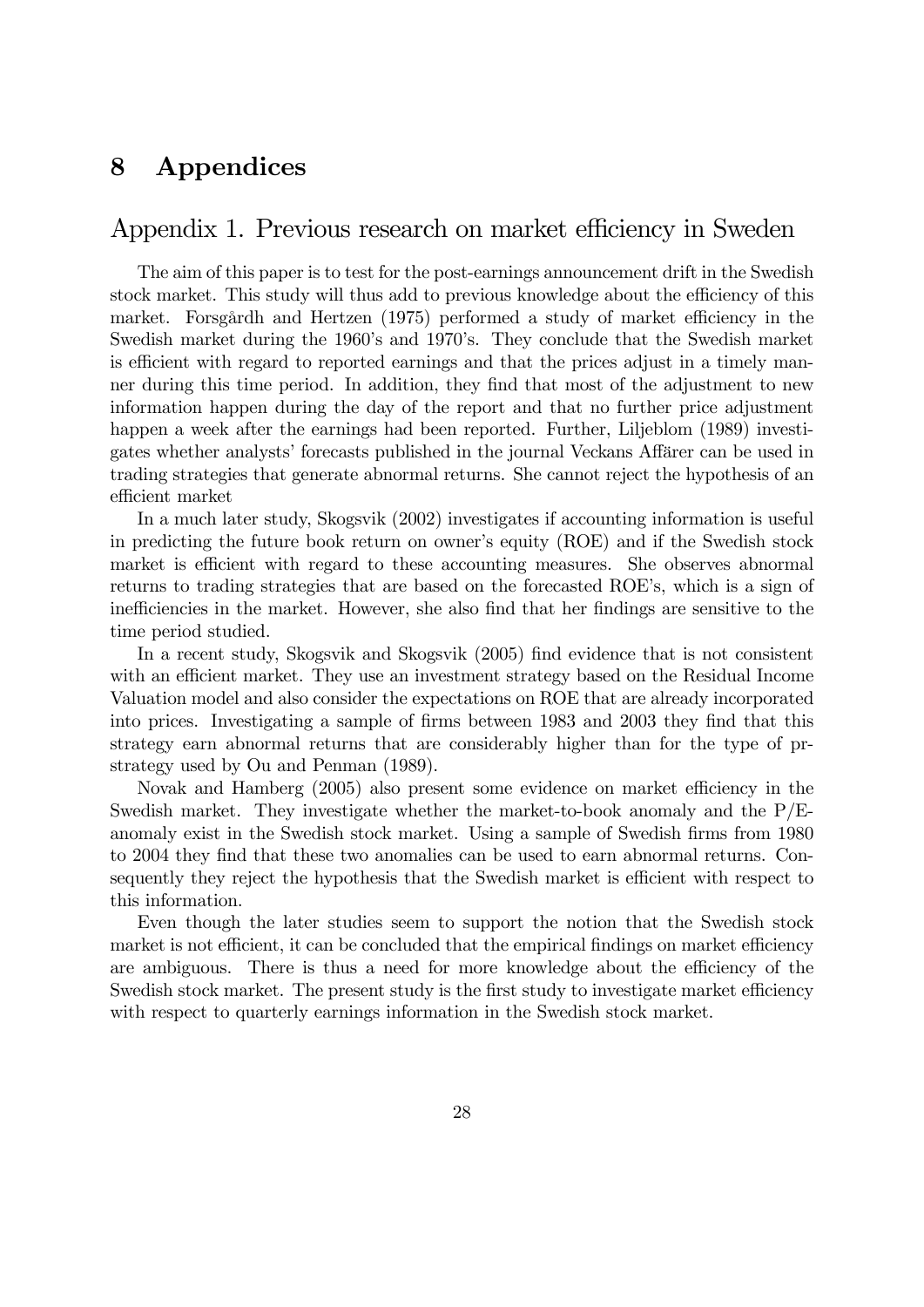# 8 Appendices

## Appendix 1. Previous research on market efficiency in Sweden

The aim of this paper is to test for the post-earnings announcement drift in the Swedish stock market. This study will thus add to previous knowledge about the efficiency of this market. Forsgårdh and Hertzen (1975) performed a study of market efficiency in the Swedish market during the 1960's and 1970's. They conclude that the Swedish market is efficient with regard to reported earnings and that the prices adjust in a timely manner during this time period. In addition, they find that most of the adjustment to new information happen during the day of the report and that no further price adjustment happen a week after the earnings had been reported. Further, Liljeblom (1989) investigates whether analysts' forecasts published in the journal Veckans Affärer can be used in trading strategies that generate abnormal returns. She cannot reject the hypothesis of an efficient market

In a much later study, Skogsvik (2002) investigates if accounting information is useful in predicting the future book return on owner's equity (ROE) and if the Swedish stock market is efficient with regard to these accounting measures. She observes abnormal returns to trading strategies that are based on the forecasted ROE's, which is a sign of inefficiencies in the market. However, she also find that her findings are sensitive to the time period studied.

In a recent study, Skogsvik and Skogsvik (2005) find evidence that is not consistent with an efficient market. They use an investment strategy based on the Residual Income Valuation model and also consider the expectations on ROE that are already incorporated into prices. Investigating a sample of firms between 1983 and 2003 they find that this strategy earn abnormal returns that are considerably higher than for the type of pr-strategy used by Ou and Penman (1989).

Novak and Hamberg (2005) also present some evidence on market efficiency in the Swedish market. They investigate whether the market-to-book anomaly and the P/E-anomaly exist in the Swedish stock market. Using a sample of Swedish firms from 1980 to 2004 they find that these two anomalies can be used to earn abnormal returns. Consequently they reject the hypothesis that the Swedish market is efficient with respect to this information.

Even though the later studies seem to support the notion that the Swedish stock market is not efficient, it can be concluded that the empirical findings on market efficiency are ambiguous. There is thus a need for more knowledge about the efficiency of the Swedish stock market. The present study is the first study to investigate market efficiency with respect to quarterly earnings information in the Swedish stock market.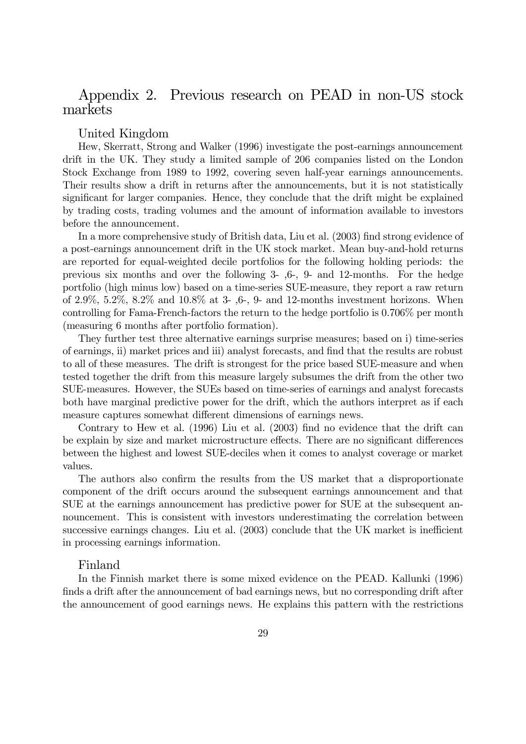# Appendix 2. Previous research on PEAD in non-US stock markets

## United Kingdom

Hew, Skerratt, Strong and Walker (1996) investigate the post-earnings announcement drift in the UK. They study a limited sample of 206 companies listed on the London Stock Exchange from 1989 to 1992, covering seven half-year earnings announcements. Their results show a drift in returns after the announcements, but it is not statistically significant for larger companies. Hence, they conclude that the drift might be explained by trading costs, trading volumes and the amount of information available to investors before the announcement.

In a more comprehensive study of British data, Liu et al. (2003) find strong evidence of a post-earnings announcement drift in the UK stock market. Mean buy-and-hold returns are reported for equal-weighted decile portfolios for the following holding periods: the previous six months and over the following 3- ,6-, 9- and 12-months. For the hedge portfolio (high minus low) based on a time-series SUE-measure, they report a raw return of 2.9%, 5.2%, 8.2% and 10.8% at 3- ,6-, 9- and 12-months investment horizons. When controlling for Fama-French-factors the return to the hedge portfolio is 0.706% per month (measuring 6 months after portfolio formation).

They further test three alternative earnings surprise measures; based on i) time-series of earnings, ii) market prices and iii) analyst forecasts, and find that the results are robust to all of these measures. The drift is strongest for the price based SUE-measure and when tested together the drift from this measure largely subsumes the drift from the other two SUE-measures. However, the SUEs based on time-series of earnings and analyst forecasts both have marginal predictive power for the drift, which the authors interpret as if each measure captures somewhat different dimensions of earnings news.

Contrary to Hew et al. (1996) Liu et al. (2003) find no evidence that the drift can be explain by size and market microstructure effects. There are no significant differences between the highest and lowest SUE-deciles when it comes to analyst coverage or market values.

The authors also confirm the results from the US market that a disproportionate component of the drift occurs around the subsequent earnings announcement and that SUE at the earnings announcement has predictive power for SUE at the subsequent announcement. This is consistent with investors underestimating the correlation between successive earnings changes. Liu et al. (2003) conclude that the UK market is inefficient in processing earnings information.

## Finland

In the Finnish market there is some mixed evidence on the PEAD. Kallunki (1996) finds a drift after the announcement of bad earnings news, but no corresponding drift after the announcement of good earnings news. He explains this pattern with the restrictions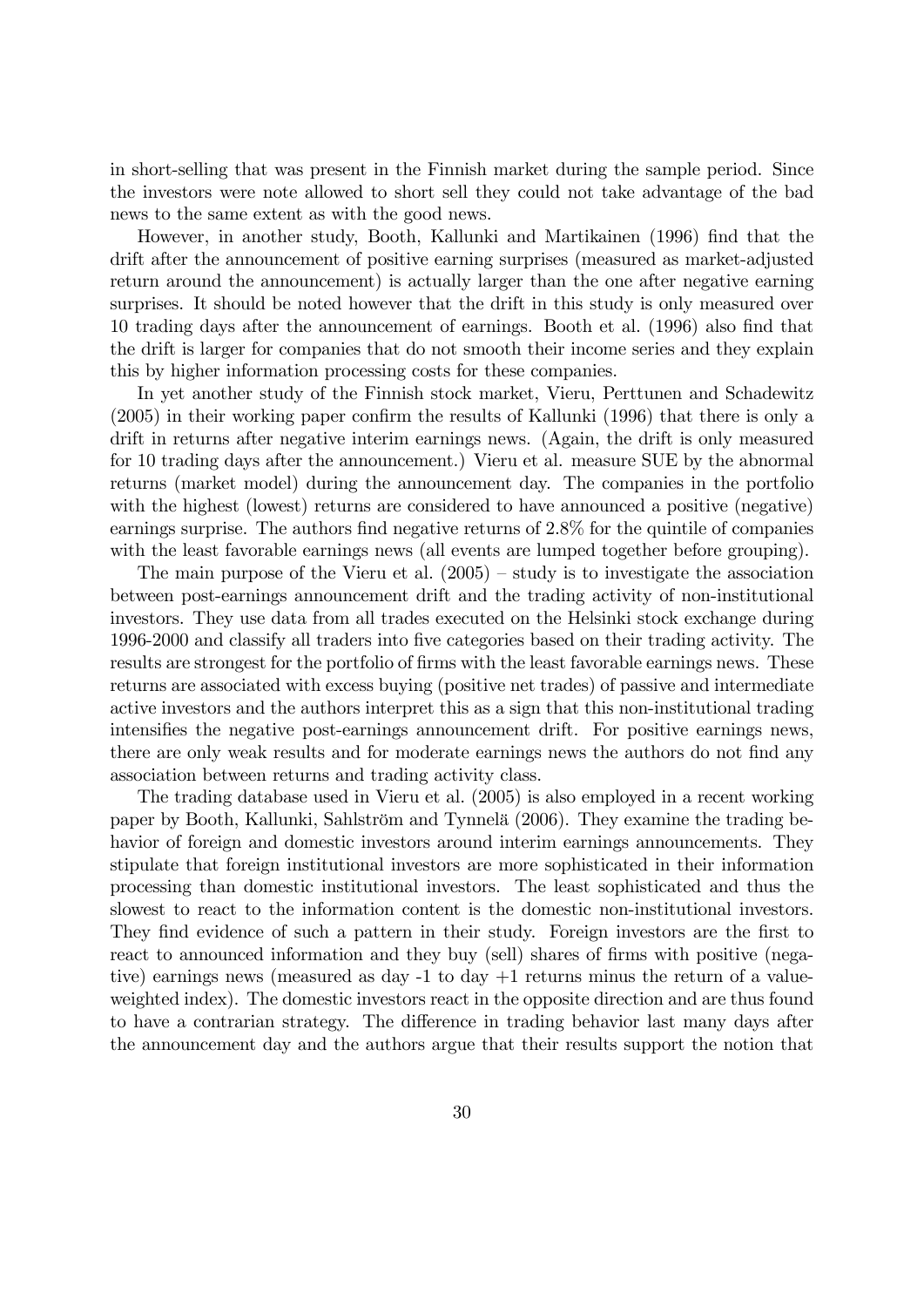in short-selling that was present in the Finnish market during the sample period. Since the investors were note allowed to short sell they could not take advantage of the bad news to the same extent as with the good news.

However, in another study, Booth, Kallunki and Martikainen (1996) find that the drift after the announcement of positive earning surprises (measured as market-adjusted return around the announcement) is actually larger than the one after negative earning surprises. It should be noted however that the drift in this study is only measured over 10 trading days after the announcement of earnings. Booth et al. (1996) also find that the drift is larger for companies that do not smooth their income series and they explain this by higher information processing costs for these companies.

In yet another study of the Finnish stock market, Vieru, Perttunen and Schadewitz (2005) in their working paper confirm the results of Kallunki (1996) that there is only a drift in returns after negative interim earnings news. (Again, the drift is only measured for 10 trading days after the announcement.) Vieru et al. measure SUE by the abnormal returns (market model) during the announcement day. The companies in the portfolio with the highest (lowest) returns are considered to have announced a positive (negative) earnings surprise. The authors find negative returns of 2.8% for the quintile of companies with the least favorable earnings news (all events are lumped together before grouping).

The main purpose of the Vieru et al. (2005) – study is to investigate the association between post-earnings announcement drift and the trading activity of non-institutional investors. They use data from all trades executed on the Helsinki stock exchange during 1996-2000 and classify all traders into five categories based on their trading activity. The results are strongest for the portfolio of firms with the least favorable earnings news. These returns are associated with excess buying (positive net trades) of passive and intermediate active investors and the authors interpret this as a sign that this non-institutional trading intensifies the negative post-earnings announcement drift. For positive earnings news, there are only weak results and for moderate earnings news the authors do not find any association between returns and trading activity class.

The trading database used in Vieru et al. (2005) is also employed in a recent working paper by Booth, Kallunki, Sahlström and Tynnelä (2006). They examine the trading behavior of foreign and domestic investors around interim earnings announcements. They stipulate that foreign institutional investors are more sophisticated in their information processing than domestic institutional investors. The least sophisticated and thus the slowest to react to the information content is the domestic non-institutional investors. They find evidence of such a pattern in their study. Foreign investors are the first to react to announced information and they buy (sell) shares of firms with positive (negative) earnings news (measured as day -1 to day +1 returns minus the return of a value-weighted index). The domestic investors react in the opposite direction and are thus found to have a contrarian strategy. The difference in trading behavior last many days after the announcement day and the authors argue that their results support the notion that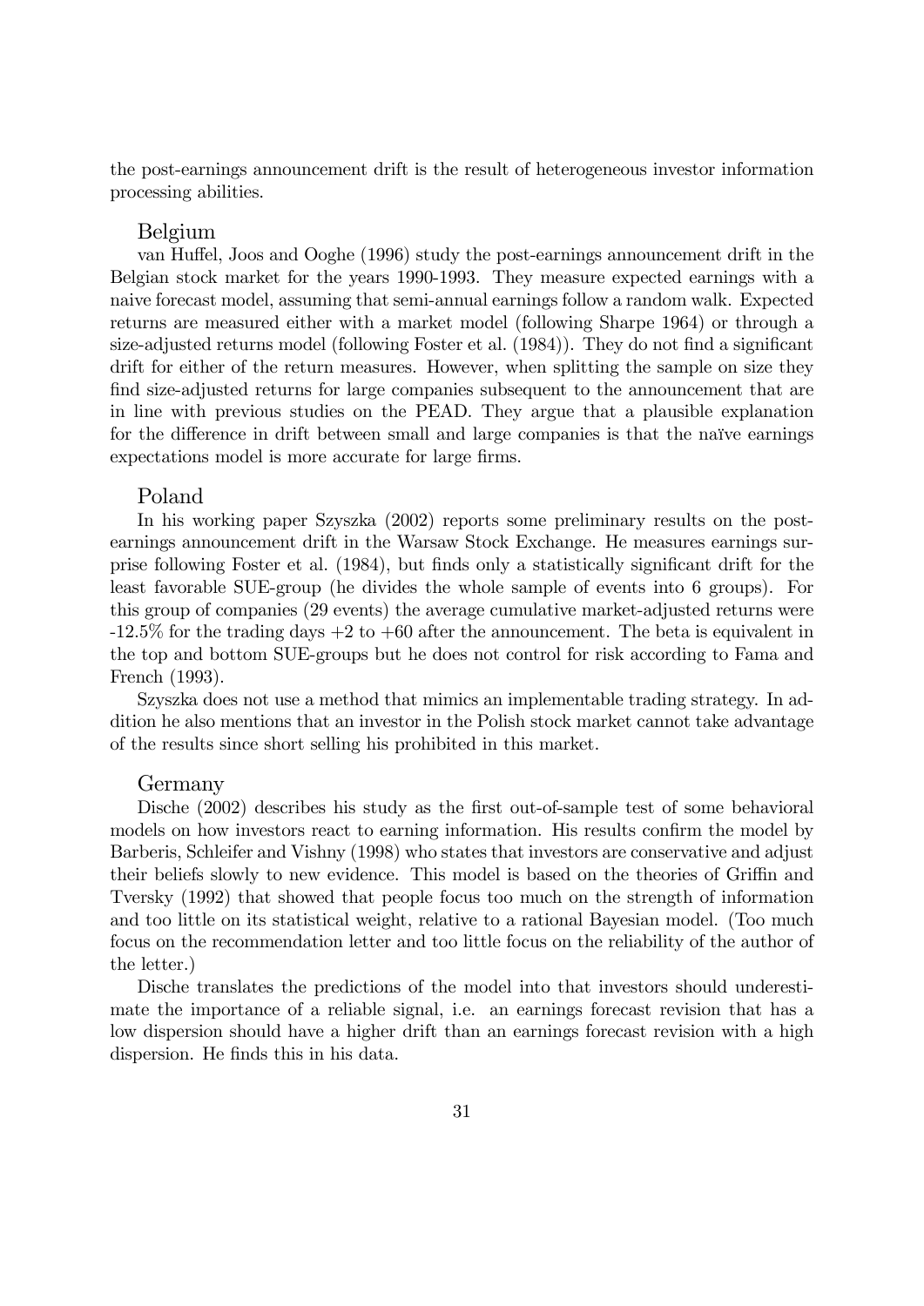the post-earnings announcement drift is the result of heterogeneous investor information processing abilities.

### Belgium

van Huffel, Joos and Ooghe (1996) study the post-earnings announcement drift in the Belgian stock market for the years 1990-1993. They measure expected earnings with a naive forecast model, assuming that semi-annual earnings follow a random walk. Expected returns are measured either with a market model (following Sharpe 1964) or through a size-adjusted returns model (following Foster et al. (1984)). They do not find a significant drift for either of the return measures. However, when splitting the sample on size they find size-adjusted returns for large companies subsequent to the announcement that are in line with previous studies on the PEAD. They argue that a plausible explanation for the difference in drift between small and large companies is that the naïve earnings expectations model is more accurate for large firms.

### Poland

In his working paper Szyszka (2002) reports some preliminary results on the post-earnings announcement drift in the Warsaw Stock Exchange. He measures earnings surprise following Foster et al. (1984), but finds only a statistically significant drift for the least favorable SUE-group (he divides the whole sample of events into 6 groups). For this group of companies (29 events) the average cumulative market-adjusted returns were -12.5% for the trading days +2 to +60 after the announcement. The beta is equivalent in the top and bottom SUE-groups but he does not control for risk according to Fama and French (1993).

Szyszka does not use a method that mimics an implementable trading strategy. In addition he also mentions that an investor in the Polish stock market cannot take advantage of the results since short selling his prohibited in this market.

### Germany

Dische (2002) describes his study as the first out-of-sample test of some behavioral models on how investors react to earning information. His results confirm the model by Barberis, Schleifer and Vishny (1998) who states that investors are conservative and adjust their beliefs slowly to new evidence. This model is based on the theories of Griffin and Tversky (1992) that showed that people focus too much on the strength of information and too little on its statistical weight, relative to a rational Bayesian model. (Too much focus on the recommendation letter and too little focus on the reliability of the author of the letter.)

Dische translates the predictions of the model into that investors should underestimate the importance of a reliable signal, i.e. an earnings forecast revision that has a low dispersion should have a higher drift than an earnings forecast revision with a high dispersion. He finds this in his data.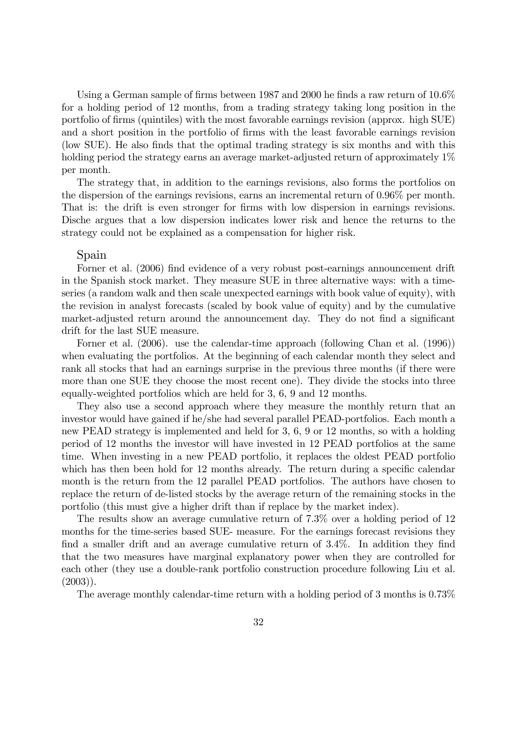Using a German sample of firms between 1987 and 2000 he finds a raw return of 10.6% for a holding period of 12 months, from a trading strategy taking long position in the portfolio of firms (quintiles) with the most favorable earnings revision (approx. high SUE) and a short position in the portfolio of firms with the least favorable earnings revision (low SUE). He also finds that the optimal trading strategy is six months and with this holding period the strategy earns an average market-adjusted return of approximately 1% per month.

The strategy that, in addition to the earnings revisions, also forms the portfolios on the dispersion of the earnings revisions, earns an incremental return of 0.96% per month. That is: the drift is even stronger for firms with low dispersion in earnings revisions. Dische argues that a low dispersion indicates lower risk and hence the returns to the strategy could not be explained as a compensation for higher risk.

### Spain

Forner et al. (2006) find evidence of a very robust post-earnings announcement drift in the Spanish stock market. They measure SUE in three alternative ways: with a time-series (a random walk and then scale unexpected earnings with book value of equity), with the revision in analyst forecasts (scaled by book value of equity) and by the cumulative market-adjusted return around the announcement day. They do not find a significant drift for the last SUE measure.

Forner et al. (2006). use the calendar-time approach (following Chan et al. (1996)) when evaluating the portfolios. At the beginning of each calendar month they select and rank all stocks that had an earnings surprise in the previous three months (if there were more than one SUE they choose the most recent one). They divide the stocks into three equally-weighted portfolios which are held for 3, 6, 9 and 12 months.

They also use a second approach where they measure the monthly return that an investor would have gained if he/she had several parallel PEAD-portfolios. Each month a new PEAD strategy is implemented and held for 3, 6, 9 or 12 months, so with a holding period of 12 months the investor will have invested in 12 PEAD portfolios at the same time. When investing in a new PEAD portfolio, it replaces the oldest PEAD portfolio which has then been hold for 12 months already. The return during a specific calendar month is the return from the 12 parallel PEAD portfolios. The authors have chosen to replace the return of de-listed stocks by the average return of the remaining stocks in the portfolio (this must give a higher drift than if replace by the market index).

The results show an average cumulative return of 7.3% over a holding period of 12 months for the time-series based SUE- measure. For the earnings forecast revisions they find a smaller drift and an average cumulative return of 3.4%. In addition they find that the two measures have marginal explanatory power when they are controlled for each other (they use a double-rank portfolio construction procedure following Liu et al. (2003)).

The average monthly calendar-time return with a holding period of 3 months is 0.73%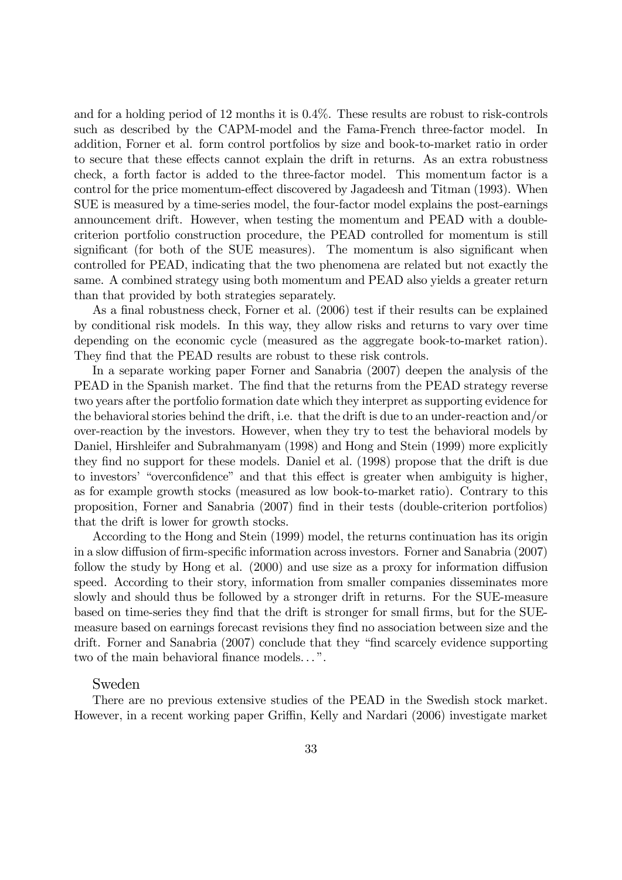and for a holding period of 12 months it is 0.4%. These results are robust to risk-controls such as described by the CAPM-model and the Fama-French three-factor model. In addition, Forner et al. form control portfolios by size and book-to-market ratio in order to secure that these effects cannot explain the drift in returns. As an extra robustness check, a forth factor is added to the three-factor model. This momentum factor is a control for the price momentum-effect discovered by Jagadeesh and Titman (1993). When SUE is measured by a time-series model, the four-factor model explains the post-earnings announcement drift. However, when testing the momentum and PEAD with a double-criterion portfolio construction procedure, the PEAD controlled for momentum is still significant (for both of the SUE measures). The momentum is also significant when controlled for PEAD, indicating that the two phenomena are related but not exactly the same. A combined strategy using both momentum and PEAD also yields a greater return than that provided by both strategies separately.

As a final robustness check, Forner et al. (2006) test if their results can be explained by conditional risk models. In this way, they allow risks and returns to vary over time depending on the economic cycle (measured as the aggregate book-to-market ration). They find that the PEAD results are robust to these risk controls.

In a separate working paper Forner and Sanabria (2007) deepen the analysis of the PEAD in the Spanish market. The find that the returns from the PEAD strategy reverse two years after the portfolio formation date which they interpret as supporting evidence for the behavioral stories behind the drift, i.e. that the drift is due to an under-reaction and/or over-reaction by the investors. However, when they try to test the behavioral models by Daniel, Hirshleifer and Subrahmanyam (1998) and Hong and Stein (1999) more explicitly they find no support for these models. Daniel et al. (1998) propose that the drift is due to investors' "overconfidence" and that this effect is greater when ambiguity is higher, as for example growth stocks (measured as low book-to-market ratio). Contrary to this proposition, Forner and Sanabria (2007) find in their tests (double-criterion portfolios) that the drift is lower for growth stocks.

According to the Hong and Stein (1999) model, the returns continuation has its origin in a slow diffusion of firm-specific information across investors. Forner and Sanabria (2007) follow the study by Hong et al. (2000) and use size as a proxy for information diffusion speed. According to their story, information from smaller companies disseminates more slowly and should thus be followed by a stronger drift in returns. For the SUE-measure based on time-series they find that the drift is stronger for small firms, but for the SUE-measure based on earnings forecast revisions they find no association between size and the drift. Forner and Sanabria (2007) conclude that they "find scarcely evidence supporting two of the main behavioral finance models…".

### Sweden

There are no previous extensive studies of the PEAD in the Swedish stock market. However, in a recent working paper Griffin, Kelly and Nardari (2006) investigate market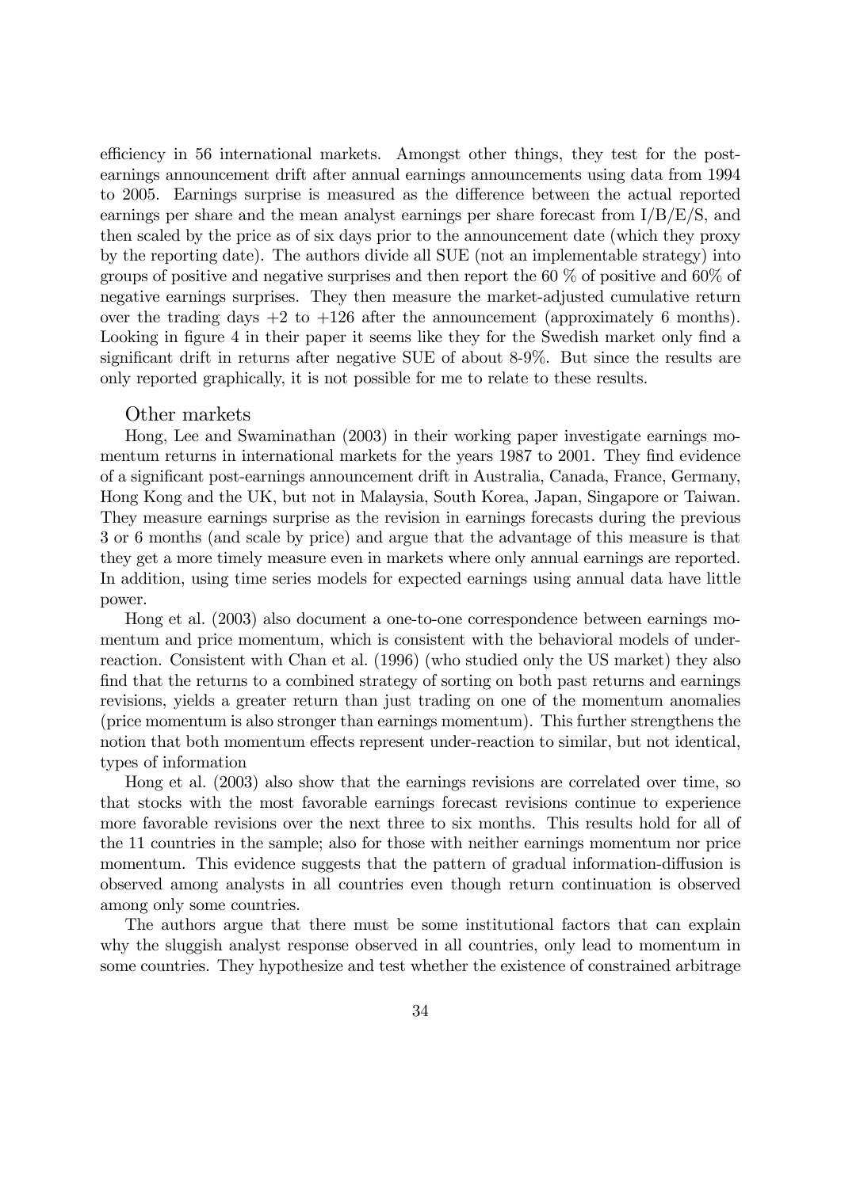efficiency in 56 international markets. Amongst other things, they test for the post-earnings announcement drift after annual earnings announcements using data from 1994 to 2005. Earnings surprise is measured as the difference between the actual reported earnings per share and the mean analyst earnings per share forecast from I/B/E/S, and then scaled by the price as of six days prior to the announcement date (which they proxy by the reporting date). The authors divide all SUE (not an implementable strategy) into groups of positive and negative surprises and then report the 60 % of positive and 60% of negative earnings surprises. They then measure the market-adjusted cumulative return over the trading days +2 to +126 after the announcement (approximately 6 months). Looking in figure 4 in their paper it seems like they for the Swedish market only find a significant drift in returns after negative SUE of about 8-9%. But since the results are only reported graphically, it is not possible for me to relate to these results.

### Other markets

Hong, Lee and Swaminathan (2003) in their working paper investigate earnings momentum returns in international markets for the years 1987 to 2001. They find evidence of a significant post-earnings announcement drift in Australia, Canada, France, Germany, Hong Kong and the UK, but not in Malaysia, South Korea, Japan, Singapore or Taiwan. They measure earnings surprise as the revision in earnings forecasts during the previous 3 or 6 months (and scale by price) and argue that the advantage of this measure is that they get a more timely measure even in markets where only annual earnings are reported. In addition, using time series models for expected earnings using annual data have little power.

Hong et al. (2003) also document a one-to-one correspondence between earnings momentum and price momentum, which is consistent with the behavioral models of under-reaction. Consistent with Chan et al. (1996) (who studied only the US market) they also find that the returns to a combined strategy of sorting on both past returns and earnings revisions, yields a greater return than just trading on one of the momentum anomalies (price momentum is also stronger than earnings momentum). This further strengthens the notion that both momentum effects represent under-reaction to similar, but not identical, types of information

Hong et al. (2003) also show that the earnings revisions are correlated over time, so that stocks with the most favorable earnings forecast revisions continue to experience more favorable revisions over the next three to six months. This results hold for all of the 11 countries in the sample; also for those with neither earnings momentum nor price momentum. This evidence suggests that the pattern of gradual information-diffusion is observed among analysts in all countries even though return continuation is observed among only some countries.

The authors argue that there must be some institutional factors that can explain why the sluggish analyst response observed in all countries, only lead to momentum in some countries. They hypothesize and test whether the existence of constrained arbitrage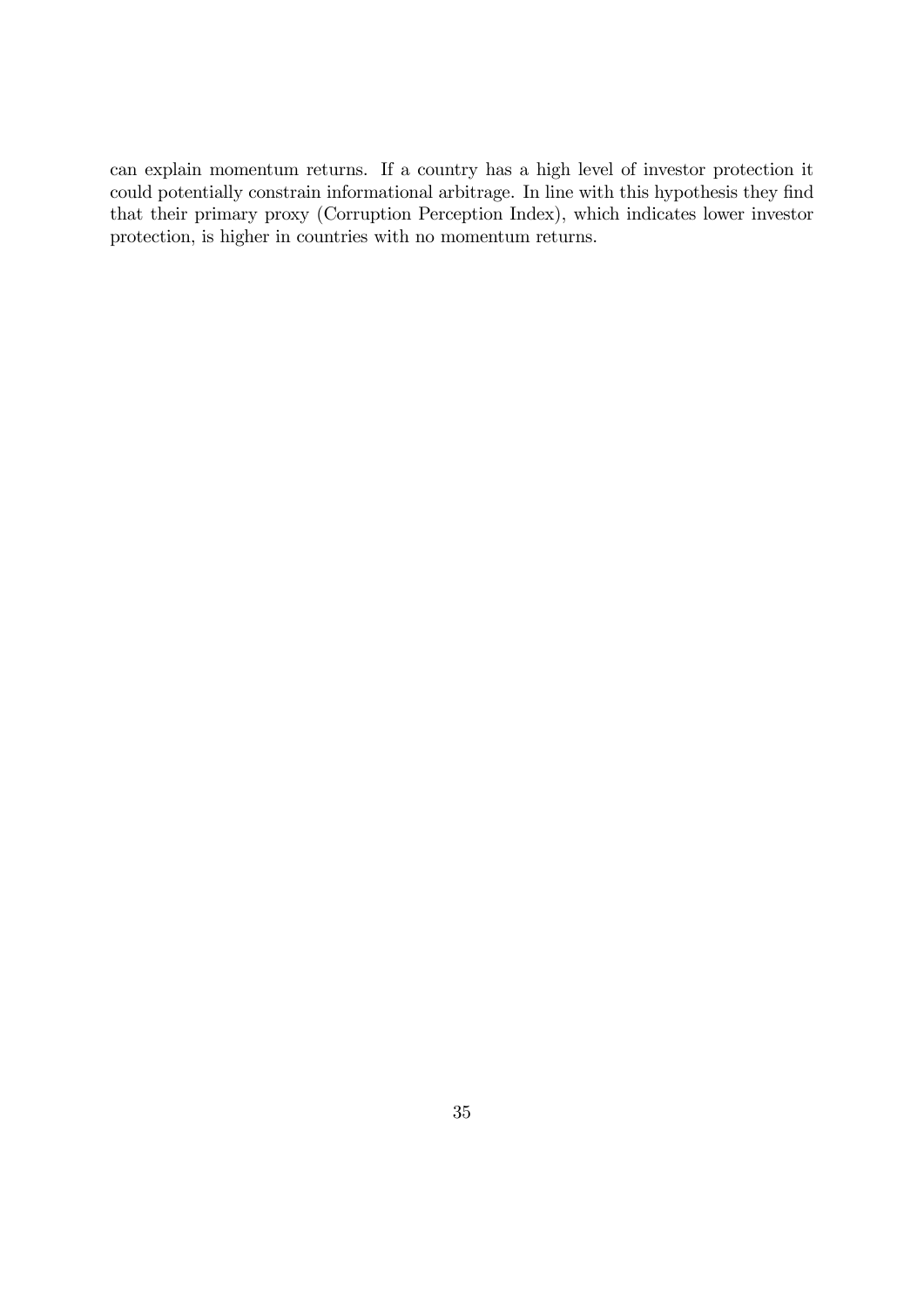can explain momentum returns. If a country has a high level of investor protection it could potentially constrain informational arbitrage. In line with this hypothesis they find that their primary proxy (Corruption Perception Index), which indicates lower investor protection, is higher in countries with no momentum returns.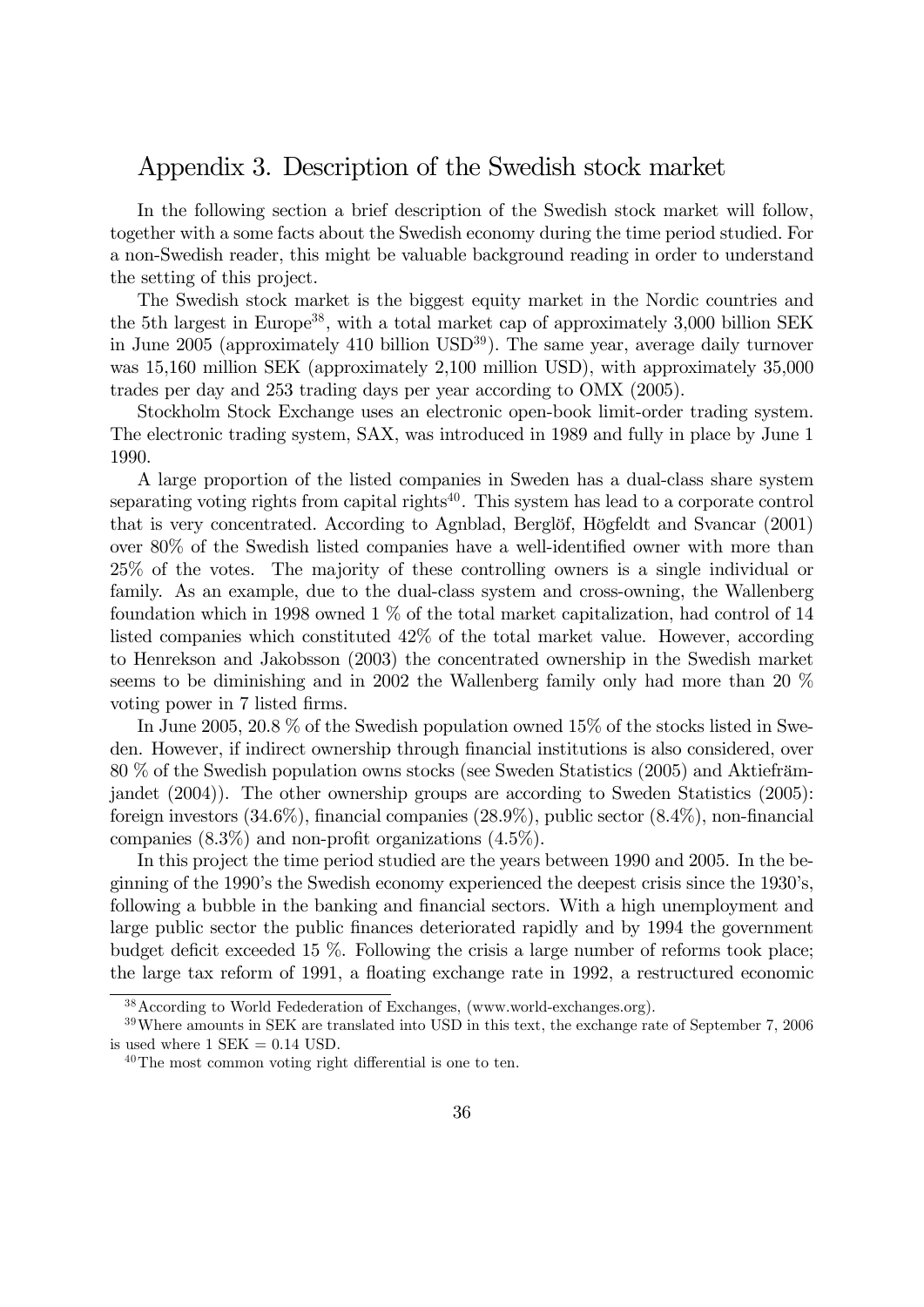## Appendix 3. Description of the Swedish stock market

In the following section a brief description of the Swedish stock market will follow, together with a some facts about the Swedish economy during the time period studied. For a non-Swedish reader, this might be valuable background reading in order to understand the setting of this project.

The Swedish stock market is the biggest equity market in the Nordic countries and the 5th largest in Europe[38], with a total market cap of approximately 3,000 billion SEK in June 2005 (approximately 410 billion USD[39]). The same year, average daily turnover was 15,160 million SEK (approximately 2,100 million USD), with approximately 35,000 trades per day and 253 trading days per year according to OMX (2005).

Stockholm Stock Exchange uses an electronic open-book limit-order trading system. The electronic trading system, SAX, was introduced in 1989 and fully in place by June 1 1990.

A large proportion of the listed companies in Sweden has a dual-class share system separating voting rights from capital rights[40]. This system has lead to a corporate control that is very concentrated. According to Agnblad, Berglöf, Högfeldt and Svancar (2001) over 80% of the Swedish listed companies have a well-identified owner with more than 25% of the votes. The majority of these controlling owners is a single individual or family. As an example, due to the dual-class system and cross-owning, the Wallenberg foundation which in 1998 owned 1 % of the total market capitalization, had control of 14 listed companies which constituted 42% of the total market value. However, according to Henrekson and Jakobsson (2003) the concentrated ownership in the Swedish market seems to be diminishing and in 2002 the Wallenberg family only had more than 20 % voting power in 7 listed firms.

In June 2005, 20.8 % of the Swedish population owned 15% of the stocks listed in Sweden. However, if indirect ownership through financial institutions is also considered, over 80 % of the Swedish population owns stocks (see Sweden Statistics (2005) and Aktiefrämjandet (2004)). The other ownership groups are according to Sweden Statistics (2005): foreign investors (34.6%), financial companies (28.9%), public sector (8.4%), non-financial companies (8.3%) and non-profit organizations (4.5%).

In this project the time period studied are the years between 1990 and 2005. In the beginning of the 1990's the Swedish economy experienced the deepest crisis since the 1930's, following a bubble in the banking and financial sectors. With a high unemployment and large public sector the public finances deteriorated rapidly and by 1994 the government budget deficit exceeded 15 %. Following the crisis a large number of reforms took place; the large tax reform of 1991, a floating exchange rate in 1992, a restructured economic

[38] According to World Fedederation of Exchanges, (www.world-exchanges.org).

[39] Where amounts in SEK are translated into USD in this text, the exchange rate of September 7, 2006 is used where 1 SEK = 0.14 USD.

[40] The most common voting right differential is one to ten.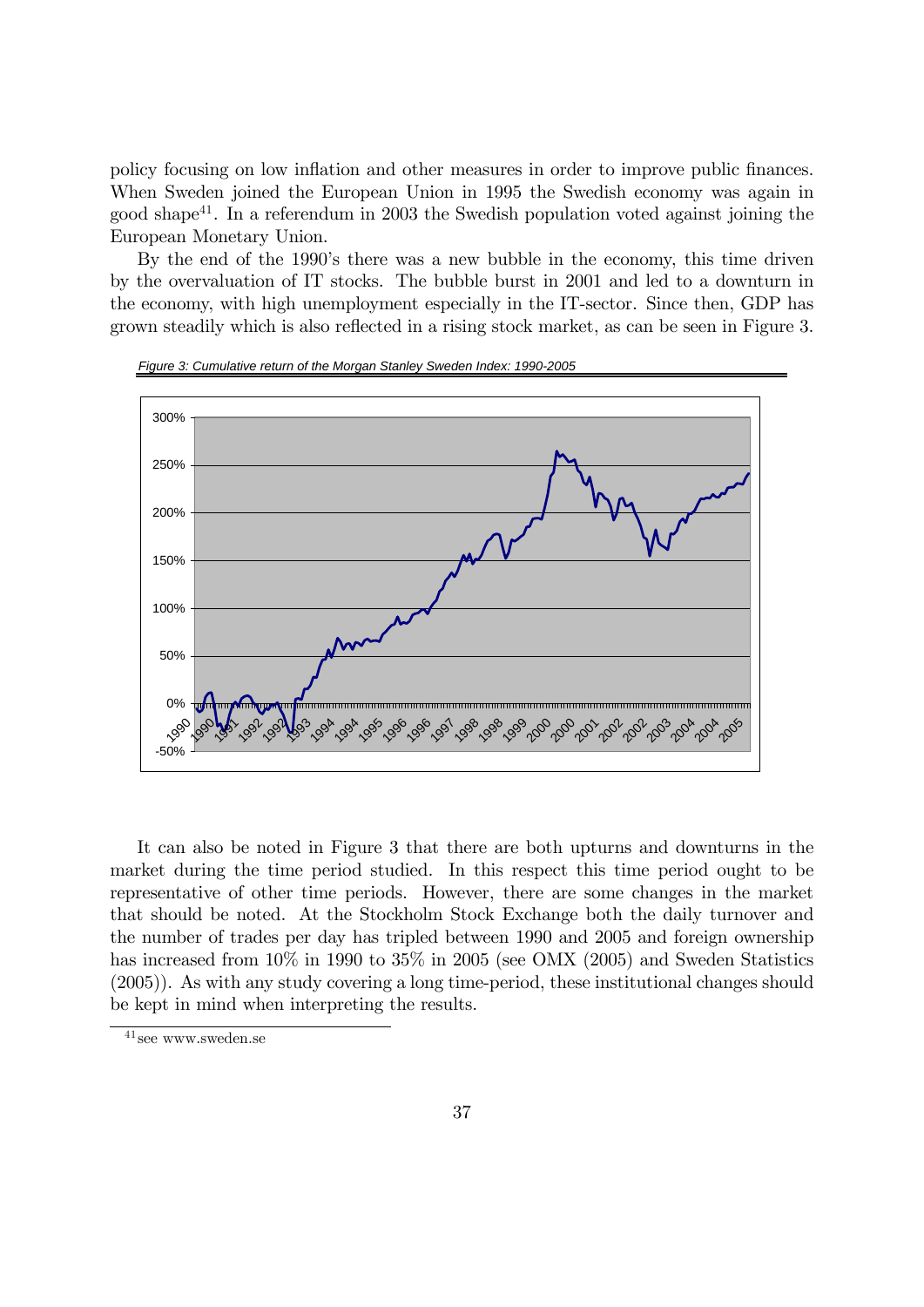policy focusing on low inflation and other measures in order to improve public finances. When Sweden joined the European Union in 1995 the Swedish economy was again in good shape[41]. In a referendum in 2003 the Swedish population voted against joining the European Monetary Union.

By the end of the 1990's there was a new bubble in the economy, this time driven by the overvaluation of IT stocks. The bubble burst in 2001 and led to a downturn in the economy, with high unemployment especially in the IT-sector. Since then, GDP has grown steadily which is also reflected in a rising stock market, as can be seen in Figure 3.

*Figure 3: Cumulative return of the Morgan Stanley Sweden Index: 1990-2005*

It can also be noted in Figure 3 that there are both upturns and downturns in the market during the time period studied. In this respect this time period ought to be representative of other time periods. However, there are some changes in the market that should be noted. At the Stockholm Stock Exchange both the daily turnover and the number of trades per day has tripled between 1990 and 2005 and foreign ownership has increased from 10% in 1990 to 35% in 2005 (see OMX (2005) and Sweden Statistics (2005)). As with any study covering a long time-period, these institutional changes should be kept in mind when interpreting the results.

[41] see www.sweden.se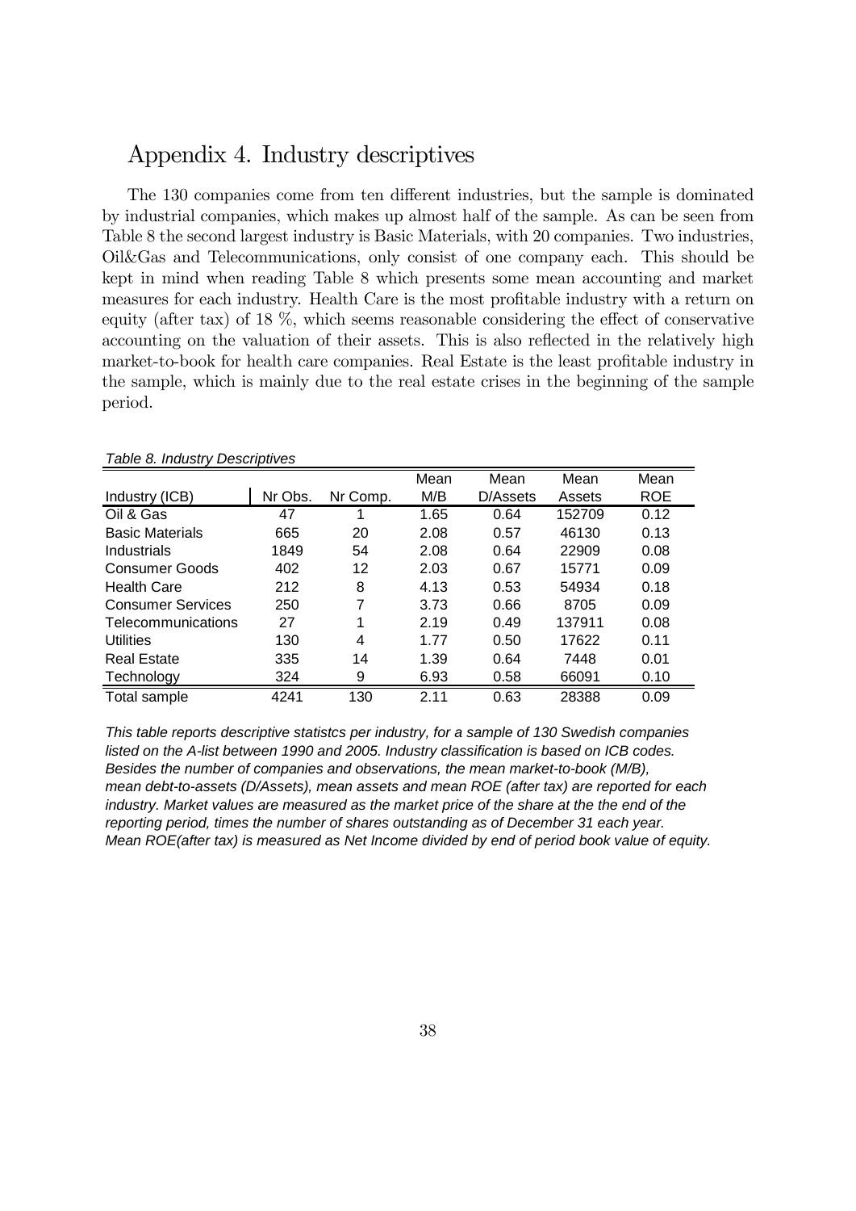## Appendix 4. Industry descriptives

The 130 companies come from ten different industries, but the sample is dominated by industrial companies, which makes up almost half of the sample. As can be seen from Table 8 the second largest industry is Basic Materials, with 20 companies. Two industries, Oil&Gas and Telecommunications, only consist of one company each. This should be kept in mind when reading Table 8 which presents some mean accounting and market measures for each industry. Health Care is the most profitable industry with a return on equity (after tax) of 18 %, which seems reasonable considering the effect of conservative accounting on the valuation of their assets. This is also reflected in the relatively high market-to-book for health care companies. Real Estate is the least profitable industry in the sample, which is mainly due to the real estate crises in the beginning of the sample period.

*Table 8. Industry Descriptives*

| Industry (ICB) | Nr Obs. | Nr Comp. | Mean M/B | Mean D/Assets | Mean Assets | Mean ROE |
|---|---|---|---|---|---|---|
| Oil & Gas | 47 | 1 | 1.65 | 0.64 | 152709 | 0.12 |
| Basic Materials | 665 | 20 | 2.08 | 0.57 | 46130 | 0.13 |
| Industrials | 1849 | 54 | 2.08 | 0.64 | 22909 | 0.08 |
| Consumer Goods | 402 | 12 | 2.03 | 0.67 | 15771 | 0.09 |
| Health Care | 212 | 8 | 4.13 | 0.53 | 54934 | 0.18 |
| Consumer Services | 250 | 7 | 3.73 | 0.66 | 8705 | 0.09 |
| Telecommunications | 27 | 1 | 2.19 | 0.49 | 137911 | 0.08 |
| Utilities | 130 | 4 | 1.77 | 0.50 | 17622 | 0.11 |
| Real Estate | 335 | 14 | 1.39 | 0.64 | 7448 | 0.01 |
| Technology | 324 | 9 | 6.93 | 0.58 | 66091 | 0.10 |
| Total sample | 4241 | 130 | 2.11 | 0.63 | 28388 | 0.09 |

*This table reports descriptive statistcs per industry, for a sample of 130 Swedish companies listed on the A-list between 1990 and 2005. Industry classification is based on ICB codes. Besides the number of companies and observations, the mean market-to-book (M/B), mean debt-to-assets (D/Assets), mean assets and mean ROE (after tax) are reported for each industry. Market values are measured as the market price of the share at the the end of the reporting period, times the number of shares outstanding as of December 31 each year. Mean ROE(after tax) is measured as Net Income divided by end of period book value of equity.*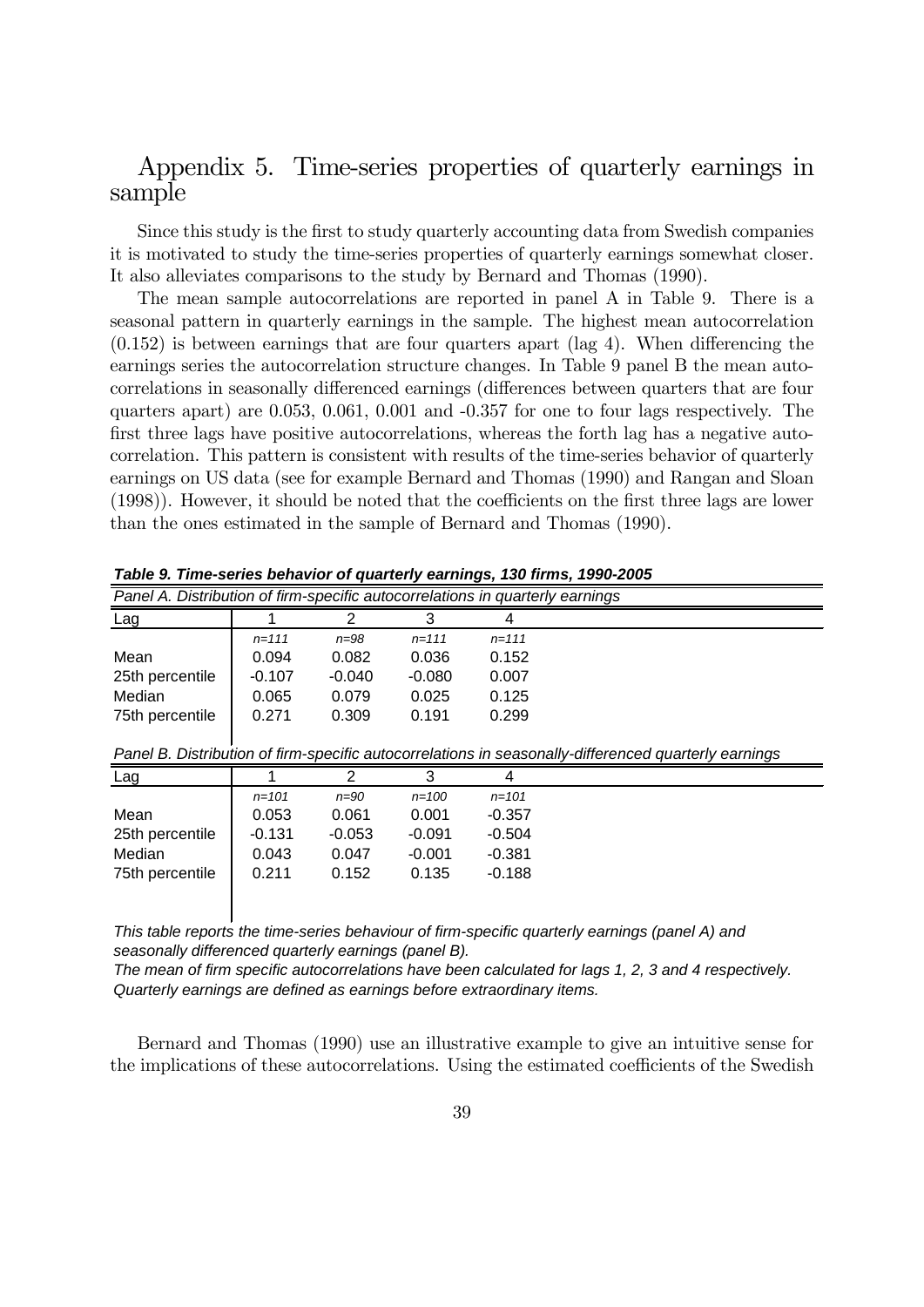# Appendix 5. Time-series properties of quarterly earnings in sample

Since this study is the first to study quarterly accounting data from Swedish companies it is motivated to study the time-series properties of quarterly earnings somewhat closer. It also alleviates comparisons to the study by Bernard and Thomas (1990).

The mean sample autocorrelations are reported in panel A in Table 9. There is a seasonal pattern in quarterly earnings in the sample. The highest mean autocorrelation (0.152) is between earnings that are four quarters apart (lag 4). When differencing the earnings series the autocorrelation structure changes. In Table 9 panel B the mean autocorrelations in seasonally differenced earnings (differences between quarters that are four quarters apart) are 0.053, 0.061, 0.001 and -0.357 for one to four lags respectively. The first three lags have positive autocorrelations, whereas the forth lag has a negative autocorrelation. This pattern is consistent with results of the time-series behavior of quarterly earnings on US data (see for example Bernard and Thomas (1990) and Rangan and Sloan (1998)). However, it should be noted that the coefficients on the first three lags are lower than the ones estimated in the sample of Bernard and Thomas (1990).

***Table 9. Time-series behavior of quarterly earnings, 130 firms, 1990-2005***

*Panel A. Distribution of firm-specific autocorrelations in quarterly earnings*

| Lag | 1 | 2 | 3 | 4 |
|---|---|---|---|---|
| | *n=111* | *n=98* | *n=111* | *n=111* |
| Mean | 0.094 | 0.082 | 0.036 | 0.152 |
| 25th percentile | -0.107 | -0.040 | -0.080 | 0.007 |
| Median | 0.065 | 0.079 | 0.025 | 0.125 |
| 75th percentile | 0.271 | 0.309 | 0.191 | 0.299 |

*Panel B. Distribution of firm-specific autocorrelations in seasonally-differenced quarterly earnings*

| Lag | 1 | 2 | 3 | 4 |
|---|---|---|---|---|
| | *n=101* | *n=90* | *n=100* | *n=101* |
| Mean | 0.053 | 0.061 | 0.001 | -0.357 |
| 25th percentile | -0.131 | -0.053 | -0.091 | -0.504 |
| Median | 0.043 | 0.047 | -0.001 | -0.381 |
| 75th percentile | 0.211 | 0.152 | 0.135 | -0.188 |

*This table reports the time-series behaviour of firm-specific quarterly earnings (panel A) and seasonally differenced quarterly earnings (panel B).*
*The mean of firm specific autocorrelations have been calculated for lags 1, 2, 3 and 4 respectively. Quarterly earnings are defined as earnings before extraordinary items.*

Bernard and Thomas (1990) use an illustrative example to give an intuitive sense for the implications of these autocorrelations. Using the estimated coefficients of the Swedish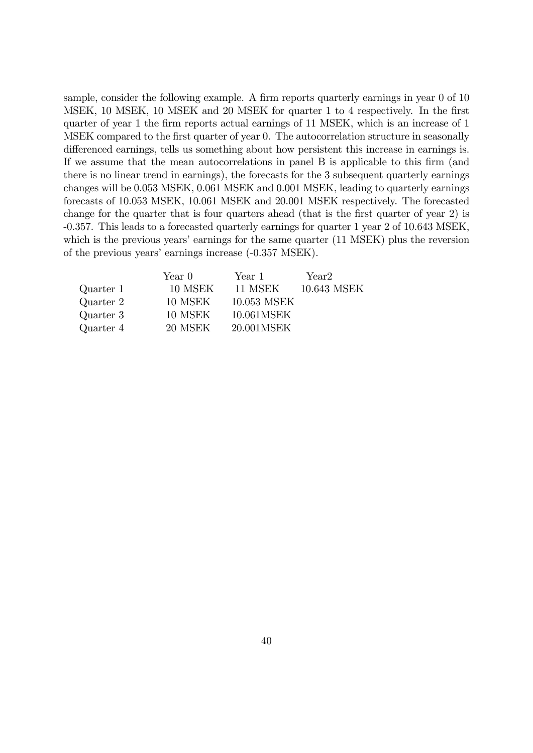sample, consider the following example. A firm reports quarterly earnings in year 0 of 10 MSEK, 10 MSEK, 10 MSEK and 20 MSEK for quarter 1 to 4 respectively. In the first quarter of year 1 the firm reports actual earnings of 11 MSEK, which is an increase of 1 MSEK compared to the first quarter of year 0. The autocorrelation structure in seasonally differenced earnings, tells us something about how persistent this increase in earnings is. If we assume that the mean autocorrelations in panel B is applicable to this firm (and there is no linear trend in earnings), the forecasts for the 3 subsequent quarterly earnings changes will be 0.053 MSEK, 0.061 MSEK and 0.001 MSEK, leading to quarterly earnings forecasts of 10.053 MSEK, 10.061 MSEK and 20.001 MSEK respectively. The forecasted change for the quarter that is four quarters ahead (that is the first quarter of year 2) is -0.357. This leads to a forecasted quarterly earnings for quarter 1 year 2 of 10.643 MSEK, which is the previous years' earnings for the same quarter (11 MSEK) plus the reversion of the previous years' earnings increase (-0.357 MSEK).

| | Year 0 | Year 1 | Year2 |
|---|---|---|---|
| Quarter 1 | 10 MSEK | 11 MSEK | 10.643 MSEK |
| Quarter 2 | 10 MSEK | 10.053 MSEK | |
| Quarter 3 | 10 MSEK | 10.061MSEK | |
| Quarter 4 | 20 MSEK | 20.001MSEK | |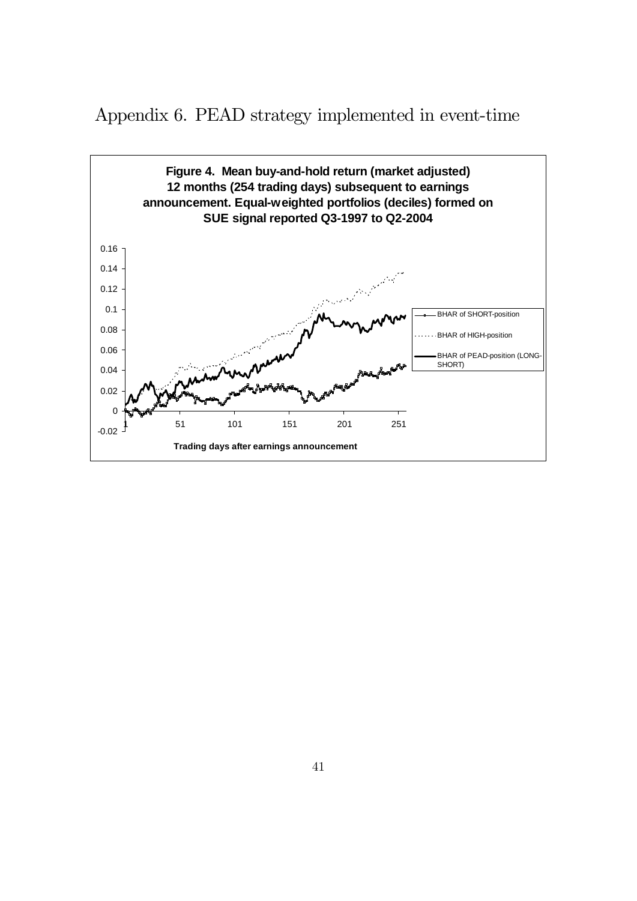# Appendix 6. PEAD strategy implemented in event-time

**Figure 4. Mean buy-and-hold return (market adjusted) 12 months (254 trading days) subsequent to earnings announcement. Equal-weighted portfolios (deciles) formed on SUE signal reported Q3-1997 to Q2-2004**

Legend: BHAR of SHORT-position; BHAR of HIGH-position; BHAR of PEAD-position (LONG-SHORT)

Y-axis: -0.02, 0, 0.02, 0.04, 0.06, 0.08, 0.1, 0.12, 0.14, 0.16

X-axis: 1, 51, 101, 151, 201, 251

**Trading days after earnings announcement**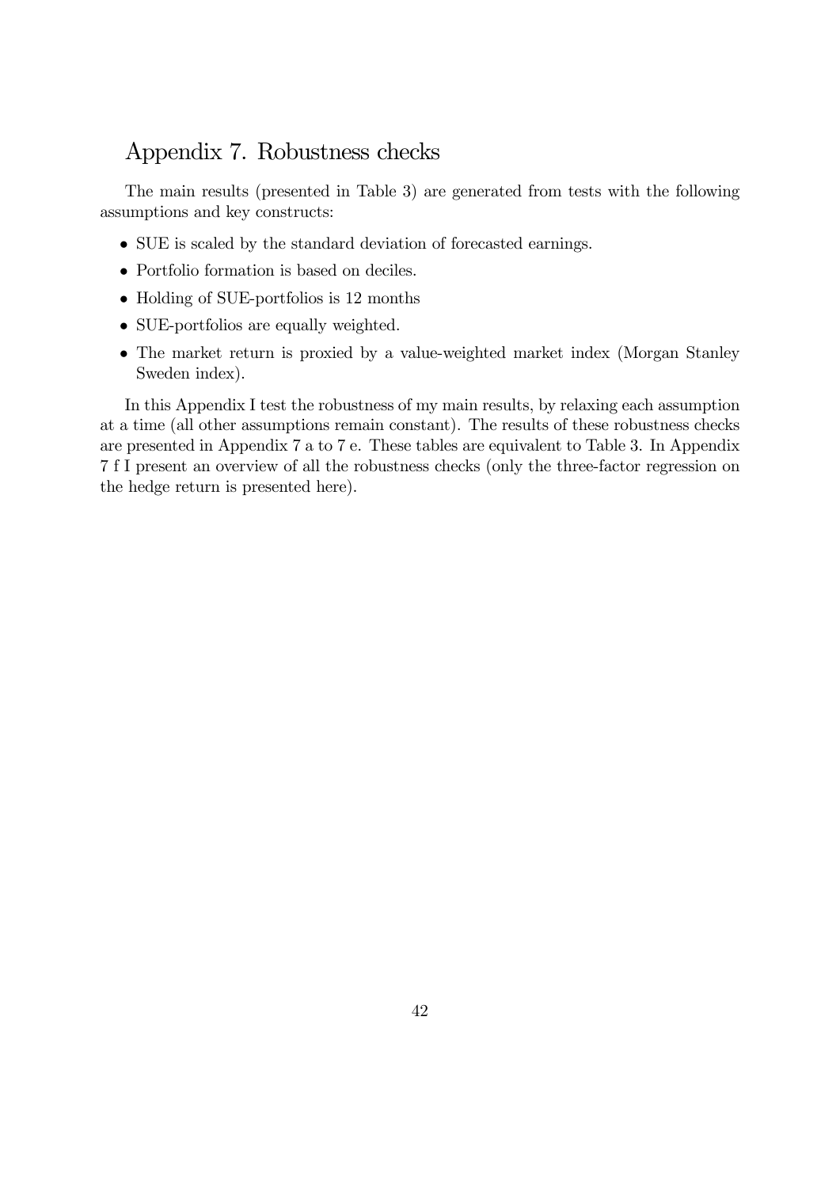## Appendix 7. Robustness checks

The main results (presented in Table 3) are generated from tests with the following assumptions and key constructs:

- SUE is scaled by the standard deviation of forecasted earnings.
- Portfolio formation is based on deciles.
- Holding of SUE-portfolios is 12 months
- SUE-portfolios are equally weighted.
- The market return is proxied by a value-weighted market index (Morgan Stanley Sweden index).

In this Appendix I test the robustness of my main results, by relaxing each assumption at a time (all other assumptions remain constant). The results of these robustness checks are presented in Appendix 7 a to 7 e. These tables are equivalent to Table 3. In Appendix 7 f I present an overview of all the robustness checks (only the three-factor regression on the hedge return is presented here).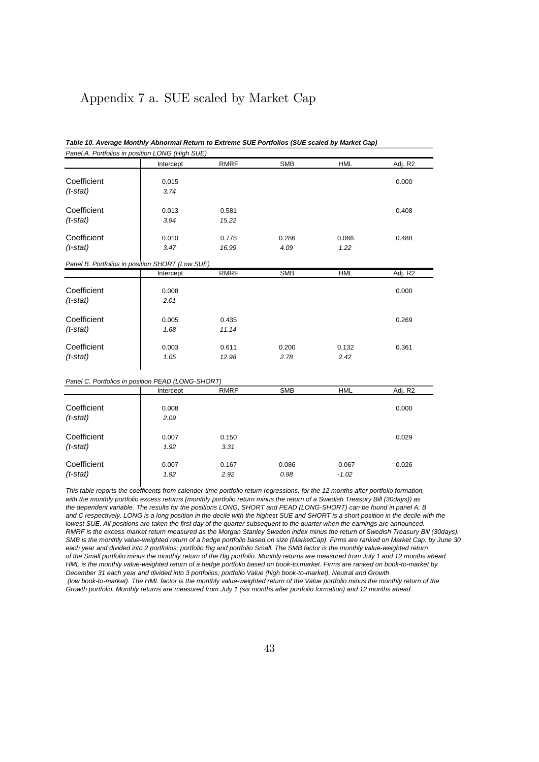# Appendix 7 a. SUE scaled by Market Cap

***Table 10. Average Monthly Abnormal Return to Extreme SUE Portfolios (SUE scaled by Market Cap)***

*Panel A. Portfolios in position LONG (High SUE)*

| | Intercept | RMRF | SMB | HML | Adj. R2 |
|---|---|---|---|---|---|
| Coefficient | 0.015 | | | | 0.000 |
| *(t-stat)* | *3.74* | | | | |
| Coefficient | 0.013 | 0.581 | | | 0.408 |
| *(t-stat)* | *3.94* | *15.22* | | | |
| Coefficient | 0.010 | 0.778 | 0.286 | 0.066 | 0.488 |
| *(t-stat)* | *3.47* | *16.99* | *4.09* | *1.22* | |

*Panel B. Portfolios in position SHORT (Low SUE)*

| | Intercept | RMRF | SMB | HML | Adj. R2 |
|---|---|---|---|---|---|
| Coefficient | 0.008 | | | | 0.000 |
| *(t-stat)* | *2.01* | | | | |
| Coefficient | 0.005 | 0.435 | | | 0.269 |
| *(t-stat)* | *1.68* | *11.14* | | | |
| Coefficient | 0.003 | 0.611 | 0.200 | 0.132 | 0.361 |
| *(t-stat)* | *1.05* | *12.98* | *2.78* | *2.42* | |

*Panel C. Portfolios in position PEAD (LONG-SHORT)*

| | Intercept | RMRF | SMB | HML | Adj. R2 |
|---|---|---|---|---|---|
| Coefficient | 0.008 | | | | 0.000 |
| *(t-stat)* | *2.09* | | | | |
| Coefficient | 0.007 | 0.150 | | | 0.029 |
| *(t-stat)* | *1.92* | *3.31* | | | |
| Coefficient | 0.007 | 0.167 | 0.086 | -0.067 | 0.026 |
| *(t-stat)* | *1.92* | *2.92* | *0.98* | *-1.02* | |

*This table reports the coefficents from calender-time portfolio return regressions, for the 12 months after portfolio formation, with the monthly portfolio excess returns (monthly portfolio return minus the return of a Swedish Treasury Bill (30days)) as the dependent variable. The results for the positions LONG, SHORT and PEAD (LONG-SHORT) can be found in panel A, B and C respectively. LONG is a long position in the decile with the highest SUE and SHORT is a short position in the decile with the lowest SUE. All positions are taken the first day of the quarter subsequent to the quarter when the earnings are announced. RMRF is the excess market return measured as the Morgan Stanley Sweden index minus the return of Swedish Treasury Bill (30days). SMB is the monthly value-weighted return of a hedge portfolio based on size (MarketCap). Firms are ranked on Market Cap. by June 30 each year and divided into 2 portfolios; portfolio Big and portfolio Small. The SMB factor is the monthly value-weighted return of the Small portfolio minus the monthly return of the Big portfolio. Monthly returns are measured from July 1 and 12 months ahead. HML is the monthly value-weighted return of a hedge portfolio based on book-to.market. Firms are ranked on book-to-market by December 31 each year and divided into 3 portfolios; portfolio Value (high book-to-market), Neutral and Growth (low book-to-market). The HML factor is the monthly value-weighted return of the Value portfolio minus the monthly return of the Growth portfolio. Monthly returns are measured from July 1 (six months after portfolio formation) and 12 months ahead.*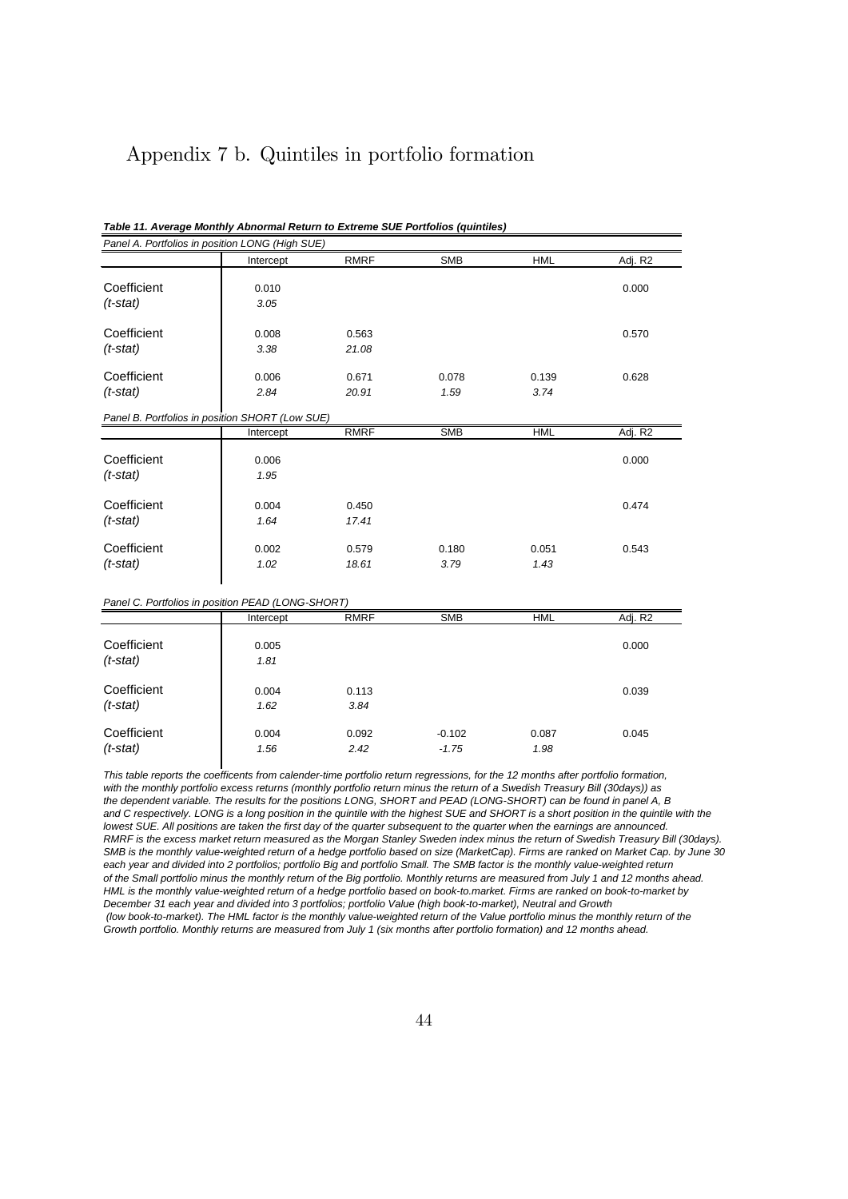# Appendix 7 b. Quintiles in portfolio formation

***Table 11. Average Monthly Abnormal Return to Extreme SUE Portfolios (quintiles)***

*Panel A. Portfolios in position LONG (High SUE)*

| | Intercept | RMRF | SMB | HML | Adj. R2 |
|---|---|---|---|---|---|
| Coefficient | 0.010 | | | | 0.000 |
| *(t-stat)* | *3.05* | | | | |
| Coefficient | 0.008 | 0.563 | | | 0.570 |
| *(t-stat)* | *3.38* | *21.08* | | | |
| Coefficient | 0.006 | 0.671 | 0.078 | 0.139 | 0.628 |
| *(t-stat)* | *2.84* | *20.91* | *1.59* | *3.74* | |

*Panel B. Portfolios in position SHORT (Low SUE)*

| | Intercept | RMRF | SMB | HML | Adj. R2 |
|---|---|---|---|---|---|
| Coefficient | 0.006 | | | | 0.000 |
| *(t-stat)* | *1.95* | | | | |
| Coefficient | 0.004 | 0.450 | | | 0.474 |
| *(t-stat)* | *1.64* | *17.41* | | | |
| Coefficient | 0.002 | 0.579 | 0.180 | 0.051 | 0.543 |
| *(t-stat)* | *1.02* | *18.61* | *3.79* | *1.43* | |

*Panel C. Portfolios in position PEAD (LONG-SHORT)*

| | Intercept | RMRF | SMB | HML | Adj. R2 |
|---|---|---|---|---|---|
| Coefficient | 0.005 | | | | 0.000 |
| *(t-stat)* | *1.81* | | | | |
| Coefficient | 0.004 | 0.113 | | | 0.039 |
| *(t-stat)* | *1.62* | *3.84* | | | |
| Coefficient | 0.004 | 0.092 | -0.102 | 0.087 | 0.045 |
| *(t-stat)* | *1.56* | *2.42* | *-1.75* | *1.98* | |

*This table reports the coefficents from calender-time portfolio return regressions, for the 12 months after portfolio formation, with the monthly portfolio excess returns (monthly portfolio return minus the return of a Swedish Treasury Bill (30days)) as the dependent variable. The results for the positions LONG, SHORT and PEAD (LONG-SHORT) can be found in panel A, B and C respectively. LONG is a long position in the quintile with the highest SUE and SHORT is a short position in the quintile with the lowest SUE. All positions are taken the first day of the quarter subsequent to the quarter when the earnings are announced. RMRF is the excess market return measured as the Morgan Stanley Sweden index minus the return of Swedish Treasury Bill (30days). SMB is the monthly value-weighted return of a hedge portfolio based on size (MarketCap). Firms are ranked on Market Cap. by June 30 each year and divided into 2 portfolios; portfolio Big and portfolio Small. The SMB factor is the monthly value-weighted return of the Small portfolio minus the monthly return of the Big portfolio. Monthly returns are measured from July 1 and 12 months ahead. HML is the monthly value-weighted return of a hedge portfolio based on book-to.market. Firms are ranked on book-to-market by December 31 each year and divided into 3 portfolios; portfolio Value (high book-to-market), Neutral and Growth (low book-to-market). The HML factor is the monthly value-weighted return of the Value portfolio minus the monthly return of the Growth portfolio. Monthly returns are measured from July 1 (six months after portfolio formation) and 12 months ahead.*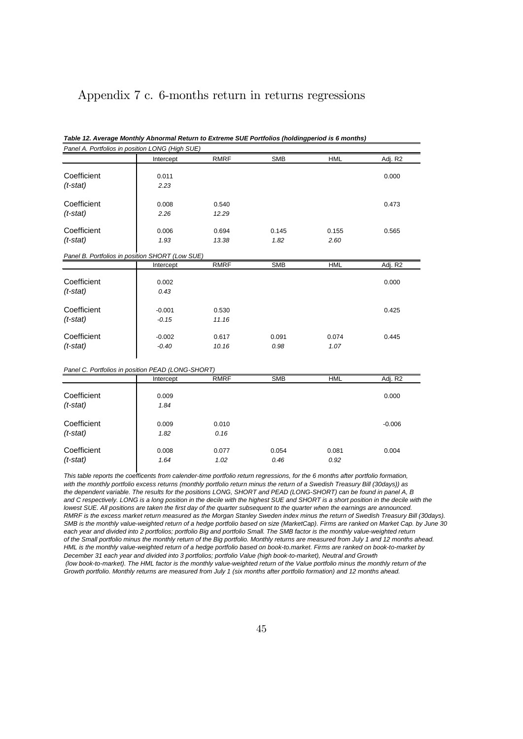# Appendix 7 c. 6-months return in returns regressions

***Table 12. Average Monthly Abnormal Return to Extreme SUE Portfolios (holdingperiod is 6 months)***

*Panel A. Portfolios in position LONG (High SUE)*

| | Intercept | RMRF | SMB | HML | Adj. R2 |
|---|---|---|---|---|---|
| Coefficient | 0.011 | | | | 0.000 |
| *(t-stat)* | *2.23* | | | | |
| Coefficient | 0.008 | 0.540 | | | 0.473 |
| *(t-stat)* | *2.26* | *12.29* | | | |
| Coefficient | 0.006 | 0.694 | 0.145 | 0.155 | 0.565 |
| *(t-stat)* | *1.93* | *13.38* | *1.82* | *2.60* | |

*Panel B. Portfolios in position SHORT (Low SUE)*

| | Intercept | RMRF | SMB | HML | Adj. R2 |
|---|---|---|---|---|---|
| Coefficient | 0.002 | | | | 0.000 |
| *(t-stat)* | *0.43* | | | | |
| Coefficient | -0.001 | 0.530 | | | 0.425 |
| *(t-stat)* | *-0.15* | *11.16* | | | |
| Coefficient | -0.002 | 0.617 | 0.091 | 0.074 | 0.445 |
| *(t-stat)* | *-0.40* | *10.16* | *0.98* | *1.07* | |

*Panel C. Portfolios in position PEAD (LONG-SHORT)*

| | Intercept | RMRF | SMB | HML | Adj. R2 |
|---|---|---|---|---|---|
| Coefficient | 0.009 | | | | 0.000 |
| *(t-stat)* | *1.84* | | | | |
| Coefficient | 0.009 | 0.010 | | | -0.006 |
| *(t-stat)* | *1.82* | *0.16* | | | |
| Coefficient | 0.008 | 0.077 | 0.054 | 0.081 | 0.004 |
| *(t-stat)* | *1.64* | *1.02* | *0.46* | *0.92* | |

*This table reports the coefficents from calender-time portfolio return regressions, for the 6 months after portfolio formation, with the monthly portfolio excess returns (monthly portfolio return minus the return of a Swedish Treasury Bill (30days)) as the dependent variable. The results for the positions LONG, SHORT and PEAD (LONG-SHORT) can be found in panel A, B and C respectively. LONG is a long position in the decile with the highest SUE and SHORT is a short position in the decile with the lowest SUE. All positions are taken the first day of the quarter subsequent to the quarter when the earnings are announced. RMRF is the excess market return measured as the Morgan Stanley Sweden index minus the return of Swedish Treasury Bill (30days). SMB is the monthly value-weighted return of a hedge portfolio based on size (MarketCap). Firms are ranked on Market Cap. by June 30 each year and divided into 2 portfolios; portfolio Big and portfolio Small. The SMB factor is the monthly value-weighted return of the Small portfolio minus the monthly return of the Big portfolio. Monthly returns are measured from July 1 and 12 months ahead. HML is the monthly value-weighted return of a hedge portfolio based on book-to.market. Firms are ranked on book-to-market by December 31 each year and divided into 3 portfolios; portfolio Value (high book-to-market), Neutral and Growth (low book-to-market). The HML factor is the monthly value-weighted return of the Value portfolio minus the monthly return of the Growth portfolio. Monthly returns are measured from July 1 (six months after portfolio formation) and 12 months ahead.*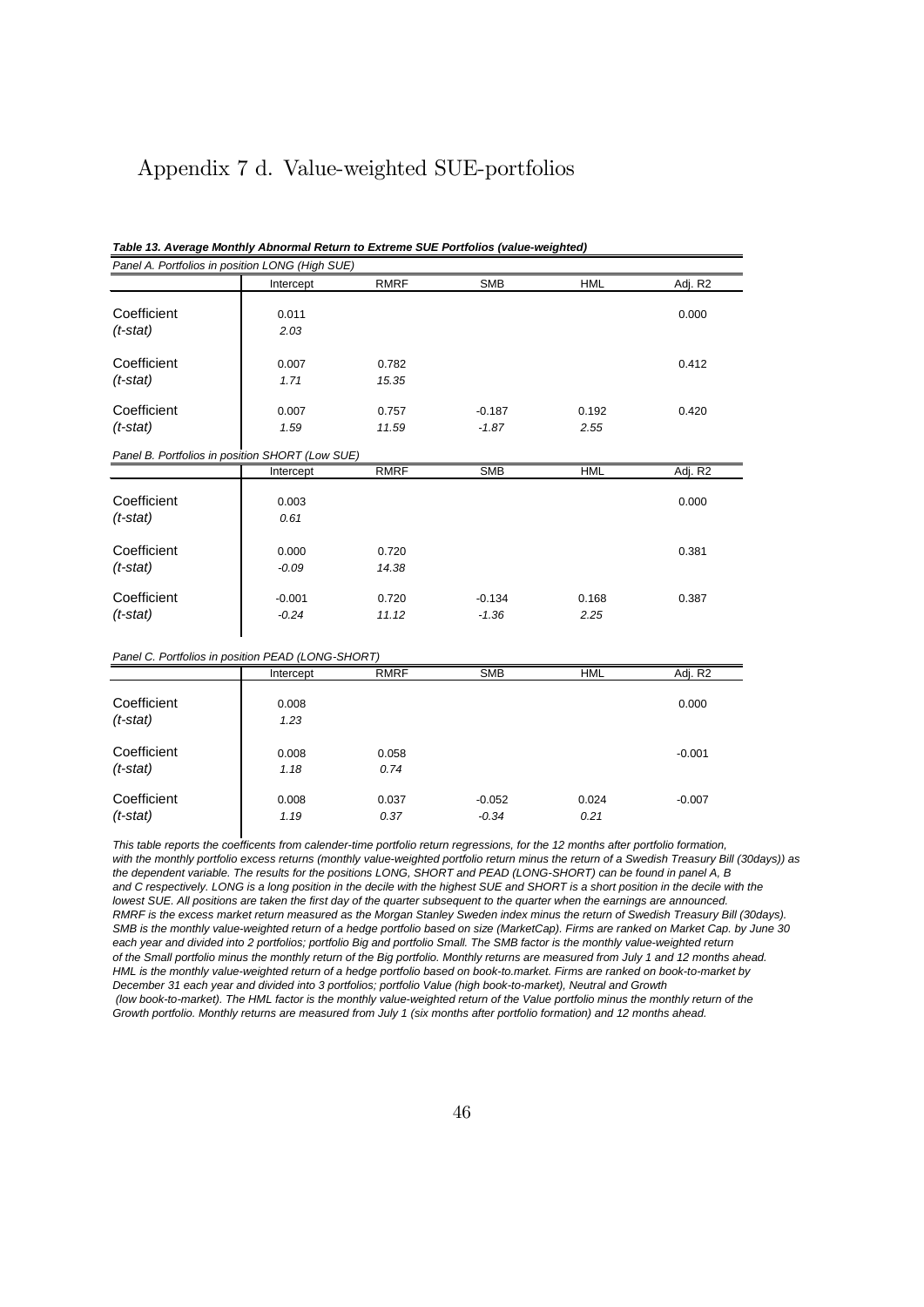# Appendix 7 d. Value-weighted SUE-portfolios

***Table 13. Average Monthly Abnormal Return to Extreme SUE Portfolios (value-weighted)***

*Panel A. Portfolios in position LONG (High SUE)*

| | Intercept | RMRF | SMB | HML | Adj. R2 |
|---|---|---|---|---|---|
| Coefficient | 0.011 | | | | 0.000 |
| *(t-stat)* | *2.03* | | | | |
| Coefficient | 0.007 | 0.782 | | | 0.412 |
| *(t-stat)* | *1.71* | *15.35* | | | |
| Coefficient | 0.007 | 0.757 | -0.187 | 0.192 | 0.420 |
| *(t-stat)* | *1.59* | *11.59* | *-1.87* | *2.55* | |

*Panel B. Portfolios in position SHORT (Low SUE)*

| | Intercept | RMRF | SMB | HML | Adj. R2 |
|---|---|---|---|---|---|
| Coefficient | 0.003 | | | | 0.000 |
| *(t-stat)* | *0.61* | | | | |
| Coefficient | 0.000 | 0.720 | | | 0.381 |
| *(t-stat)* | *-0.09* | *14.38* | | | |
| Coefficient | -0.001 | 0.720 | -0.134 | 0.168 | 0.387 |
| *(t-stat)* | *-0.24* | *11.12* | *-1.36* | *2.25* | |

*Panel C. Portfolios in position PEAD (LONG-SHORT)*

| | Intercept | RMRF | SMB | HML | Adj. R2 |
|---|---|---|---|---|---|
| Coefficient | 0.008 | | | | 0.000 |
| *(t-stat)* | *1.23* | | | | |
| Coefficient | 0.008 | 0.058 | | | -0.001 |
| *(t-stat)* | *1.18* | *0.74* | | | |
| Coefficient | 0.008 | 0.037 | -0.052 | 0.024 | -0.007 |
| *(t-stat)* | *1.19* | *0.37* | *-0.34* | *0.21* | |

*This table reports the coefficents from calender-time portfolio return regressions, for the 12 months after portfolio formation, with the monthly portfolio excess returns (monthly value-weighted portfolio return minus the return of a Swedish Treasury Bill (30days)) as the dependent variable. The results for the positions LONG, SHORT and PEAD (LONG-SHORT) can be found in panel A, B and C respectively. LONG is a long position in the decile with the highest SUE and SHORT is a short position in the decile with the lowest SUE. All positions are taken the first day of the quarter subsequent to the quarter when the earnings are announced. RMRF is the excess market return measured as the Morgan Stanley Sweden index minus the return of Swedish Treasury Bill (30days). SMB is the monthly value-weighted return of a hedge portfolio based on size (MarketCap). Firms are ranked on Market Cap. by June 30 each year and divided into 2 portfolios; portfolio Big and portfolio Small. The SMB factor is the monthly value-weighted return of the Small portfolio minus the monthly return of the Big portfolio. Monthly returns are measured from July 1 and 12 months ahead. HML is the monthly value-weighted return of a hedge portfolio based on book-to.market. Firms are ranked on book-to-market by December 31 each year and divided into 3 portfolios; portfolio Value (high book-to-market), Neutral and Growth (low book-to-market). The HML factor is the monthly value-weighted return of the Value portfolio minus the monthly return of the Growth portfolio. Monthly returns are measured from July 1 (six months after portfolio formation) and 12 months ahead.*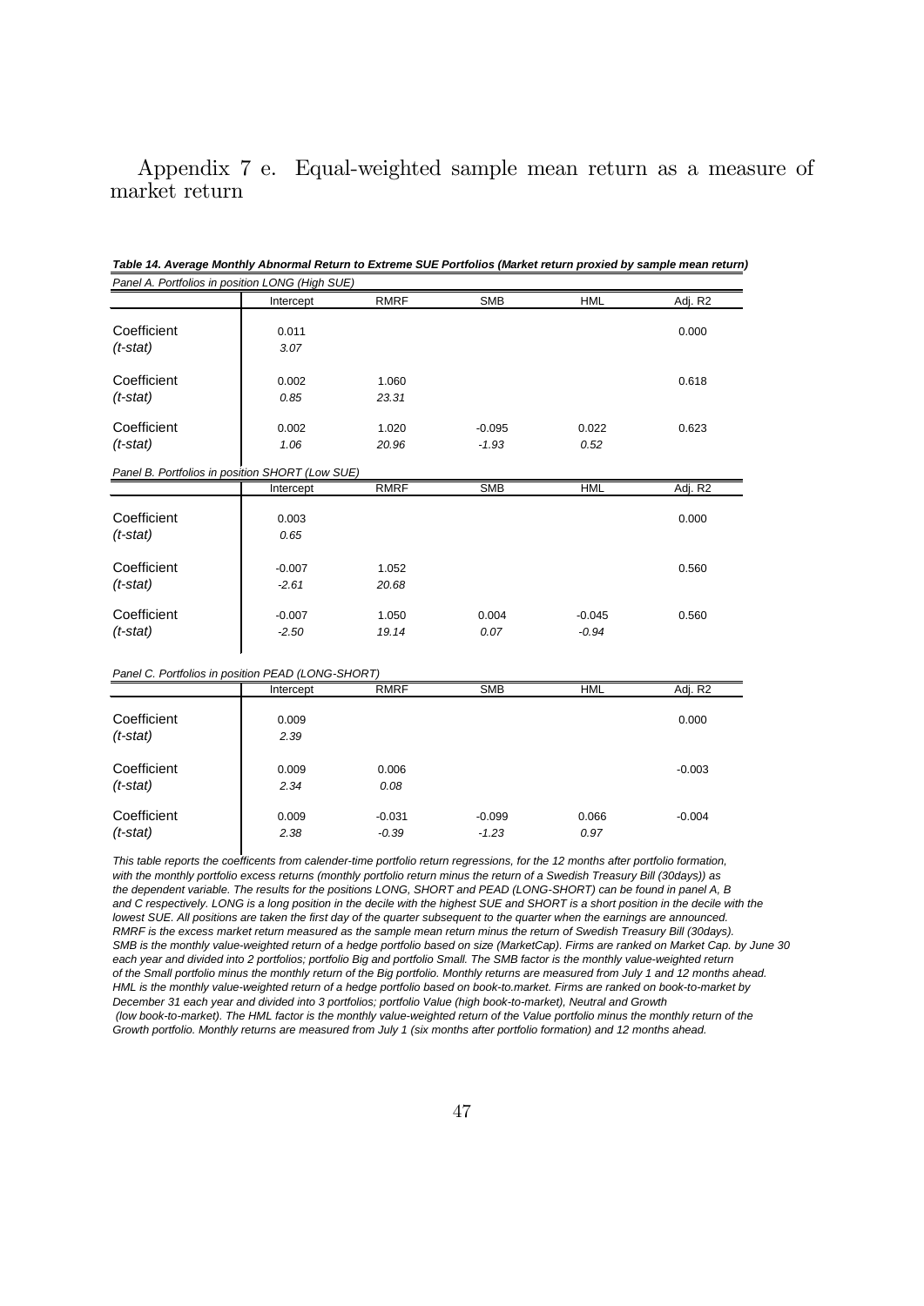## Appendix 7 e. Equal-weighted sample mean return as a measure of market return

***Table 14. Average Monthly Abnormal Return to Extreme SUE Portfolios (Market return proxied by sample mean return)***

*Panel A. Portfolios in position LONG (High SUE)*

| | Intercept | RMRF | SMB | HML | Adj. R2 |
|---|---|---|---|---|---|
| Coefficient | 0.011 | | | | 0.000 |
| *(t-stat)* | *3.07* | | | | |
| Coefficient | 0.002 | 1.060 | | | 0.618 |
| *(t-stat)* | *0.85* | *23.31* | | | |
| Coefficient | 0.002 | 1.020 | -0.095 | 0.022 | 0.623 |
| *(t-stat)* | *1.06* | *20.96* | *-1.93* | *0.52* | |

*Panel B. Portfolios in position SHORT (Low SUE)*

| | Intercept | RMRF | SMB | HML | Adj. R2 |
|---|---|---|---|---|---|
| Coefficient | 0.003 | | | | 0.000 |
| *(t-stat)* | *0.65* | | | | |
| Coefficient | -0.007 | 1.052 | | | 0.560 |
| *(t-stat)* | *-2.61* | *20.68* | | | |
| Coefficient | -0.007 | 1.050 | 0.004 | -0.045 | 0.560 |
| *(t-stat)* | *-2.50* | *19.14* | *0.07* | *-0.94* | |

*Panel C. Portfolios in position PEAD (LONG-SHORT)*

| | Intercept | RMRF | SMB | HML | Adj. R2 |
|---|---|---|---|---|---|
| Coefficient | 0.009 | | | | 0.000 |
| *(t-stat)* | *2.39* | | | | |
| Coefficient | 0.009 | 0.006 | | | -0.003 |
| *(t-stat)* | *2.34* | *0.08* | | | |
| Coefficient | 0.009 | -0.031 | -0.099 | 0.066 | -0.004 |
| *(t-stat)* | *2.38* | *-0.39* | *-1.23* | *0.97* | |

*This table reports the coefficents from calender-time portfolio return regressions, for the 12 months after portfolio formation, with the monthly portfolio excess returns (monthly portfolio return minus the return of a Swedish Treasury Bill (30days)) as the dependent variable. The results for the positions LONG, SHORT and PEAD (LONG-SHORT) can be found in panel A, B and C respectively. LONG is a long position in the decile with the highest SUE and SHORT is a short position in the decile with the lowest SUE. All positions are taken the first day of the quarter subsequent to the quarter when the earnings are announced. RMRF is the excess market return measured as the sample mean return minus the return of Swedish Treasury Bill (30days). SMB is the monthly value-weighted return of a hedge portfolio based on size (MarketCap). Firms are ranked on Market Cap. by June 30 each year and divided into 2 portfolios; portfolio Big and portfolio Small. The SMB factor is the monthly value-weighted return of the Small portfolio minus the monthly return of the Big portfolio. Monthly returns are measured from July 1 and 12 months ahead. HML is the monthly value-weighted return of a hedge portfolio based on book-to.market. Firms are ranked on book-to-market by December 31 each year and divided into 3 portfolios; portfolio Value (high book-to-market), Neutral and Growth (low book-to-market). The HML factor is the monthly value-weighted return of the Value portfolio minus the monthly return of the Growth portfolio. Monthly returns are measured from July 1 (six months after portfolio formation) and 12 months ahead.*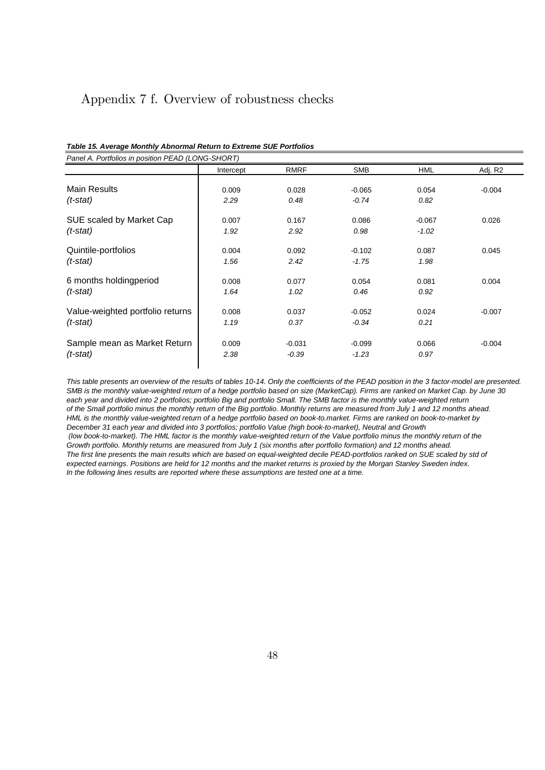## Appendix 7 f. Overview of robustness checks

***Table 15. Average Monthly Abnormal Return to Extreme SUE Portfolios***

*Panel A. Portfolios in position PEAD (LONG-SHORT)*

| | Intercept | RMRF | SMB | HML | Adj. R2 |
|---|---|---|---|---|---|
| Main Results | 0.009 | 0.028 | -0.065 | 0.054 | -0.004 |
| *(t-stat)* | *2.29* | *0.48* | *-0.74* | *0.82* | |
| SUE scaled by Market Cap | 0.007 | 0.167 | 0.086 | -0.067 | 0.026 |
| *(t-stat)* | *1.92* | *2.92* | *0.98* | *-1.02* | |
| Quintile-portfolios | 0.004 | 0.092 | -0.102 | 0.087 | 0.045 |
| *(t-stat)* | *1.56* | *2.42* | *-1.75* | *1.98* | |
| 6 months holdingperiod | 0.008 | 0.077 | 0.054 | 0.081 | 0.004 |
| *(t-stat)* | *1.64* | *1.02* | *0.46* | *0.92* | |
| Value-weighted portfolio returns | 0.008 | 0.037 | -0.052 | 0.024 | -0.007 |
| *(t-stat)* | *1.19* | *0.37* | *-0.34* | *0.21* | |
| Sample mean as Market Return | 0.009 | -0.031 | -0.099 | 0.066 | -0.004 |
| *(t-stat)* | *2.38* | *-0.39* | *-1.23* | *0.97* | |

*This table presents an overview of the results of tables 10-14. Only the coefficients of the PEAD position in the 3 factor-model are presented. SMB is the monthly value-weighted return of a hedge portfolio based on size (MarketCap). Firms are ranked on Market Cap. by June 30 each year and divided into 2 portfolios; portfolio Big and portfolio Small. The SMB factor is the monthly value-weighted return of the Small portfolio minus the monthly return of the Big portfolio. Monthly returns are measured from July 1 and 12 months ahead. HML is the monthly value-weighted return of a hedge portfolio based on book-to.market. Firms are ranked on book-to-market by December 31 each year and divided into 3 portfolios; portfolio Value (high book-to-market), Neutral and Growth (low book-to-market). The HML factor is the monthly value-weighted return of the Value portfolio minus the monthly return of the Growth portfolio. Monthly returns are measured from July 1 (six months after portfolio formation) and 12 months ahead. The first line presents the main results which are based on equal-weighted decile PEAD-portfolios ranked on SUE scaled by std of expected earnings. Positions are held for 12 months and the market returns is proxied by the Morgan Stanley Sweden index. In the following lines results are reported where these assumptions are tested one at a time.*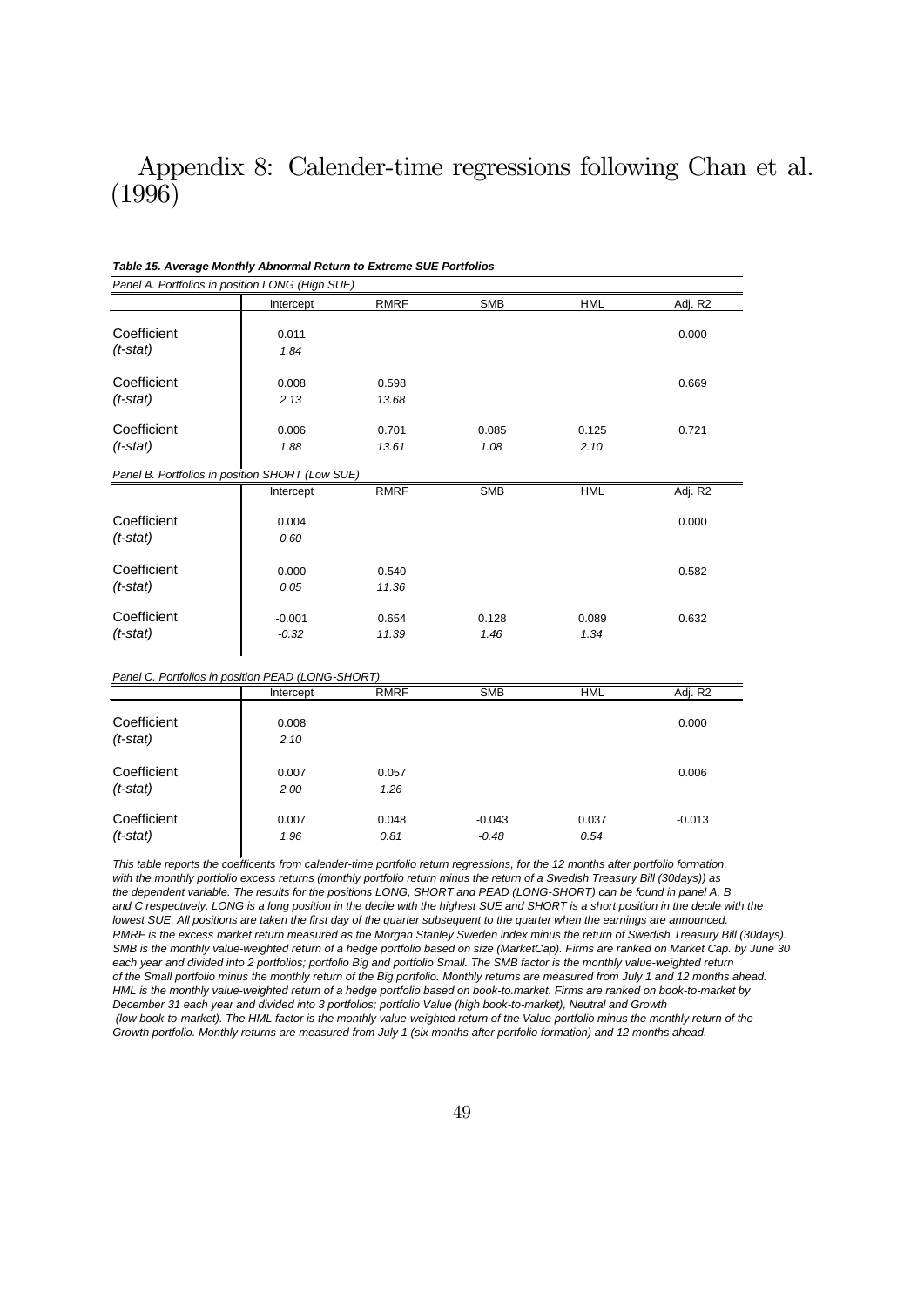# Appendix 8: Calender-time regressions following Chan et al. (1996)

***Table 15. Average Monthly Abnormal Return to Extreme SUE Portfolios***

*Panel A. Portfolios in position LONG (High SUE)*

| | Intercept | RMRF | SMB | HML | Adj. R2 |
|---|---|---|---|---|---|
| Coefficient | 0.011 | | | | 0.000 |
| *(t-stat)* | *1.84* | | | | |
| Coefficient | 0.008 | 0.598 | | | 0.669 |
| *(t-stat)* | *2.13* | *13.68* | | | |
| Coefficient | 0.006 | 0.701 | 0.085 | 0.125 | 0.721 |
| *(t-stat)* | *1.88* | *13.61* | *1.08* | *2.10* | |

*Panel B. Portfolios in position SHORT (Low SUE)*

| | Intercept | RMRF | SMB | HML | Adj. R2 |
|---|---|---|---|---|---|
| Coefficient | 0.004 | | | | 0.000 |
| *(t-stat)* | *0.60* | | | | |
| Coefficient | 0.000 | 0.540 | | | 0.582 |
| *(t-stat)* | *0.05* | *11.36* | | | |
| Coefficient | -0.001 | 0.654 | 0.128 | 0.089 | 0.632 |
| *(t-stat)* | *-0.32* | *11.39* | *1.46* | *1.34* | |

*Panel C. Portfolios in position PEAD (LONG-SHORT)*

| | Intercept | RMRF | SMB | HML | Adj. R2 |
|---|---|---|---|---|---|
| Coefficient | 0.008 | | | | 0.000 |
| *(t-stat)* | *2.10* | | | | |
| Coefficient | 0.007 | 0.057 | | | 0.006 |
| *(t-stat)* | *2.00* | *1.26* | | | |
| Coefficient | 0.007 | 0.048 | -0.043 | 0.037 | -0.013 |
| *(t-stat)* | *1.96* | *0.81* | *-0.48* | *0.54* | |

*This table reports the coefficents from calender-time portfolio return regressions, for the 12 months after portfolio formation, with the monthly portfolio excess returns (monthly portfolio return minus the return of a Swedish Treasury Bill (30days)) as the dependent variable. The results for the positions LONG, SHORT and PEAD (LONG-SHORT) can be found in panel A, B and C respectively. LONG is a long position in the decile with the highest SUE and SHORT is a short position in the decile with the lowest SUE. All positions are taken the first day of the quarter subsequent to the quarter when the earnings are announced. RMRF is the excess market return measured as the Morgan Stanley Sweden index minus the return of Swedish Treasury Bill (30days). SMB is the monthly value-weighted return of a hedge portfolio based on size (MarketCap). Firms are ranked on Market Cap. by June 30 each year and divided into 2 portfolios; portfolio Big and portfolio Small. The SMB factor is the monthly value-weighted return of the Small portfolio minus the monthly return of the Big portfolio. Monthly returns are measured from July 1 and 12 months ahead. HML is the monthly value-weighted return of a hedge portfolio based on book-to.market. Firms are ranked on book-to-market by December 31 each year and divided into 3 portfolios; portfolio Value (high book-to-market), Neutral and Growth (low book-to-market). The HML factor is the monthly value-weighted return of the Value portfolio minus the monthly return of the Growth portfolio. Monthly returns are measured from July 1 (six months after portfolio formation) and 12 months ahead.*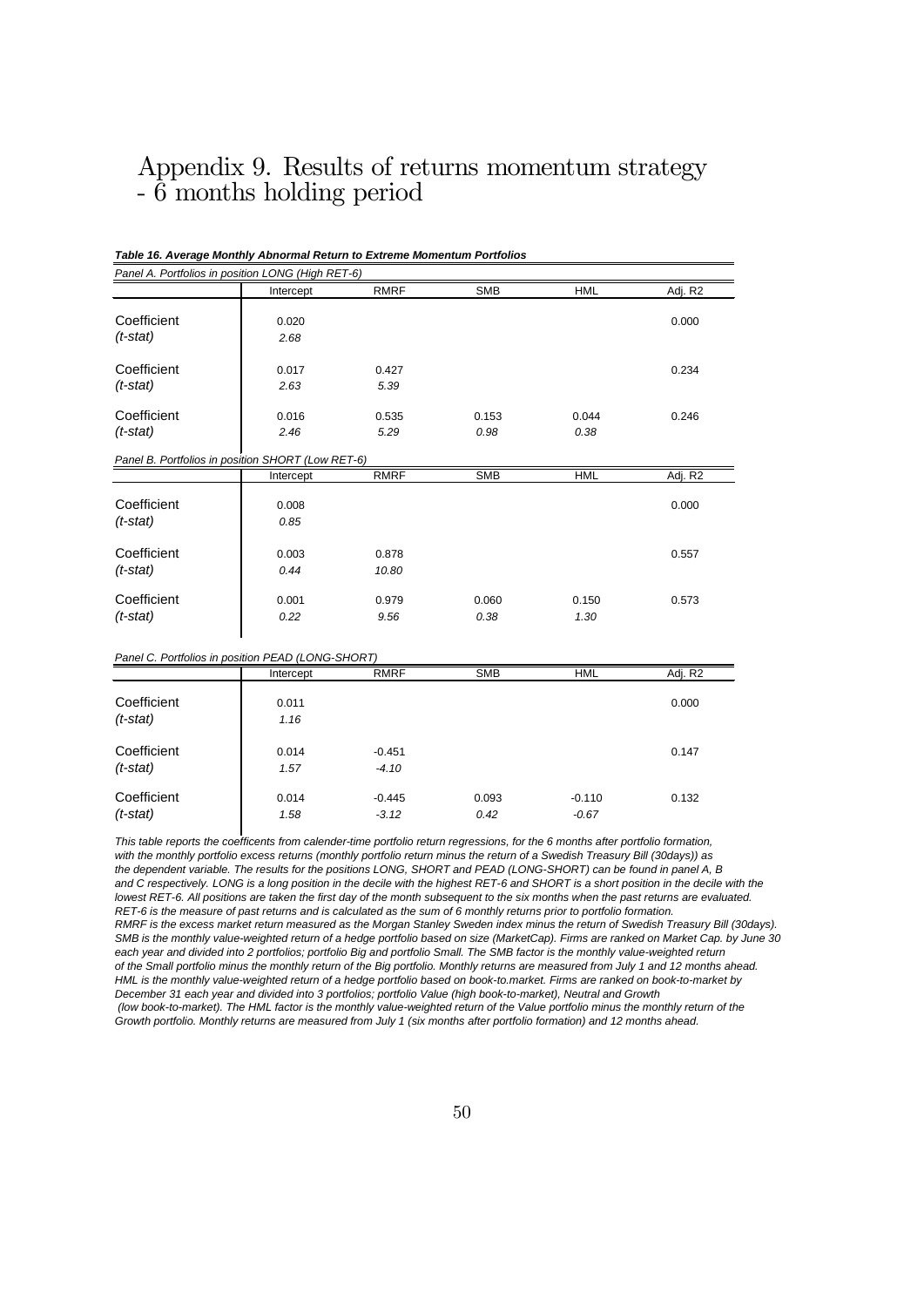# Appendix 9. Results of returns momentum strategy - 6 months holding period

***Table 16. Average Monthly Abnormal Return to Extreme Momentum Portfolios***

*Panel A. Portfolios in position LONG (High RET-6)*

| | Intercept | RMRF | SMB | HML | Adj. R2 |
|---|---|---|---|---|---|
| Coefficient | 0.020 | | | | 0.000 |
| *(t-stat)* | *2.68* | | | | |
| Coefficient | 0.017 | 0.427 | | | 0.234 |
| *(t-stat)* | *2.63* | *5.39* | | | |
| Coefficient | 0.016 | 0.535 | 0.153 | 0.044 | 0.246 |
| *(t-stat)* | *2.46* | *5.29* | *0.98* | *0.38* | |

*Panel B. Portfolios in position SHORT (Low RET-6)*

| | Intercept | RMRF | SMB | HML | Adj. R2 |
|---|---|---|---|---|---|
| Coefficient | 0.008 | | | | 0.000 |
| *(t-stat)* | *0.85* | | | | |
| Coefficient | 0.003 | 0.878 | | | 0.557 |
| *(t-stat)* | *0.44* | *10.80* | | | |
| Coefficient | 0.001 | 0.979 | 0.060 | 0.150 | 0.573 |
| *(t-stat)* | *0.22* | *9.56* | *0.38* | *1.30* | |

*Panel C. Portfolios in position PEAD (LONG-SHORT)*

| | Intercept | RMRF | SMB | HML | Adj. R2 |
|---|---|---|---|---|---|
| Coefficient | 0.011 | | | | 0.000 |
| *(t-stat)* | *1.16* | | | | |
| Coefficient | 0.014 | -0.451 | | | 0.147 |
| *(t-stat)* | *1.57* | *-4.10* | | | |
| Coefficient | 0.014 | -0.445 | 0.093 | -0.110 | 0.132 |
| *(t-stat)* | *1.58* | *-3.12* | *0.42* | *-0.67* | |

*This table reports the coefficents from calender-time portfolio return regressions, for the 6 months after portfolio formation, with the monthly portfolio excess returns (monthly portfolio return minus the return of a Swedish Treasury Bill (30days)) as the dependent variable. The results for the positions LONG, SHORT and PEAD (LONG-SHORT) can be found in panel A, B and C respectively. LONG is a long position in the decile with the highest RET-6 and SHORT is a short position in the decile with the lowest RET-6. All positions are taken the first day of the month subsequent to the six months when the past returns are evaluated. RET-6 is the measure of past returns and is calculated as the sum of 6 monthly returns prior to portfolio formation. RMRF is the excess market return measured as the Morgan Stanley Sweden index minus the return of Swedish Treasury Bill (30days). SMB is the monthly value-weighted return of a hedge portfolio based on size (MarketCap). Firms are ranked on Market Cap. by June 30 each year and divided into 2 portfolios; portfolio Big and portfolio Small. The SMB factor is the monthly value-weighted return of the Small portfolio minus the monthly return of the Big portfolio. Monthly returns are measured from July 1 and 12 months ahead. HML is the monthly value-weighted return of a hedge portfolio based on book-to.market. Firms are ranked on book-to-market by December 31 each year and divided into 3 portfolios; portfolio Value (high book-to-market), Neutral and Growth (low book-to-market). The HML factor is the monthly value-weighted return of the Value portfolio minus the monthly return of the Growth portfolio. Monthly returns are measured from July 1 (six months after portfolio formation) and 12 months ahead.*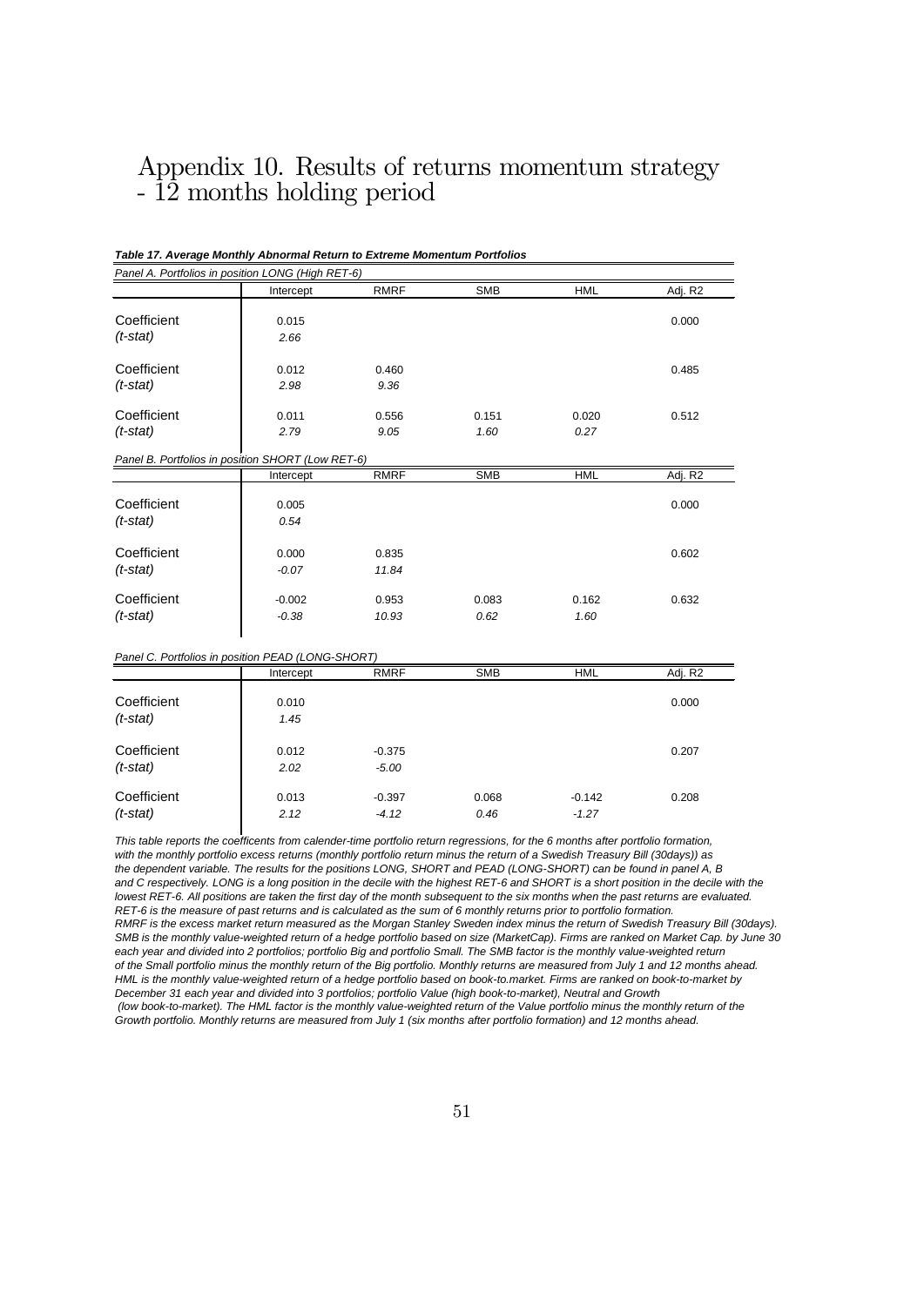# Appendix 10. Results of returns momentum strategy - 12 months holding period

***Table 17. Average Monthly Abnormal Return to Extreme Momentum Portfolios***

*Panel A. Portfolios in position LONG (High RET-6)*

| | Intercept | RMRF | SMB | HML | Adj. R2 |
|---|---|---|---|---|---|
| Coefficient | 0.015 | | | | 0.000 |
| *(t-stat)* | *2.66* | | | | |
| Coefficient | 0.012 | 0.460 | | | 0.485 |
| *(t-stat)* | *2.98* | *9.36* | | | |
| Coefficient | 0.011 | 0.556 | 0.151 | 0.020 | 0.512 |
| *(t-stat)* | *2.79* | *9.05* | *1.60* | *0.27* | |

*Panel B. Portfolios in position SHORT (Low RET-6)*

| | Intercept | RMRF | SMB | HML | Adj. R2 |
|---|---|---|---|---|---|
| Coefficient | 0.005 | | | | 0.000 |
| *(t-stat)* | *0.54* | | | | |
| Coefficient | 0.000 | 0.835 | | | 0.602 |
| *(t-stat)* | *-0.07* | *11.84* | | | |
| Coefficient | -0.002 | 0.953 | 0.083 | 0.162 | 0.632 |
| *(t-stat)* | *-0.38* | *10.93* | *0.62* | *1.60* | |

*Panel C. Portfolios in position PEAD (LONG-SHORT)*

| | Intercept | RMRF | SMB | HML | Adj. R2 |
|---|---|---|---|---|---|
| Coefficient | 0.010 | | | | 0.000 |
| *(t-stat)* | *1.45* | | | | |
| Coefficient | 0.012 | -0.375 | | | 0.207 |
| *(t-stat)* | *2.02* | *-5.00* | | | |
| Coefficient | 0.013 | -0.397 | 0.068 | -0.142 | 0.208 |
| *(t-stat)* | *2.12* | *-4.12* | *0.46* | *-1.27* | |

*This table reports the coefficents from calender-time portfolio return regressions, for the 6 months after portfolio formation, with the monthly portfolio excess returns (monthly portfolio return minus the return of a Swedish Treasury Bill (30days)) as the dependent variable. The results for the positions LONG, SHORT and PEAD (LONG-SHORT) can be found in panel A, B and C respectively. LONG is a long position in the decile with the highest RET-6 and SHORT is a short position in the decile with the lowest RET-6. All positions are taken the first day of the month subsequent to the six months when the past returns are evaluated. RET-6 is the measure of past returns and is calculated as the sum of 6 monthly returns prior to portfolio formation. RMRF is the excess market return measured as the Morgan Stanley Sweden index minus the return of Swedish Treasury Bill (30days). SMB is the monthly value-weighted return of a hedge portfolio based on size (MarketCap). Firms are ranked on Market Cap. by June 30 each year and divided into 2 portfolios; portfolio Big and portfolio Small. The SMB factor is the monthly value-weighted return of the Small portfolio minus the monthly return of the Big portfolio. Monthly returns are measured from July 1 and 12 months ahead. HML is the monthly value-weighted return of a hedge portfolio based on book-to.market. Firms are ranked on book-to-market by December 31 each year and divided into 3 portfolios; portfolio Value (high book-to-market), Neutral and Growth (low book-to-market). The HML factor is the monthly value-weighted return of the Value portfolio minus the monthly return of the Growth portfolio. Monthly returns are measured from July 1 (six months after portfolio formation) and 12 months ahead.*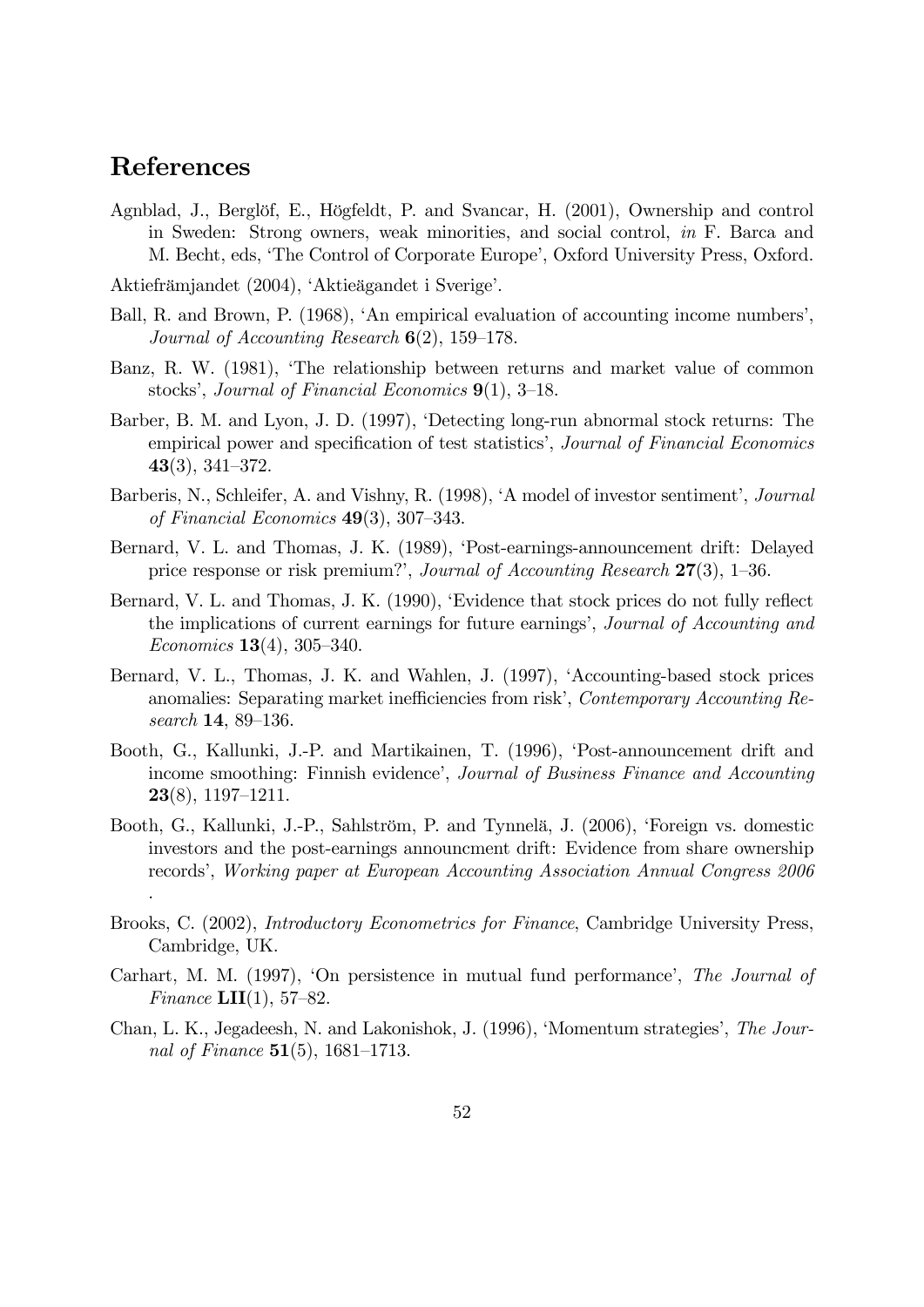# References

Agnblad, J., Berglöf, E., Högfeldt, P. and Svancar, H. (2001), Ownership and control in Sweden: Strong owners, weak minorities, and social control, *in* F. Barca and M. Becht, eds, 'The Control of Corporate Europe', Oxford University Press, Oxford.

Aktiefrämjandet (2004), 'Aktieägandet i Sverige'.

Ball, R. and Brown, P. (1968), 'An empirical evaluation of accounting income numbers', *Journal of Accounting Research* **6**(2), 159–178.

Banz, R. W. (1981), 'The relationship between returns and market value of common stocks', *Journal of Financial Economics* **9**(1), 3–18.

Barber, B. M. and Lyon, J. D. (1997), 'Detecting long-run abnormal stock returns: The empirical power and specification of test statistics', *Journal of Financial Economics* **43**(3), 341–372.

Barberis, N., Schleifer, A. and Vishny, R. (1998), 'A model of investor sentiment', *Journal of Financial Economics* **49**(3), 307–343.

Bernard, V. L. and Thomas, J. K. (1989), 'Post-earnings-announcement drift: Delayed price response or risk premium?', *Journal of Accounting Research* **27**(3), 1–36.

Bernard, V. L. and Thomas, J. K. (1990), 'Evidence that stock prices do not fully reflect the implications of current earnings for future earnings', *Journal of Accounting and Economics* **13**(4), 305–340.

Bernard, V. L., Thomas, J. K. and Wahlen, J. (1997), 'Accounting-based stock prices anomalies: Separating market inefficiencies from risk', *Contemporary Accounting Research* **14**, 89–136.

Booth, G., Kallunki, J.-P. and Martikainen, T. (1996), 'Post-announcement drift and income smoothing: Finnish evidence', *Journal of Business Finance and Accounting* **23**(8), 1197–1211.

Booth, G., Kallunki, J.-P., Sahlström, P. and Tynnelä, J. (2006), 'Foreign vs. domestic investors and the post-earnings announcment drift: Evidence from share ownership records', *Working paper at European Accounting Association Annual Congress 2006* .

Brooks, C. (2002), *Introductory Econometrics for Finance*, Cambridge University Press, Cambridge, UK.

Carhart, M. M. (1997), 'On persistence in mutual fund performance', *The Journal of Finance* **LII**(1), 57–82.

Chan, L. K., Jegadeesh, N. and Lakonishok, J. (1996), 'Momentum strategies', *The Journal of Finance* **51**(5), 1681–1713.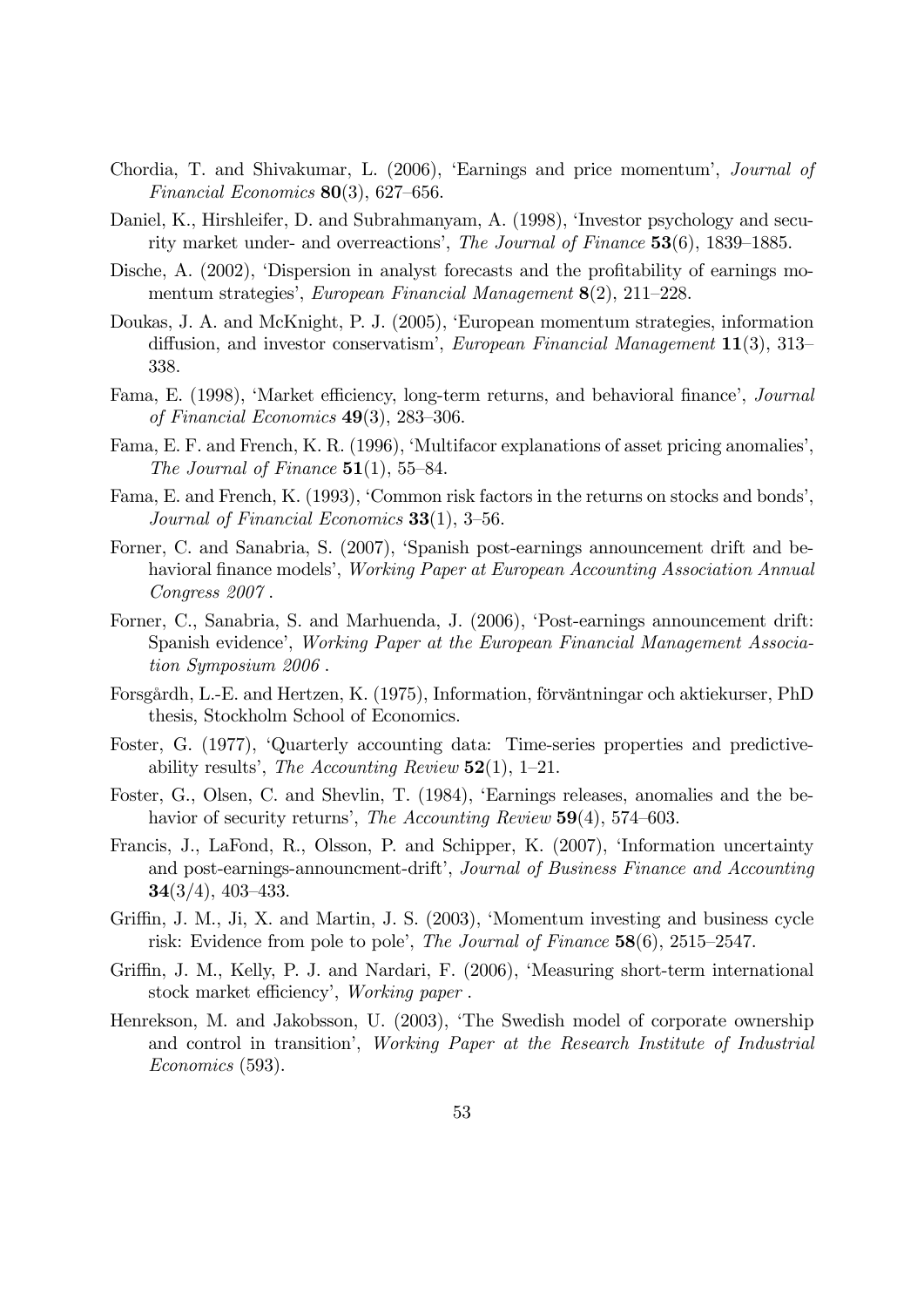Chordia, T. and Shivakumar, L. (2006), 'Earnings and price momentum', *Journal of Financial Economics* **80**(3), 627–656.

Daniel, K., Hirshleifer, D. and Subrahmanyam, A. (1998), 'Investor psychology and security market under- and overreactions', *The Journal of Finance* **53**(6), 1839–1885.

Dische, A. (2002), 'Dispersion in analyst forecasts and the profitability of earnings momentum strategies', *European Financial Management* **8**(2), 211–228.

Doukas, J. A. and McKnight, P. J. (2005), 'European momentum strategies, information diffusion, and investor conservatism', *European Financial Management* **11**(3), 313–338.

Fama, E. (1998), 'Market efficiency, long-term returns, and behavioral finance', *Journal of Financial Economics* **49**(3), 283–306.

Fama, E. F. and French, K. R. (1996), 'Multifacor explanations of asset pricing anomalies', *The Journal of Finance* **51**(1), 55–84.

Fama, E. and French, K. (1993), 'Common risk factors in the returns on stocks and bonds', *Journal of Financial Economics* **33**(1), 3–56.

Forner, C. and Sanabria, S. (2007), 'Spanish post-earnings announcement drift and behavioral finance models', *Working Paper at European Accounting Association Annual Congress 2007* .

Forner, C., Sanabria, S. and Marhuenda, J. (2006), 'Post-earnings announcement drift: Spanish evidence', *Working Paper at the European Financial Management Association Symposium 2006* .

Forsgårdh, L.-E. and Hertzen, K. (1975), Information, förväntningar och aktiekurser, PhD thesis, Stockholm School of Economics.

Foster, G. (1977), 'Quarterly accounting data: Time-series properties and predictive-ability results', *The Accounting Review* **52**(1), 1–21.

Foster, G., Olsen, C. and Shevlin, T. (1984), 'Earnings releases, anomalies and the behavior of security returns', *The Accounting Review* **59**(4), 574–603.

Francis, J., LaFond, R., Olsson, P. and Schipper, K. (2007), 'Information uncertainty and post-earnings-announcment-drift', *Journal of Business Finance and Accounting* **34**(3/4), 403–433.

Griffin, J. M., Ji, X. and Martin, J. S. (2003), 'Momentum investing and business cycle risk: Evidence from pole to pole', *The Journal of Finance* **58**(6), 2515–2547.

Griffin, J. M., Kelly, P. J. and Nardari, F. (2006), 'Measuring short-term international stock market efficiency', *Working paper* .

Henrekson, M. and Jakobsson, U. (2003), 'The Swedish model of corporate ownership and control in transition', *Working Paper at the Research Institute of Industrial Economics* (593).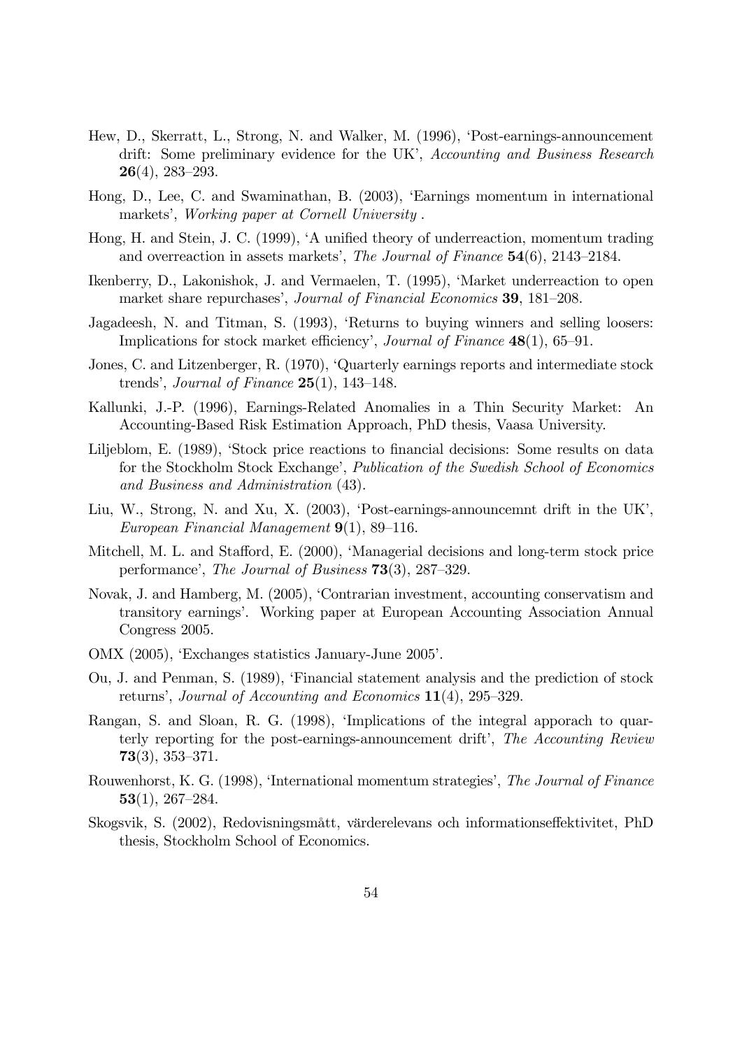Hew, D., Skerratt, L., Strong, N. and Walker, M. (1996), 'Post-earnings-announcement drift: Some preliminary evidence for the UK', *Accounting and Business Research* **26**(4), 283–293.

Hong, D., Lee, C. and Swaminathan, B. (2003), 'Earnings momentum in international markets', *Working paper at Cornell University* .

Hong, H. and Stein, J. C. (1999), 'A unified theory of underreaction, momentum trading and overreaction in assets markets', *The Journal of Finance* **54**(6), 2143–2184.

Ikenberry, D., Lakonishok, J. and Vermaelen, T. (1995), 'Market underreaction to open market share repurchases', *Journal of Financial Economics* **39**, 181–208.

Jagadeesh, N. and Titman, S. (1993), 'Returns to buying winners and selling loosers: Implications for stock market efficiency', *Journal of Finance* **48**(1), 65–91.

Jones, C. and Litzenberger, R. (1970), 'Quarterly earnings reports and intermediate stock trends', *Journal of Finance* **25**(1), 143–148.

Kallunki, J.-P. (1996), Earnings-Related Anomalies in a Thin Security Market: An Accounting-Based Risk Estimation Approach, PhD thesis, Vaasa University.

Liljeblom, E. (1989), 'Stock price reactions to financial decisions: Some results on data for the Stockholm Stock Exchange', *Publication of the Swedish School of Economics and Business and Administration* (43).

Liu, W., Strong, N. and Xu, X. (2003), 'Post-earnings-announcemnt drift in the UK', *European Financial Management* **9**(1), 89–116.

Mitchell, M. L. and Stafford, E. (2000), 'Managerial decisions and long-term stock price performance', *The Journal of Business* **73**(3), 287–329.

Novak, J. and Hamberg, M. (2005), 'Contrarian investment, accounting conservatism and transitory earnings'. Working paper at European Accounting Association Annual Congress 2005.

OMX (2005), 'Exchanges statistics January-June 2005'.

Ou, J. and Penman, S. (1989), 'Financial statement analysis and the prediction of stock returns', *Journal of Accounting and Economics* **11**(4), 295–329.

Rangan, S. and Sloan, R. G. (1998), 'Implications of the integral apporach to quarterly reporting for the post-earnings-announcement drift', *The Accounting Review* **73**(3), 353–371.

Rouwenhorst, K. G. (1998), 'International momentum strategies', *The Journal of Finance* **53**(1), 267–284.

Skogsvik, S. (2002), Redovisningsmått, värderelevans och informationseffektivitet, PhD thesis, Stockholm School of Economics.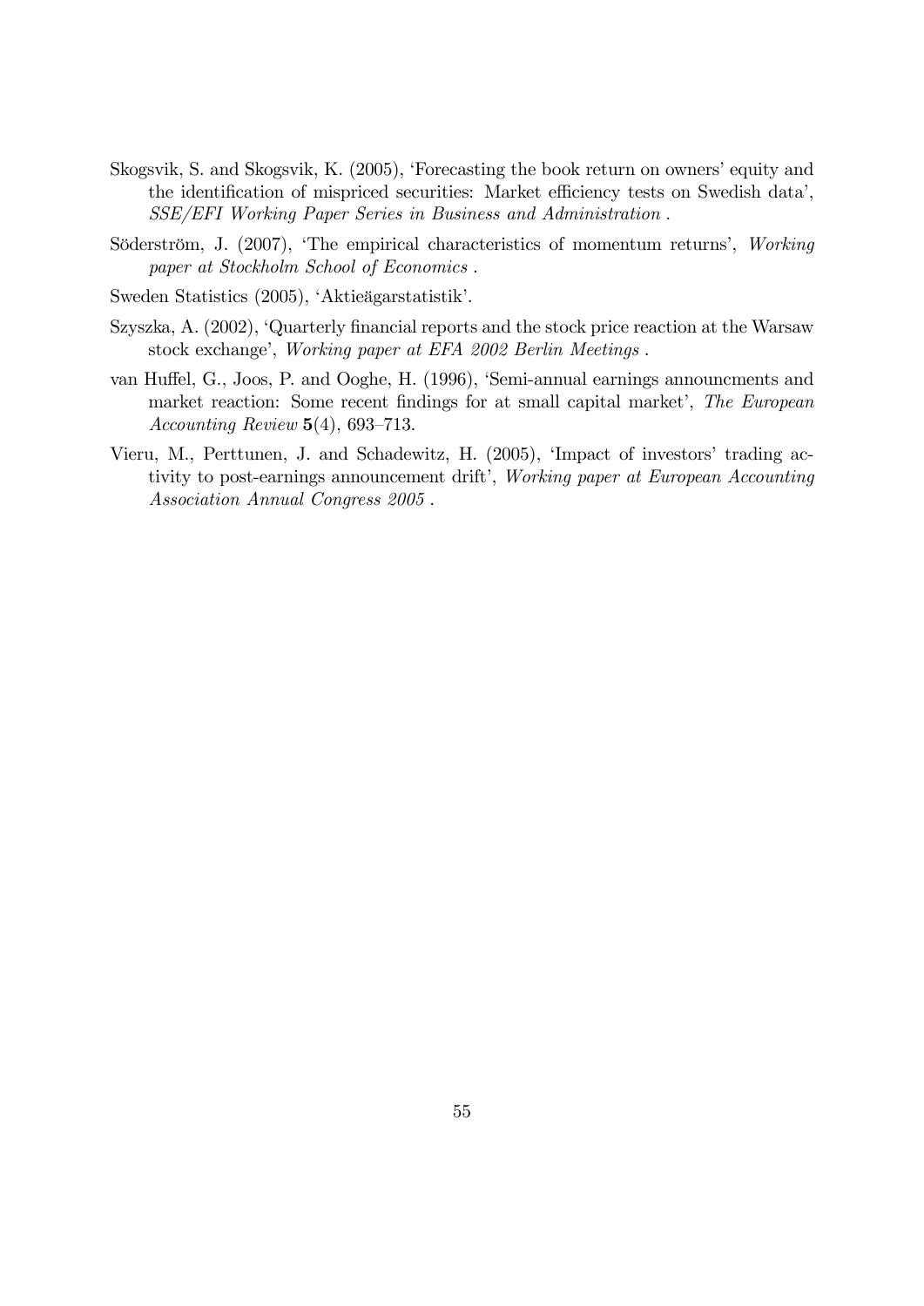Skogsvik, S. and Skogsvik, K. (2005), 'Forecasting the book return on owners' equity and the identification of mispriced securities: Market efficiency tests on Swedish data', *SSE/EFI Working Paper Series in Business and Administration* .

Söderström, J. (2007), 'The empirical characteristics of momentum returns', *Working paper at Stockholm School of Economics* .

Sweden Statistics (2005), 'Aktieägarstatistik'.

Szyszka, A. (2002), 'Quarterly financial reports and the stock price reaction at the Warsaw stock exchange', *Working paper at EFA 2002 Berlin Meetings* .

van Huffel, G., Joos, P. and Ooghe, H. (1996), 'Semi-annual earnings announcments and market reaction: Some recent findings for at small capital market', *The European Accounting Review* **5**(4), 693–713.

Vieru, M., Perttunen, J. and Schadewitz, H. (2005), 'Impact of investors' trading activity to post-earnings announcement drift', *Working paper at European Accounting Association Annual Congress 2005* .